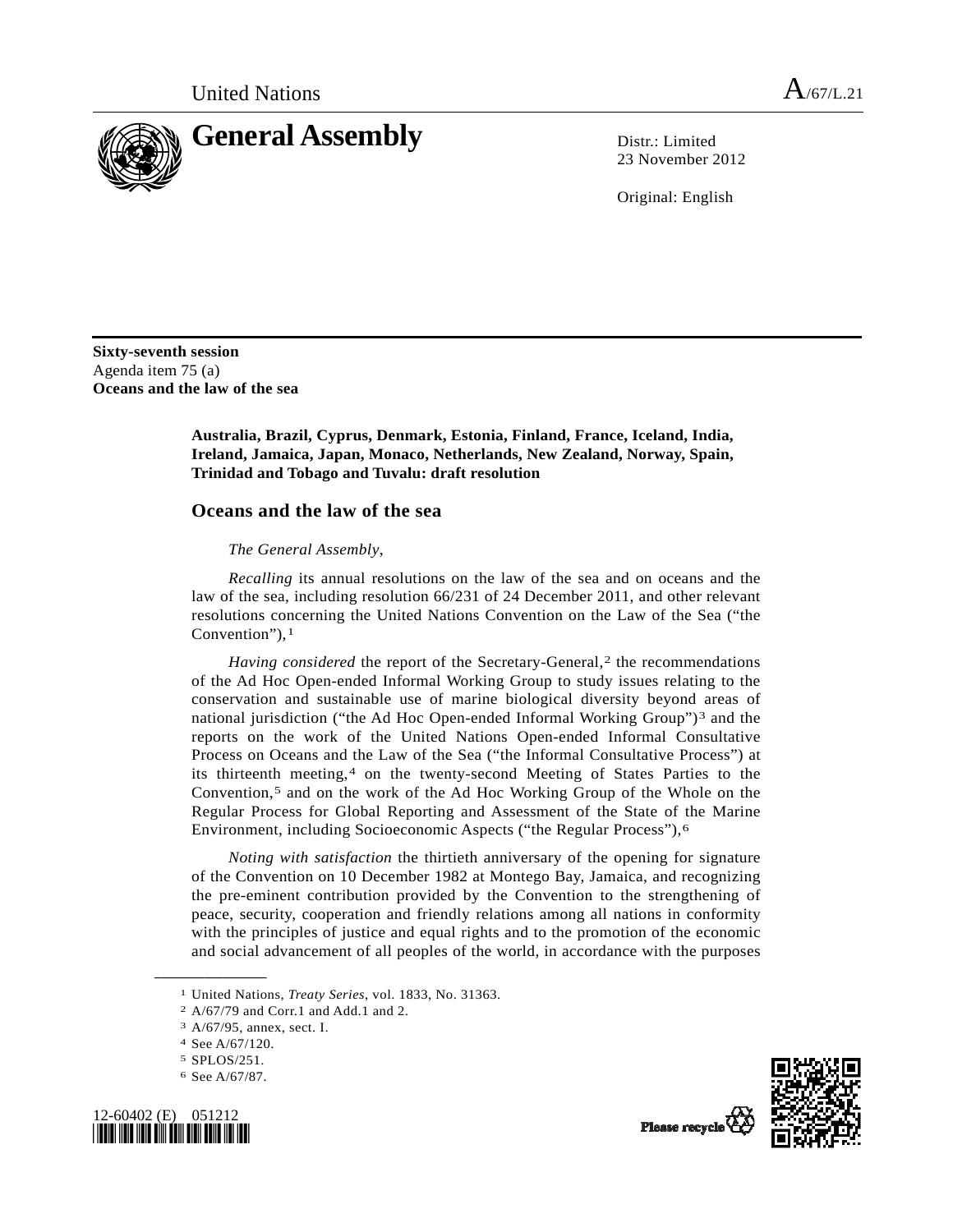United Nations A/67/L.21

# General Assembly

Distr.: Limited
23 November 2012

Original: English

**Sixty-seventh session**
Agenda item 75 (a)
**Oceans and the law of the sea**

**Australia, Brazil, Cyprus, Denmark, Estonia, Finland, France, Iceland, India, Ireland, Jamaica, Japan, Monaco, Netherlands, New Zealand, Norway, Spain, Trinidad and Tobago and Tuvalu: draft resolution**

## Oceans and the law of the sea

*The General Assembly*,

*Recalling* its annual resolutions on the law of the sea and on oceans and the law of the sea, including resolution 66/231 of 24 December 2011, and other relevant resolutions concerning the United Nations Convention on the Law of the Sea ("the Convention"),[1]

*Having considered* the report of the Secretary-General,[2] the recommendations of the Ad Hoc Open-ended Informal Working Group to study issues relating to the conservation and sustainable use of marine biological diversity beyond areas of national jurisdiction ("the Ad Hoc Open-ended Informal Working Group")[3] and the reports on the work of the United Nations Open-ended Informal Consultative Process on Oceans and the Law of the Sea ("the Informal Consultative Process") at its thirteenth meeting,[4] on the twenty-second Meeting of States Parties to the Convention,[5] and on the work of the Ad Hoc Working Group of the Whole on the Regular Process for Global Reporting and Assessment of the State of the Marine Environment, including Socioeconomic Aspects ("the Regular Process"),[6]

*Noting with satisfaction* the thirtieth anniversary of the opening for signature of the Convention on 10 December 1982 at Montego Bay, Jamaica, and recognizing the pre-eminent contribution provided by the Convention to the strengthening of peace, security, cooperation and friendly relations among all nations in conformity with the principles of justice and equal rights and to the promotion of the economic and social advancement of all peoples of the world, in accordance with the purposes

---

[1] United Nations, *Treaty Series*, vol. 1833, No. 31363.
[2] A/67/79 and Corr.1 and Add.1 and 2.
[3] A/67/95, annex, sect. I.
[4] See A/67/120.
[5] SPLOS/251.
[6] See A/67/87.

12-60402 (E) 051212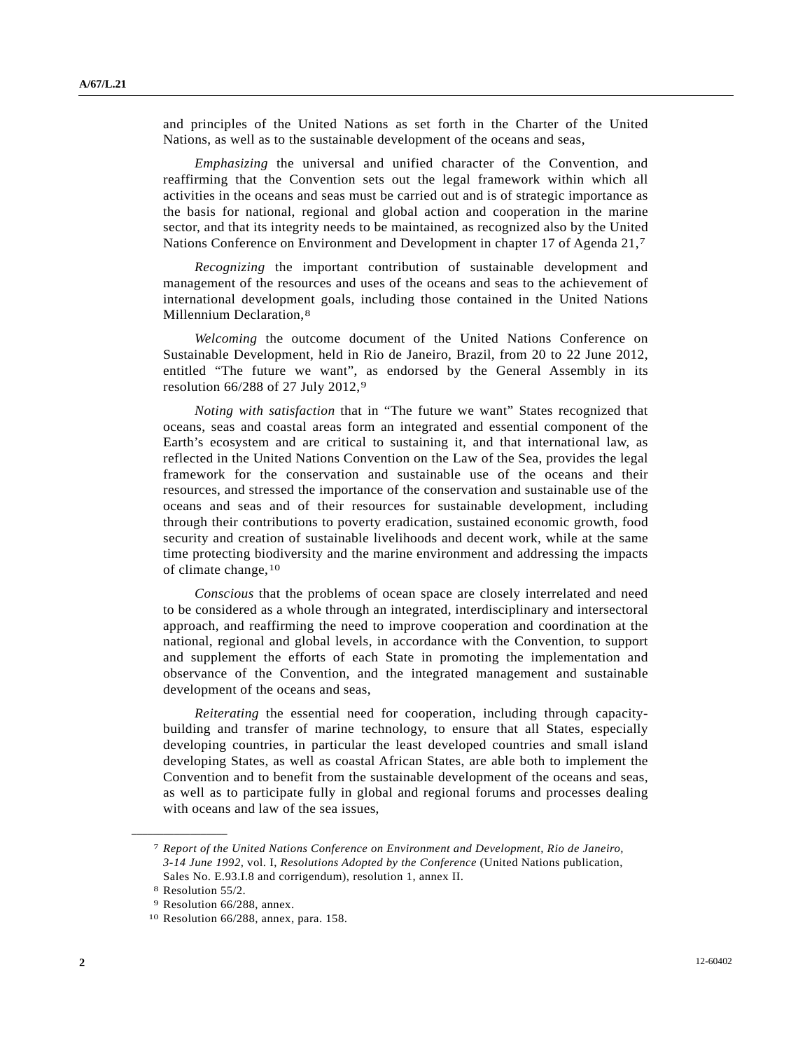and principles of the United Nations as set forth in the Charter of the United Nations, as well as to the sustainable development of the oceans and seas,

*Emphasizing* the universal and unified character of the Convention, and reaffirming that the Convention sets out the legal framework within which all activities in the oceans and seas must be carried out and is of strategic importance as the basis for national, regional and global action and cooperation in the marine sector, and that its integrity needs to be maintained, as recognized also by the United Nations Conference on Environment and Development in chapter 17 of Agenda 21,[7]

*Recognizing* the important contribution of sustainable development and management of the resources and uses of the oceans and seas to the achievement of international development goals, including those contained in the United Nations Millennium Declaration,[8]

*Welcoming* the outcome document of the United Nations Conference on Sustainable Development, held in Rio de Janeiro, Brazil, from 20 to 22 June 2012, entitled "The future we want", as endorsed by the General Assembly in its resolution 66/288 of 27 July 2012,[9]

*Noting with satisfaction* that in "The future we want" States recognized that oceans, seas and coastal areas form an integrated and essential component of the Earth's ecosystem and are critical to sustaining it, and that international law, as reflected in the United Nations Convention on the Law of the Sea, provides the legal framework for the conservation and sustainable use of the oceans and their resources, and stressed the importance of the conservation and sustainable use of the oceans and seas and of their resources for sustainable development, including through their contributions to poverty eradication, sustained economic growth, food security and creation of sustainable livelihoods and decent work, while at the same time protecting biodiversity and the marine environment and addressing the impacts of climate change,[10]

*Conscious* that the problems of ocean space are closely interrelated and need to be considered as a whole through an integrated, interdisciplinary and intersectoral approach, and reaffirming the need to improve cooperation and coordination at the national, regional and global levels, in accordance with the Convention, to support and supplement the efforts of each State in promoting the implementation and observance of the Convention, and the integrated management and sustainable development of the oceans and seas,

*Reiterating* the essential need for cooperation, including through capacity-building and transfer of marine technology, to ensure that all States, especially developing countries, in particular the least developed countries and small island developing States, as well as coastal African States, are able both to implement the Convention and to benefit from the sustainable development of the oceans and seas, as well as to participate fully in global and regional forums and processes dealing with oceans and law of the sea issues,

---

[7] *Report of the United Nations Conference on Environment and Development, Rio de Janeiro, 3-14 June 1992*, vol. I, *Resolutions Adopted by the Conference* (United Nations publication, Sales No. E.93.I.8 and corrigendum), resolution 1, annex II.

[8] Resolution 55/2.

[9] Resolution 66/288, annex.

[10] Resolution 66/288, annex, para. 158.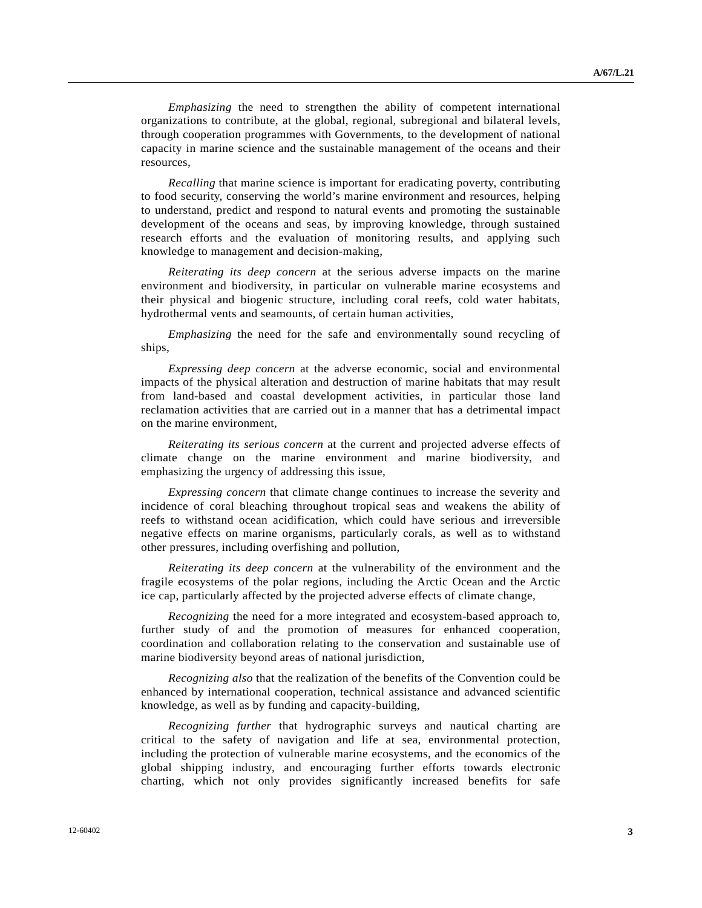*Emphasizing* the need to strengthen the ability of competent international organizations to contribute, at the global, regional, subregional and bilateral levels, through cooperation programmes with Governments, to the development of national capacity in marine science and the sustainable management of the oceans and their resources,

*Recalling* that marine science is important for eradicating poverty, contributing to food security, conserving the world's marine environment and resources, helping to understand, predict and respond to natural events and promoting the sustainable development of the oceans and seas, by improving knowledge, through sustained research efforts and the evaluation of monitoring results, and applying such knowledge to management and decision-making,

*Reiterating its deep concern* at the serious adverse impacts on the marine environment and biodiversity, in particular on vulnerable marine ecosystems and their physical and biogenic structure, including coral reefs, cold water habitats, hydrothermal vents and seamounts, of certain human activities,

*Emphasizing* the need for the safe and environmentally sound recycling of ships,

*Expressing deep concern* at the adverse economic, social and environmental impacts of the physical alteration and destruction of marine habitats that may result from land-based and coastal development activities, in particular those land reclamation activities that are carried out in a manner that has a detrimental impact on the marine environment,

*Reiterating its serious concern* at the current and projected adverse effects of climate change on the marine environment and marine biodiversity, and emphasizing the urgency of addressing this issue,

*Expressing concern* that climate change continues to increase the severity and incidence of coral bleaching throughout tropical seas and weakens the ability of reefs to withstand ocean acidification, which could have serious and irreversible negative effects on marine organisms, particularly corals, as well as to withstand other pressures, including overfishing and pollution,

*Reiterating its deep concern* at the vulnerability of the environment and the fragile ecosystems of the polar regions, including the Arctic Ocean and the Arctic ice cap, particularly affected by the projected adverse effects of climate change,

*Recognizing* the need for a more integrated and ecosystem-based approach to, further study of and the promotion of measures for enhanced cooperation, coordination and collaboration relating to the conservation and sustainable use of marine biodiversity beyond areas of national jurisdiction,

*Recognizing also* that the realization of the benefits of the Convention could be enhanced by international cooperation, technical assistance and advanced scientific knowledge, as well as by funding and capacity-building,

*Recognizing further* that hydrographic surveys and nautical charting are critical to the safety of navigation and life at sea, environmental protection, including the protection of vulnerable marine ecosystems, and the economics of the global shipping industry, and encouraging further efforts towards electronic charting, which not only provides significantly increased benefits for safe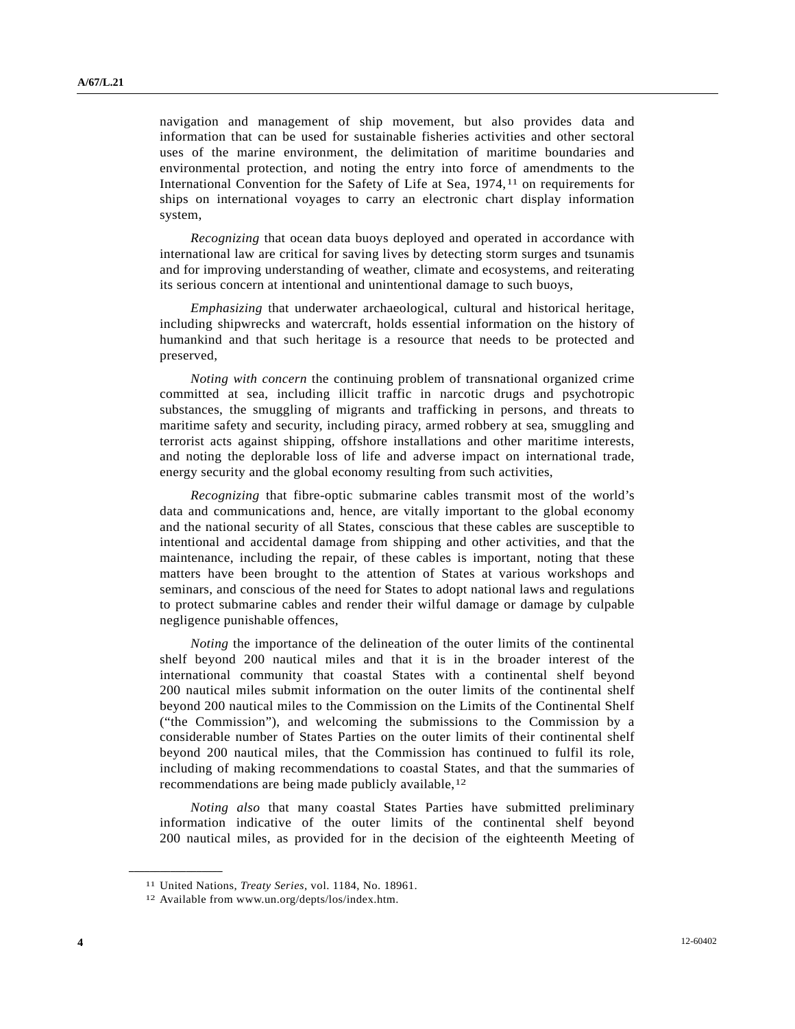navigation and management of ship movement, but also provides data and information that can be used for sustainable fisheries activities and other sectoral uses of the marine environment, the delimitation of maritime boundaries and environmental protection, and noting the entry into force of amendments to the International Convention for the Safety of Life at Sea, 1974,[11] on requirements for ships on international voyages to carry an electronic chart display information system,

*Recognizing* that ocean data buoys deployed and operated in accordance with international law are critical for saving lives by detecting storm surges and tsunamis and for improving understanding of weather, climate and ecosystems, and reiterating its serious concern at intentional and unintentional damage to such buoys,

*Emphasizing* that underwater archaeological, cultural and historical heritage, including shipwrecks and watercraft, holds essential information on the history of humankind and that such heritage is a resource that needs to be protected and preserved,

*Noting with concern* the continuing problem of transnational organized crime committed at sea, including illicit traffic in narcotic drugs and psychotropic substances, the smuggling of migrants and trafficking in persons, and threats to maritime safety and security, including piracy, armed robbery at sea, smuggling and terrorist acts against shipping, offshore installations and other maritime interests, and noting the deplorable loss of life and adverse impact on international trade, energy security and the global economy resulting from such activities,

*Recognizing* that fibre-optic submarine cables transmit most of the world's data and communications and, hence, are vitally important to the global economy and the national security of all States, conscious that these cables are susceptible to intentional and accidental damage from shipping and other activities, and that the maintenance, including the repair, of these cables is important, noting that these matters have been brought to the attention of States at various workshops and seminars, and conscious of the need for States to adopt national laws and regulations to protect submarine cables and render their wilful damage or damage by culpable negligence punishable offences,

*Noting* the importance of the delineation of the outer limits of the continental shelf beyond 200 nautical miles and that it is in the broader interest of the international community that coastal States with a continental shelf beyond 200 nautical miles submit information on the outer limits of the continental shelf beyond 200 nautical miles to the Commission on the Limits of the Continental Shelf ("the Commission"), and welcoming the submissions to the Commission by a considerable number of States Parties on the outer limits of their continental shelf beyond 200 nautical miles, that the Commission has continued to fulfil its role, including of making recommendations to coastal States, and that the summaries of recommendations are being made publicly available,[12]

*Noting also* that many coastal States Parties have submitted preliminary information indicative of the outer limits of the continental shelf beyond 200 nautical miles, as provided for in the decision of the eighteenth Meeting of

---

[11] United Nations, *Treaty Series*, vol. 1184, No. 18961.

[12] Available from www.un.org/depts/los/index.htm.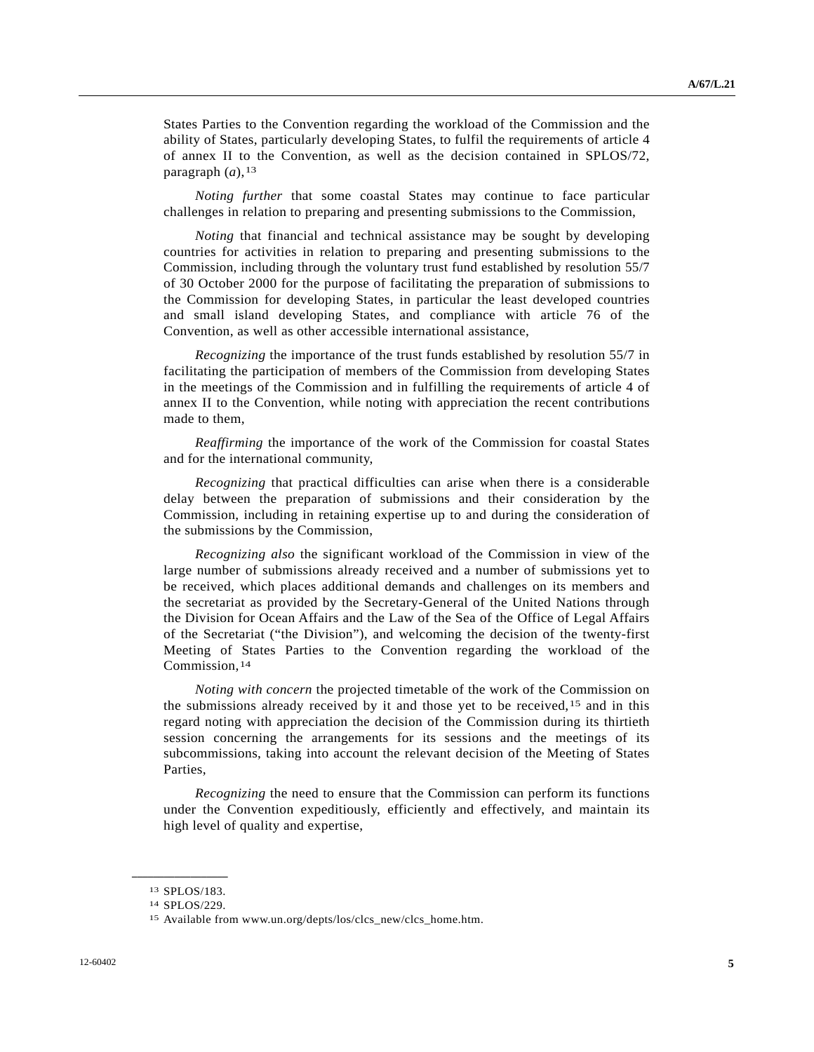States Parties to the Convention regarding the workload of the Commission and the ability of States, particularly developing States, to fulfil the requirements of article 4 of annex II to the Convention, as well as the decision contained in SPLOS/72, paragraph (*a*),[13]

*Noting further* that some coastal States may continue to face particular challenges in relation to preparing and presenting submissions to the Commission,

*Noting* that financial and technical assistance may be sought by developing countries for activities in relation to preparing and presenting submissions to the Commission, including through the voluntary trust fund established by resolution 55/7 of 30 October 2000 for the purpose of facilitating the preparation of submissions to the Commission for developing States, in particular the least developed countries and small island developing States, and compliance with article 76 of the Convention, as well as other accessible international assistance,

*Recognizing* the importance of the trust funds established by resolution 55/7 in facilitating the participation of members of the Commission from developing States in the meetings of the Commission and in fulfilling the requirements of article 4 of annex II to the Convention, while noting with appreciation the recent contributions made to them,

*Reaffirming* the importance of the work of the Commission for coastal States and for the international community,

*Recognizing* that practical difficulties can arise when there is a considerable delay between the preparation of submissions and their consideration by the Commission, including in retaining expertise up to and during the consideration of the submissions by the Commission,

*Recognizing also* the significant workload of the Commission in view of the large number of submissions already received and a number of submissions yet to be received, which places additional demands and challenges on its members and the secretariat as provided by the Secretary-General of the United Nations through the Division for Ocean Affairs and the Law of the Sea of the Office of Legal Affairs of the Secretariat ("the Division"), and welcoming the decision of the twenty-first Meeting of States Parties to the Convention regarding the workload of the Commission,[14]

*Noting with concern* the projected timetable of the work of the Commission on the submissions already received by it and those yet to be received,[15] and in this regard noting with appreciation the decision of the Commission during its thirtieth session concerning the arrangements for its sessions and the meetings of its subcommissions, taking into account the relevant decision of the Meeting of States Parties,

*Recognizing* the need to ensure that the Commission can perform its functions under the Convention expeditiously, efficiently and effectively, and maintain its high level of quality and expertise,

---

[13] SPLOS/183.

[14] SPLOS/229.

[15] Available from www.un.org/depts/los/clcs_new/clcs_home.htm.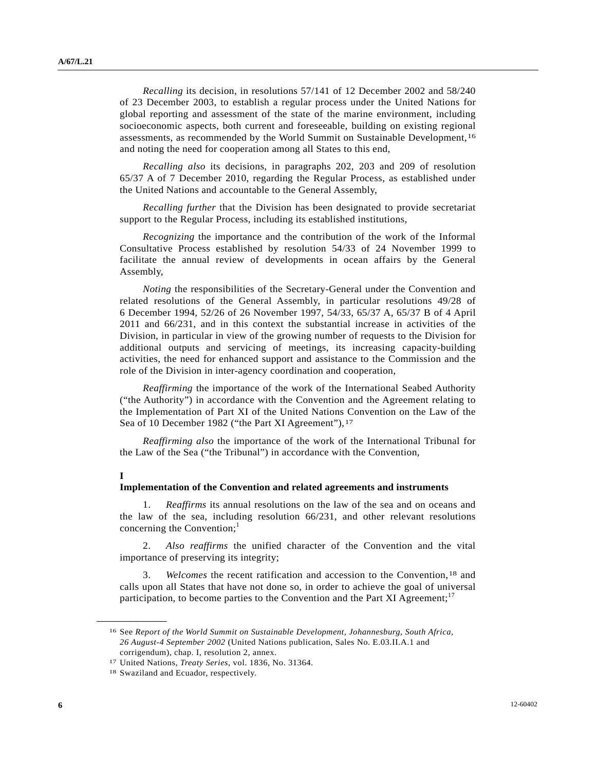*Recalling* its decision, in resolutions 57/141 of 12 December 2002 and 58/240 of 23 December 2003, to establish a regular process under the United Nations for global reporting and assessment of the state of the marine environment, including socioeconomic aspects, both current and foreseeable, building on existing regional assessments, as recommended by the World Summit on Sustainable Development,[16] and noting the need for cooperation among all States to this end,

*Recalling also* its decisions, in paragraphs 202, 203 and 209 of resolution 65/37 A of 7 December 2010, regarding the Regular Process, as established under the United Nations and accountable to the General Assembly,

*Recalling further* that the Division has been designated to provide secretariat support to the Regular Process, including its established institutions,

*Recognizing* the importance and the contribution of the work of the Informal Consultative Process established by resolution 54/33 of 24 November 1999 to facilitate the annual review of developments in ocean affairs by the General Assembly,

*Noting* the responsibilities of the Secretary-General under the Convention and related resolutions of the General Assembly, in particular resolutions 49/28 of 6 December 1994, 52/26 of 26 November 1997, 54/33, 65/37 A, 65/37 B of 4 April 2011 and 66/231, and in this context the substantial increase in activities of the Division, in particular in view of the growing number of requests to the Division for additional outputs and servicing of meetings, its increasing capacity-building activities, the need for enhanced support and assistance to the Commission and the role of the Division in inter-agency coordination and cooperation,

*Reaffirming* the importance of the work of the International Seabed Authority ("the Authority") in accordance with the Convention and the Agreement relating to the Implementation of Part XI of the United Nations Convention on the Law of the Sea of 10 December 1982 ("the Part XI Agreement"),[17]

*Reaffirming also* the importance of the work of the International Tribunal for the Law of the Sea ("the Tribunal") in accordance with the Convention,

**I**

**Implementation of the Convention and related agreements and instruments**

1. *Reaffirms* its annual resolutions on the law of the sea and on oceans and the law of the sea, including resolution 66/231, and other relevant resolutions concerning the Convention;[1]

2. *Also reaffirms* the unified character of the Convention and the vital importance of preserving its integrity;

3. *Welcomes* the recent ratification and accession to the Convention,[18] and calls upon all States that have not done so, in order to achieve the goal of universal participation, to become parties to the Convention and the Part XI Agreement;[17]

---

[16] See *Report of the World Summit on Sustainable Development, Johannesburg, South Africa, 26 August-4 September 2002* (United Nations publication, Sales No. E.03.II.A.1 and corrigendum), chap. I, resolution 2, annex.

[17] United Nations, *Treaty Series*, vol. 1836, No. 31364.

[18] Swaziland and Ecuador, respectively.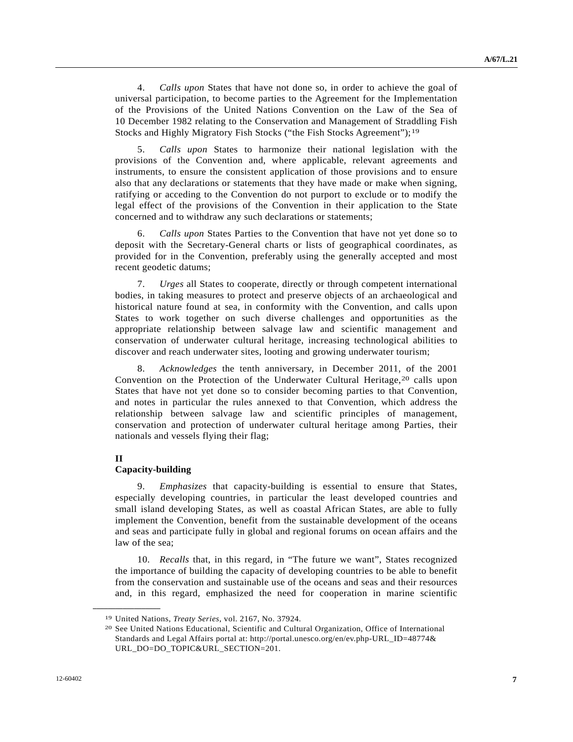4. *Calls upon* States that have not done so, in order to achieve the goal of universal participation, to become parties to the Agreement for the Implementation of the Provisions of the United Nations Convention on the Law of the Sea of 10 December 1982 relating to the Conservation and Management of Straddling Fish Stocks and Highly Migratory Fish Stocks ("the Fish Stocks Agreement");[19]

5. *Calls upon* States to harmonize their national legislation with the provisions of the Convention and, where applicable, relevant agreements and instruments, to ensure the consistent application of those provisions and to ensure also that any declarations or statements that they have made or make when signing, ratifying or acceding to the Convention do not purport to exclude or to modify the legal effect of the provisions of the Convention in their application to the State concerned and to withdraw any such declarations or statements;

6. *Calls upon* States Parties to the Convention that have not yet done so to deposit with the Secretary-General charts or lists of geographical coordinates, as provided for in the Convention, preferably using the generally accepted and most recent geodetic datums;

7. *Urges* all States to cooperate, directly or through competent international bodies, in taking measures to protect and preserve objects of an archaeological and historical nature found at sea, in conformity with the Convention, and calls upon States to work together on such diverse challenges and opportunities as the appropriate relationship between salvage law and scientific management and conservation of underwater cultural heritage, increasing technological abilities to discover and reach underwater sites, looting and growing underwater tourism;

8. *Acknowledges* the tenth anniversary, in December 2011, of the 2001 Convention on the Protection of the Underwater Cultural Heritage,[20] calls upon States that have not yet done so to consider becoming parties to that Convention, and notes in particular the rules annexed to that Convention, which address the relationship between salvage law and scientific principles of management, conservation and protection of underwater cultural heritage among Parties, their nationals and vessels flying their flag;

**II**
**Capacity-building**

9. *Emphasizes* that capacity-building is essential to ensure that States, especially developing countries, in particular the least developed countries and small island developing States, as well as coastal African States, are able to fully implement the Convention, benefit from the sustainable development of the oceans and seas and participate fully in global and regional forums on ocean affairs and the law of the sea;

10. *Recalls* that, in this regard, in "The future we want", States recognized the importance of building the capacity of developing countries to be able to benefit from the conservation and sustainable use of the oceans and seas and their resources and, in this regard, emphasized the need for cooperation in marine scientific

---

[19] United Nations, *Treaty Series*, vol. 2167, No. 37924.

[20] See United Nations Educational, Scientific and Cultural Organization, Office of International Standards and Legal Affairs portal at: http://portal.unesco.org/en/ev.php-URL_ID=48774&URL_DO=DO_TOPIC&URL_SECTION=201.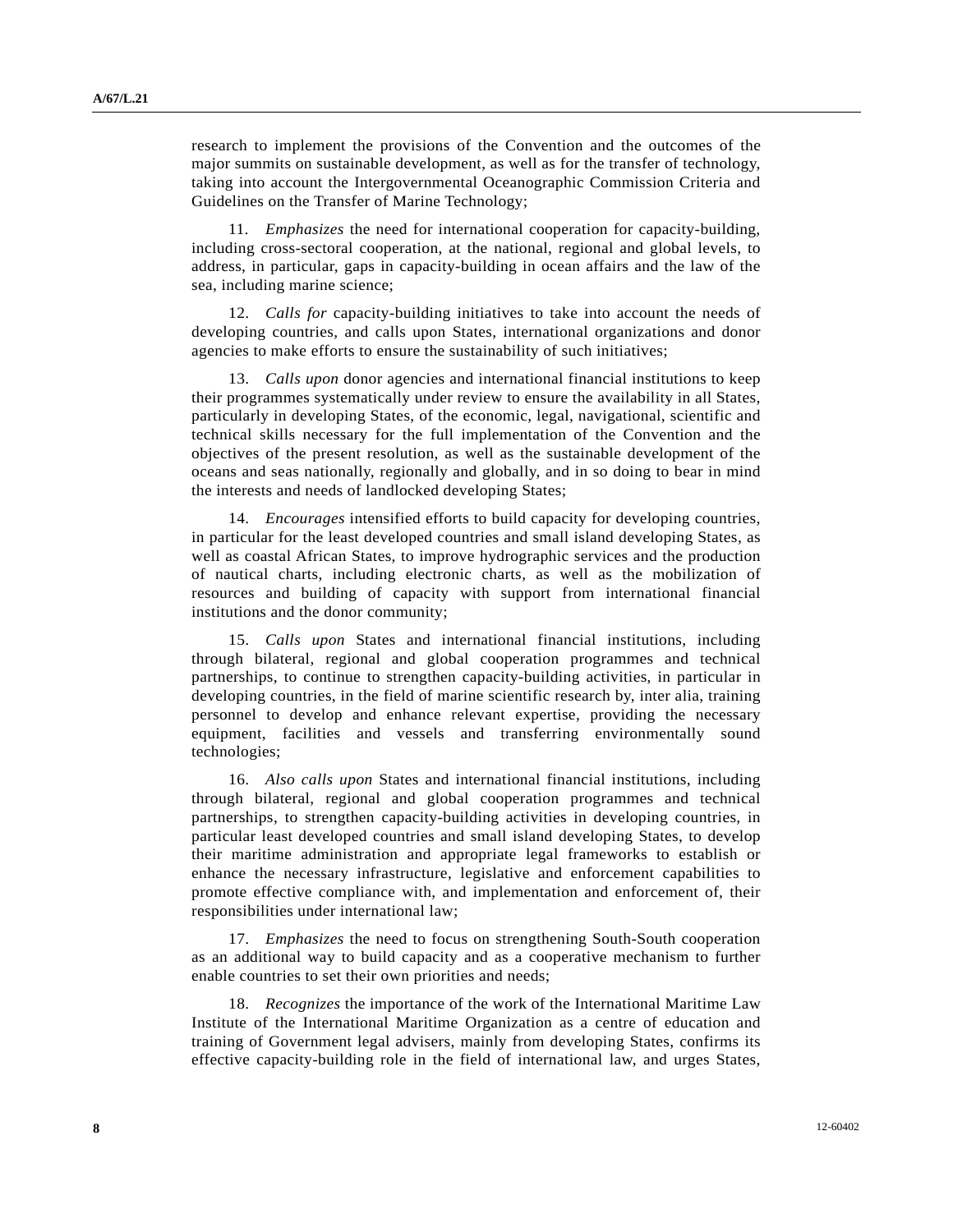research to implement the provisions of the Convention and the outcomes of the major summits on sustainable development, as well as for the transfer of technology, taking into account the Intergovernmental Oceanographic Commission Criteria and Guidelines on the Transfer of Marine Technology;

11. *Emphasizes* the need for international cooperation for capacity-building, including cross-sectoral cooperation, at the national, regional and global levels, to address, in particular, gaps in capacity-building in ocean affairs and the law of the sea, including marine science;

12. *Calls for* capacity-building initiatives to take into account the needs of developing countries, and calls upon States, international organizations and donor agencies to make efforts to ensure the sustainability of such initiatives;

13. *Calls upon* donor agencies and international financial institutions to keep their programmes systematically under review to ensure the availability in all States, particularly in developing States, of the economic, legal, navigational, scientific and technical skills necessary for the full implementation of the Convention and the objectives of the present resolution, as well as the sustainable development of the oceans and seas nationally, regionally and globally, and in so doing to bear in mind the interests and needs of landlocked developing States;

14. *Encourages* intensified efforts to build capacity for developing countries, in particular for the least developed countries and small island developing States, as well as coastal African States, to improve hydrographic services and the production of nautical charts, including electronic charts, as well as the mobilization of resources and building of capacity with support from international financial institutions and the donor community;

15. *Calls upon* States and international financial institutions, including through bilateral, regional and global cooperation programmes and technical partnerships, to continue to strengthen capacity-building activities, in particular in developing countries, in the field of marine scientific research by, inter alia, training personnel to develop and enhance relevant expertise, providing the necessary equipment, facilities and vessels and transferring environmentally sound technologies;

16. *Also calls upon* States and international financial institutions, including through bilateral, regional and global cooperation programmes and technical partnerships, to strengthen capacity-building activities in developing countries, in particular least developed countries and small island developing States, to develop their maritime administration and appropriate legal frameworks to establish or enhance the necessary infrastructure, legislative and enforcement capabilities to promote effective compliance with, and implementation and enforcement of, their responsibilities under international law;

17. *Emphasizes* the need to focus on strengthening South-South cooperation as an additional way to build capacity and as a cooperative mechanism to further enable countries to set their own priorities and needs;

18. *Recognizes* the importance of the work of the International Maritime Law Institute of the International Maritime Organization as a centre of education and training of Government legal advisers, mainly from developing States, confirms its effective capacity-building role in the field of international law, and urges States,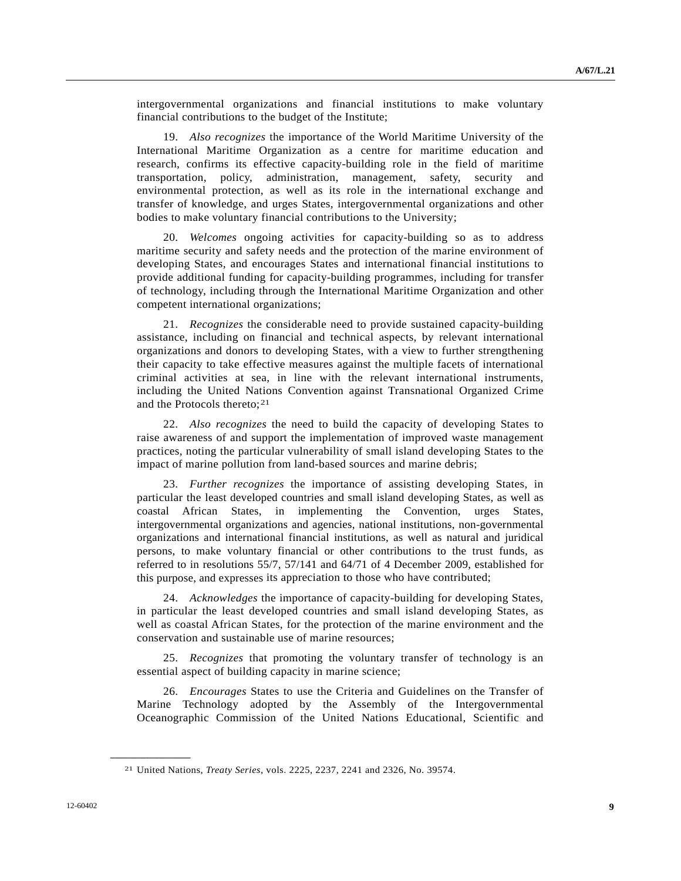intergovernmental organizations and financial institutions to make voluntary financial contributions to the budget of the Institute;

19. *Also recognizes* the importance of the World Maritime University of the International Maritime Organization as a centre for maritime education and research, confirms its effective capacity-building role in the field of maritime transportation, policy, administration, management, safety, security and environmental protection, as well as its role in the international exchange and transfer of knowledge, and urges States, intergovernmental organizations and other bodies to make voluntary financial contributions to the University;

20. *Welcomes* ongoing activities for capacity-building so as to address maritime security and safety needs and the protection of the marine environment of developing States, and encourages States and international financial institutions to provide additional funding for capacity-building programmes, including for transfer of technology, including through the International Maritime Organization and other competent international organizations;

21. *Recognizes* the considerable need to provide sustained capacity-building assistance, including on financial and technical aspects, by relevant international organizations and donors to developing States, with a view to further strengthening their capacity to take effective measures against the multiple facets of international criminal activities at sea, in line with the relevant international instruments, including the United Nations Convention against Transnational Organized Crime and the Protocols thereto;[21]

22. *Also recognizes* the need to build the capacity of developing States to raise awareness of and support the implementation of improved waste management practices, noting the particular vulnerability of small island developing States to the impact of marine pollution from land-based sources and marine debris;

23. *Further recognizes* the importance of assisting developing States, in particular the least developed countries and small island developing States, as well as coastal African States, in implementing the Convention, urges States, intergovernmental organizations and agencies, national institutions, non-governmental organizations and international financial institutions, as well as natural and juridical persons, to make voluntary financial or other contributions to the trust funds, as referred to in resolutions 55/7, 57/141 and 64/71 of 4 December 2009, established for this purpose, and expresses its appreciation to those who have contributed;

24. *Acknowledges* the importance of capacity-building for developing States, in particular the least developed countries and small island developing States, as well as coastal African States, for the protection of the marine environment and the conservation and sustainable use of marine resources;

25. *Recognizes* that promoting the voluntary transfer of technology is an essential aspect of building capacity in marine science;

26. *Encourages* States to use the Criteria and Guidelines on the Transfer of Marine Technology adopted by the Assembly of the Intergovernmental Oceanographic Commission of the United Nations Educational, Scientific and

---

[21] United Nations, *Treaty Series*, vols. 2225, 2237, 2241 and 2326, No. 39574.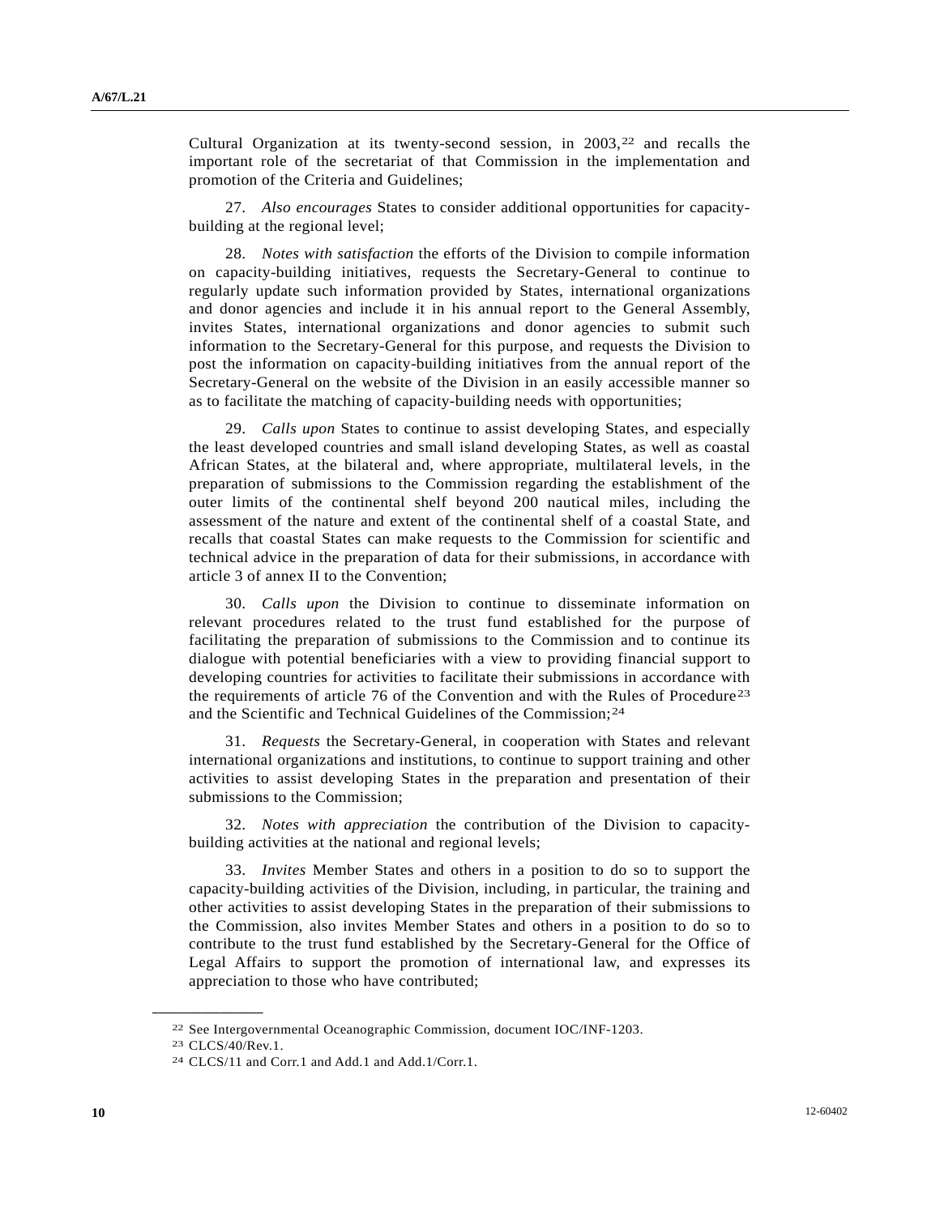Cultural Organization at its twenty-second session, in 2003,[22] and recalls the important role of the secretariat of that Commission in the implementation and promotion of the Criteria and Guidelines;

27. *Also encourages* States to consider additional opportunities for capacity-building at the regional level;

28. *Notes with satisfaction* the efforts of the Division to compile information on capacity-building initiatives, requests the Secretary-General to continue to regularly update such information provided by States, international organizations and donor agencies and include it in his annual report to the General Assembly, invites States, international organizations and donor agencies to submit such information to the Secretary-General for this purpose, and requests the Division to post the information on capacity-building initiatives from the annual report of the Secretary-General on the website of the Division in an easily accessible manner so as to facilitate the matching of capacity-building needs with opportunities;

29. *Calls upon* States to continue to assist developing States, and especially the least developed countries and small island developing States, as well as coastal African States, at the bilateral and, where appropriate, multilateral levels, in the preparation of submissions to the Commission regarding the establishment of the outer limits of the continental shelf beyond 200 nautical miles, including the assessment of the nature and extent of the continental shelf of a coastal State, and recalls that coastal States can make requests to the Commission for scientific and technical advice in the preparation of data for their submissions, in accordance with article 3 of annex II to the Convention;

30. *Calls upon* the Division to continue to disseminate information on relevant procedures related to the trust fund established for the purpose of facilitating the preparation of submissions to the Commission and to continue its dialogue with potential beneficiaries with a view to providing financial support to developing countries for activities to facilitate their submissions in accordance with the requirements of article 76 of the Convention and with the Rules of Procedure[23] and the Scientific and Technical Guidelines of the Commission;[24]

31. *Requests* the Secretary-General, in cooperation with States and relevant international organizations and institutions, to continue to support training and other activities to assist developing States in the preparation and presentation of their submissions to the Commission;

32. *Notes with appreciation* the contribution of the Division to capacity-building activities at the national and regional levels;

33. *Invites* Member States and others in a position to do so to support the capacity-building activities of the Division, including, in particular, the training and other activities to assist developing States in the preparation of their submissions to the Commission, also invites Member States and others in a position to do so to contribute to the trust fund established by the Secretary-General for the Office of Legal Affairs to support the promotion of international law, and expresses its appreciation to those who have contributed;

---

[22] See Intergovernmental Oceanographic Commission, document IOC/INF-1203.

[23] CLCS/40/Rev.1.

[24] CLCS/11 and Corr.1 and Add.1 and Add.1/Corr.1.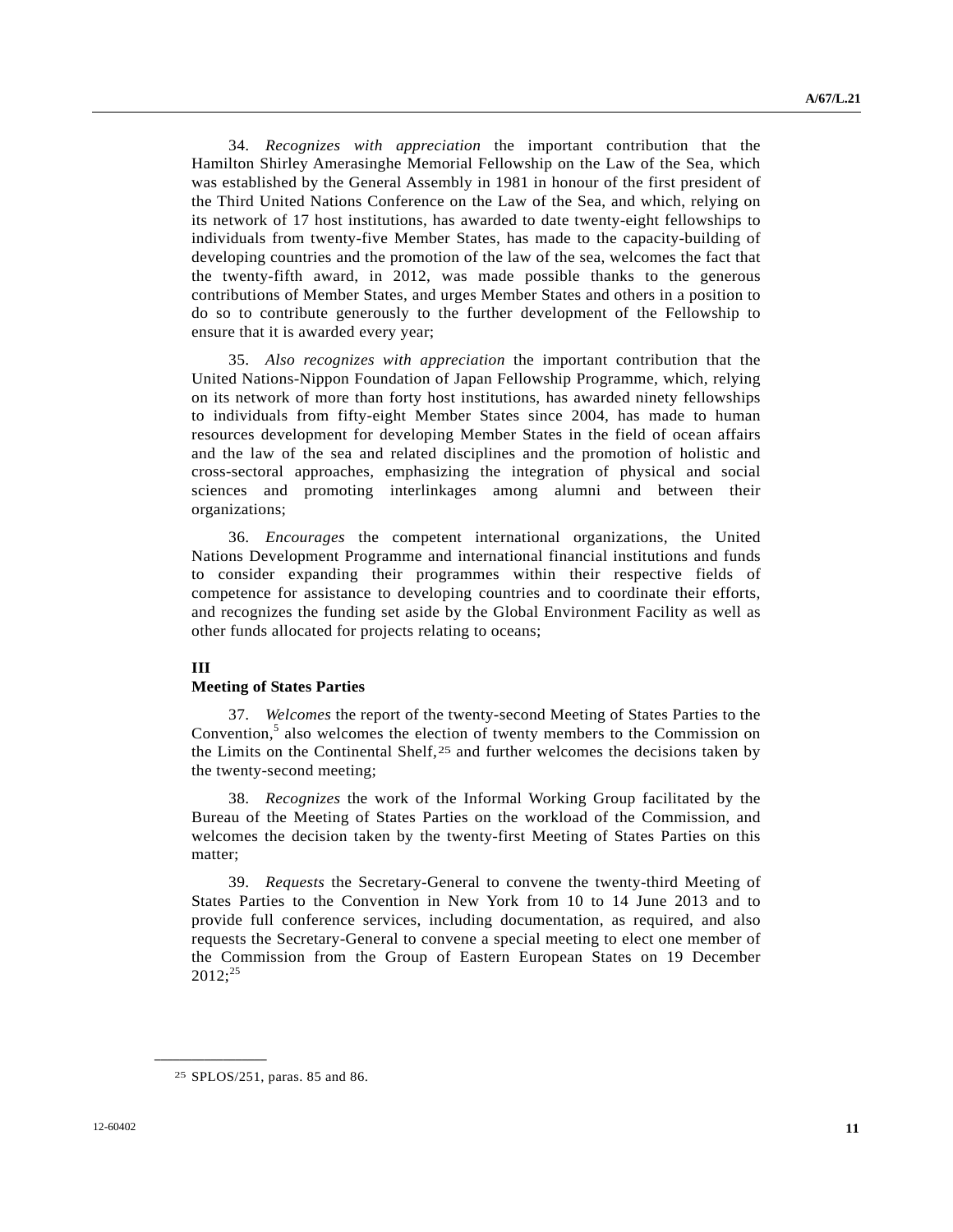34. *Recognizes with appreciation* the important contribution that the Hamilton Shirley Amerasinghe Memorial Fellowship on the Law of the Sea, which was established by the General Assembly in 1981 in honour of the first president of the Third United Nations Conference on the Law of the Sea, and which, relying on its network of 17 host institutions, has awarded to date twenty-eight fellowships to individuals from twenty-five Member States, has made to the capacity-building of developing countries and the promotion of the law of the sea, welcomes the fact that the twenty-fifth award, in 2012, was made possible thanks to the generous contributions of Member States, and urges Member States and others in a position to do so to contribute generously to the further development of the Fellowship to ensure that it is awarded every year;

35. *Also recognizes with appreciation* the important contribution that the United Nations-Nippon Foundation of Japan Fellowship Programme, which, relying on its network of more than forty host institutions, has awarded ninety fellowships to individuals from fifty-eight Member States since 2004, has made to human resources development for developing Member States in the field of ocean affairs and the law of the sea and related disciplines and the promotion of holistic and cross-sectoral approaches, emphasizing the integration of physical and social sciences and promoting interlinkages among alumni and between their organizations;

36. *Encourages* the competent international organizations, the United Nations Development Programme and international financial institutions and funds to consider expanding their programmes within their respective fields of competence for assistance to developing countries and to coordinate their efforts, and recognizes the funding set aside by the Global Environment Facility as well as other funds allocated for projects relating to oceans;

## III
## Meeting of States Parties

37. *Welcomes* the report of the twenty-second Meeting of States Parties to the Convention,[5] also welcomes the election of twenty members to the Commission on the Limits on the Continental Shelf,[25] and further welcomes the decisions taken by the twenty-second meeting;

38. *Recognizes* the work of the Informal Working Group facilitated by the Bureau of the Meeting of States Parties on the workload of the Commission, and welcomes the decision taken by the twenty-first Meeting of States Parties on this matter;

39. *Requests* the Secretary-General to convene the twenty-third Meeting of States Parties to the Convention in New York from 10 to 14 June 2013 and to provide full conference services, including documentation, as required, and also requests the Secretary-General to convene a special meeting to elect one member of the Commission from the Group of Eastern European States on 19 December 2012;[25]

---

[25] SPLOS/251, paras. 85 and 86.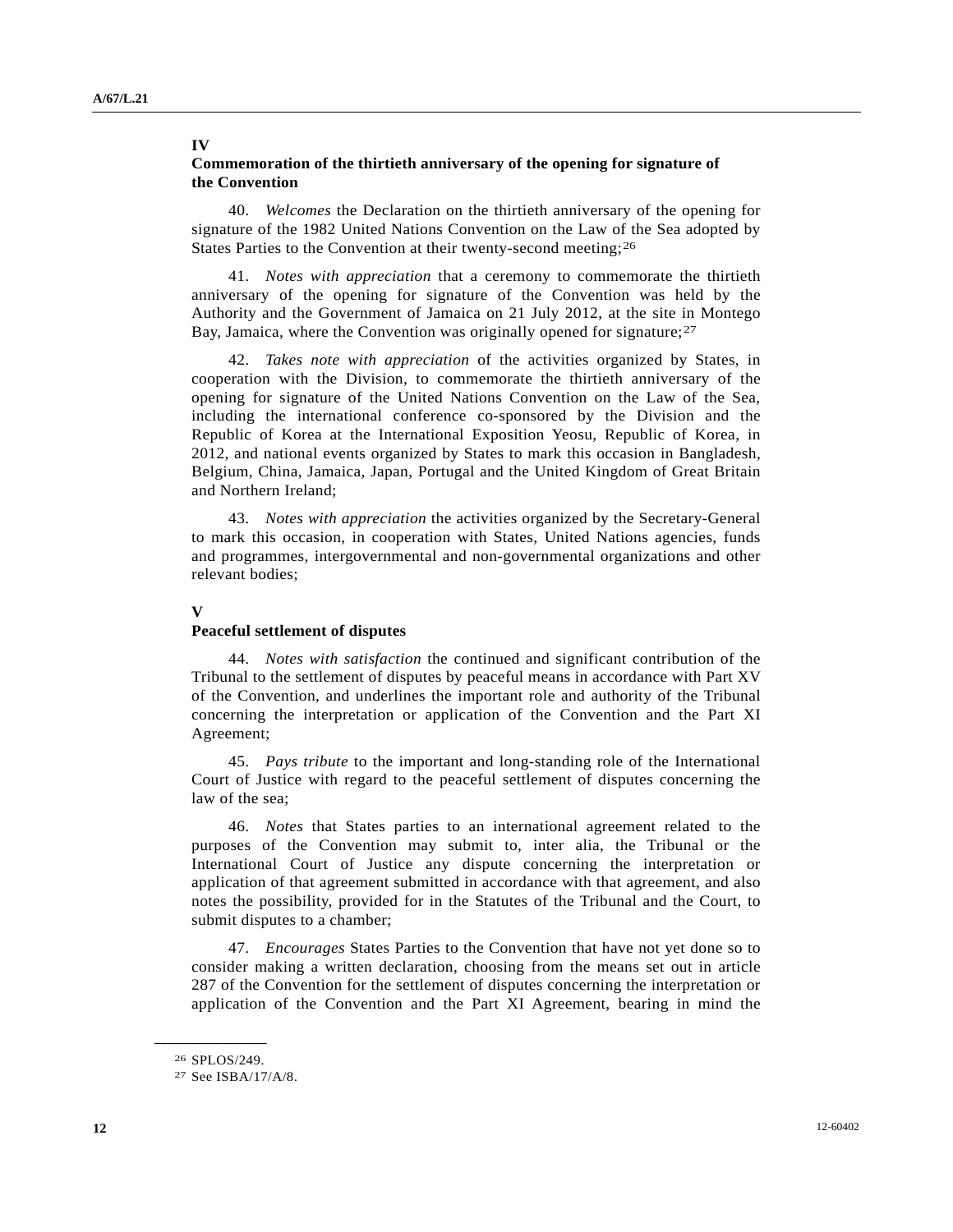## IV
## Commemoration of the thirtieth anniversary of the opening for signature of the Convention

40. *Welcomes* the Declaration on the thirtieth anniversary of the opening for signature of the 1982 United Nations Convention on the Law of the Sea adopted by States Parties to the Convention at their twenty-second meeting;[26]

41. *Notes with appreciation* that a ceremony to commemorate the thirtieth anniversary of the opening for signature of the Convention was held by the Authority and the Government of Jamaica on 21 July 2012, at the site in Montego Bay, Jamaica, where the Convention was originally opened for signature;[27]

42. *Takes note with appreciation* of the activities organized by States, in cooperation with the Division, to commemorate the thirtieth anniversary of the opening for signature of the United Nations Convention on the Law of the Sea, including the international conference co-sponsored by the Division and the Republic of Korea at the International Exposition Yeosu, Republic of Korea, in 2012, and national events organized by States to mark this occasion in Bangladesh, Belgium, China, Jamaica, Japan, Portugal and the United Kingdom of Great Britain and Northern Ireland;

43. *Notes with appreciation* the activities organized by the Secretary-General to mark this occasion, in cooperation with States, United Nations agencies, funds and programmes, intergovernmental and non-governmental organizations and other relevant bodies;

## V
## Peaceful settlement of disputes

44. *Notes with satisfaction* the continued and significant contribution of the Tribunal to the settlement of disputes by peaceful means in accordance with Part XV of the Convention, and underlines the important role and authority of the Tribunal concerning the interpretation or application of the Convention and the Part XI Agreement;

45. *Pays tribute* to the important and long-standing role of the International Court of Justice with regard to the peaceful settlement of disputes concerning the law of the sea;

46. *Notes* that States parties to an international agreement related to the purposes of the Convention may submit to, inter alia, the Tribunal or the International Court of Justice any dispute concerning the interpretation or application of that agreement submitted in accordance with that agreement, and also notes the possibility, provided for in the Statutes of the Tribunal and the Court, to submit disputes to a chamber;

47. *Encourages* States Parties to the Convention that have not yet done so to consider making a written declaration, choosing from the means set out in article 287 of the Convention for the settlement of disputes concerning the interpretation or application of the Convention and the Part XI Agreement, bearing in mind the

---

[26] SPLOS/249.

[27] See ISBA/17/A/8.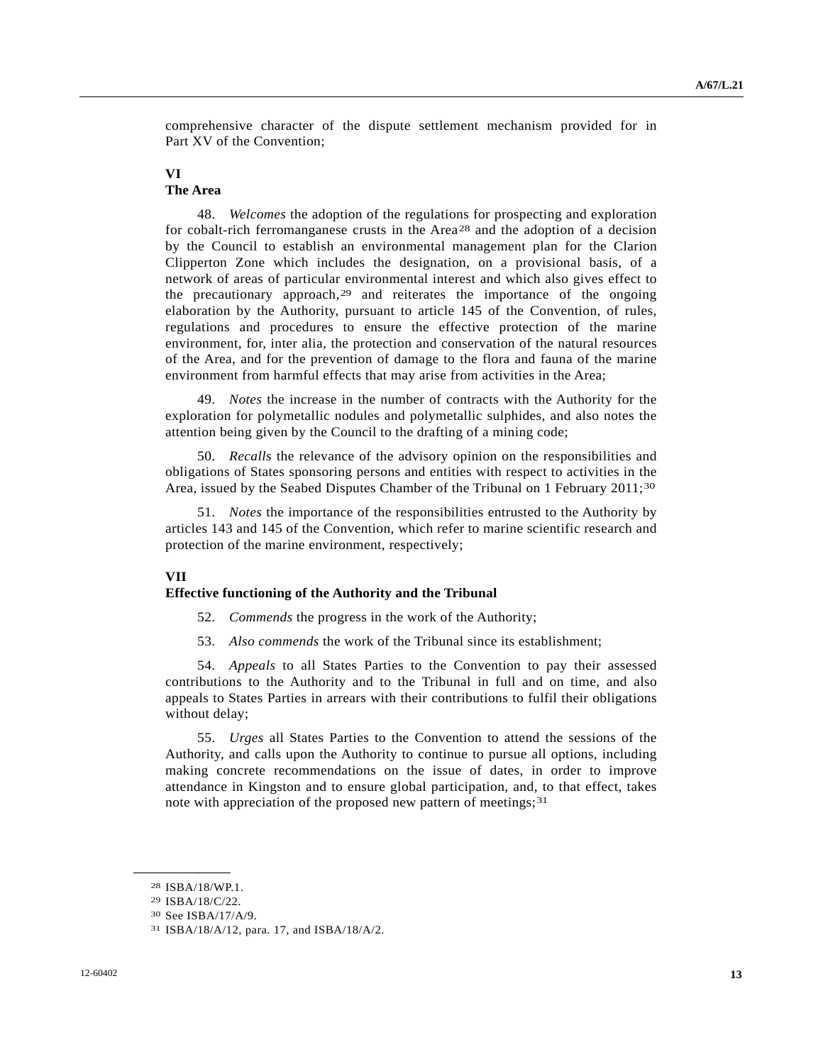comprehensive character of the dispute settlement mechanism provided for in Part XV of the Convention;

## VI
## The Area

48. *Welcomes* the adoption of the regulations for prospecting and exploration for cobalt-rich ferromanganese crusts in the Area[28] and the adoption of a decision by the Council to establish an environmental management plan for the Clarion Clipperton Zone which includes the designation, on a provisional basis, of a network of areas of particular environmental interest and which also gives effect to the precautionary approach,[29] and reiterates the importance of the ongoing elaboration by the Authority, pursuant to article 145 of the Convention, of rules, regulations and procedures to ensure the effective protection of the marine environment, for, inter alia, the protection and conservation of the natural resources of the Area, and for the prevention of damage to the flora and fauna of the marine environment from harmful effects that may arise from activities in the Area;

49. *Notes* the increase in the number of contracts with the Authority for the exploration for polymetallic nodules and polymetallic sulphides, and also notes the attention being given by the Council to the drafting of a mining code;

50. *Recalls* the relevance of the advisory opinion on the responsibilities and obligations of States sponsoring persons and entities with respect to activities in the Area, issued by the Seabed Disputes Chamber of the Tribunal on 1 February 2011;[30]

51. *Notes* the importance of the responsibilities entrusted to the Authority by articles 143 and 145 of the Convention, which refer to marine scientific research and protection of the marine environment, respectively;

## VII
## Effective functioning of the Authority and the Tribunal

52. *Commends* the progress in the work of the Authority;

53. *Also commends* the work of the Tribunal since its establishment;

54. *Appeals* to all States Parties to the Convention to pay their assessed contributions to the Authority and to the Tribunal in full and on time, and also appeals to States Parties in arrears with their contributions to fulfil their obligations without delay;

55. *Urges* all States Parties to the Convention to attend the sessions of the Authority, and calls upon the Authority to continue to pursue all options, including making concrete recommendations on the issue of dates, in order to improve attendance in Kingston and to ensure global participation, and, to that effect, takes note with appreciation of the proposed new pattern of meetings;[31]

---

[28] ISBA/18/WP.1.

[29] ISBA/18/C/22.

[30] See ISBA/17/A/9.

[31] ISBA/18/A/12, para. 17, and ISBA/18/A/2.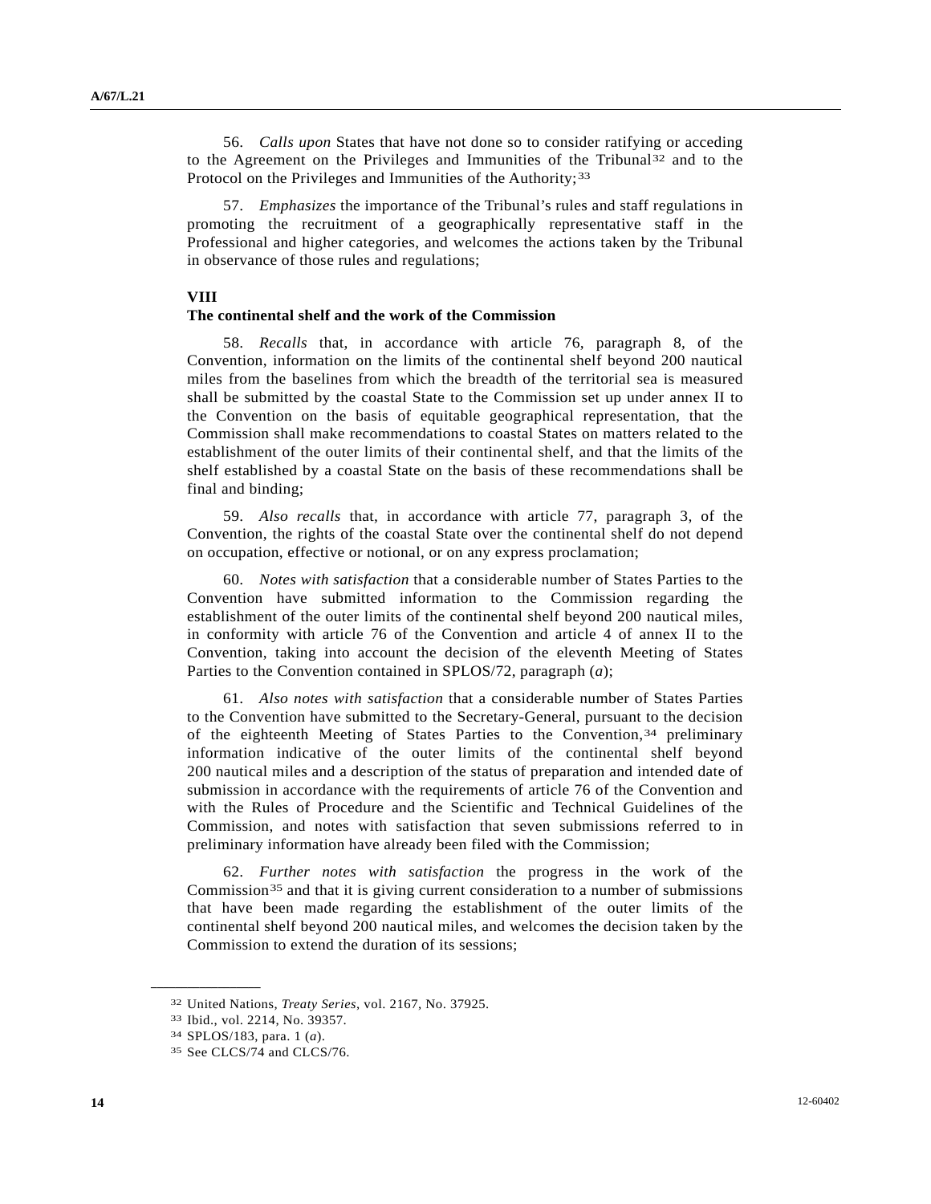56. *Calls upon* States that have not done so to consider ratifying or acceding to the Agreement on the Privileges and Immunities of the Tribunal[32] and to the Protocol on the Privileges and Immunities of the Authority;[33]

57. *Emphasizes* the importance of the Tribunal's rules and staff regulations in promoting the recruitment of a geographically representative staff in the Professional and higher categories, and welcomes the actions taken by the Tribunal in observance of those rules and regulations;

## VIII
## The continental shelf and the work of the Commission

58. *Recalls* that, in accordance with article 76, paragraph 8, of the Convention, information on the limits of the continental shelf beyond 200 nautical miles from the baselines from which the breadth of the territorial sea is measured shall be submitted by the coastal State to the Commission set up under annex II to the Convention on the basis of equitable geographical representation, that the Commission shall make recommendations to coastal States on matters related to the establishment of the outer limits of their continental shelf, and that the limits of the shelf established by a coastal State on the basis of these recommendations shall be final and binding;

59. *Also recalls* that, in accordance with article 77, paragraph 3, of the Convention, the rights of the coastal State over the continental shelf do not depend on occupation, effective or notional, or on any express proclamation;

60. *Notes with satisfaction* that a considerable number of States Parties to the Convention have submitted information to the Commission regarding the establishment of the outer limits of the continental shelf beyond 200 nautical miles, in conformity with article 76 of the Convention and article 4 of annex II to the Convention, taking into account the decision of the eleventh Meeting of States Parties to the Convention contained in SPLOS/72, paragraph (*a*);

61. *Also notes with satisfaction* that a considerable number of States Parties to the Convention have submitted to the Secretary-General, pursuant to the decision of the eighteenth Meeting of States Parties to the Convention,[34] preliminary information indicative of the outer limits of the continental shelf beyond 200 nautical miles and a description of the status of preparation and intended date of submission in accordance with the requirements of article 76 of the Convention and with the Rules of Procedure and the Scientific and Technical Guidelines of the Commission, and notes with satisfaction that seven submissions referred to in preliminary information have already been filed with the Commission;

62. *Further notes with satisfaction* the progress in the work of the Commission[35] and that it is giving current consideration to a number of submissions that have been made regarding the establishment of the outer limits of the continental shelf beyond 200 nautical miles, and welcomes the decision taken by the Commission to extend the duration of its sessions;

---

[32] United Nations, *Treaty Series*, vol. 2167, No. 37925.

[33] Ibid., vol. 2214, No. 39357.

[34] SPLOS/183, para. 1 (*a*).

[35] See CLCS/74 and CLCS/76.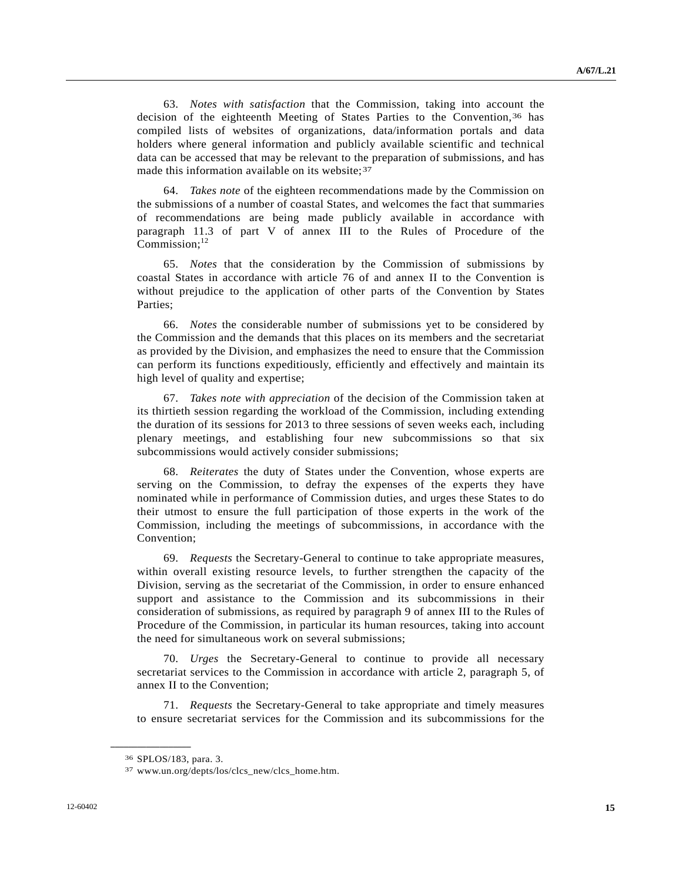63. *Notes with satisfaction* that the Commission, taking into account the decision of the eighteenth Meeting of States Parties to the Convention,[36] has compiled lists of websites of organizations, data/information portals and data holders where general information and publicly available scientific and technical data can be accessed that may be relevant to the preparation of submissions, and has made this information available on its website;[37]

64. *Takes note* of the eighteen recommendations made by the Commission on the submissions of a number of coastal States, and welcomes the fact that summaries of recommendations are being made publicly available in accordance with paragraph 11.3 of part V of annex III to the Rules of Procedure of the Commission;[12]

65. *Notes* that the consideration by the Commission of submissions by coastal States in accordance with article 76 of and annex II to the Convention is without prejudice to the application of other parts of the Convention by States Parties;

66. *Notes* the considerable number of submissions yet to be considered by the Commission and the demands that this places on its members and the secretariat as provided by the Division, and emphasizes the need to ensure that the Commission can perform its functions expeditiously, efficiently and effectively and maintain its high level of quality and expertise;

67. *Takes note with appreciation* of the decision of the Commission taken at its thirtieth session regarding the workload of the Commission, including extending the duration of its sessions for 2013 to three sessions of seven weeks each, including plenary meetings, and establishing four new subcommissions so that six subcommissions would actively consider submissions;

68. *Reiterates* the duty of States under the Convention, whose experts are serving on the Commission, to defray the expenses of the experts they have nominated while in performance of Commission duties, and urges these States to do their utmost to ensure the full participation of those experts in the work of the Commission, including the meetings of subcommissions, in accordance with the Convention;

69. *Requests* the Secretary-General to continue to take appropriate measures, within overall existing resource levels, to further strengthen the capacity of the Division, serving as the secretariat of the Commission, in order to ensure enhanced support and assistance to the Commission and its subcommissions in their consideration of submissions, as required by paragraph 9 of annex III to the Rules of Procedure of the Commission, in particular its human resources, taking into account the need for simultaneous work on several submissions;

70. *Urges* the Secretary-General to continue to provide all necessary secretariat services to the Commission in accordance with article 2, paragraph 5, of annex II to the Convention;

71. *Requests* the Secretary-General to take appropriate and timely measures to ensure secretariat services for the Commission and its subcommissions for the

---

[36] SPLOS/183, para. 3.

[37] www.un.org/depts/los/clcs_new/clcs_home.htm.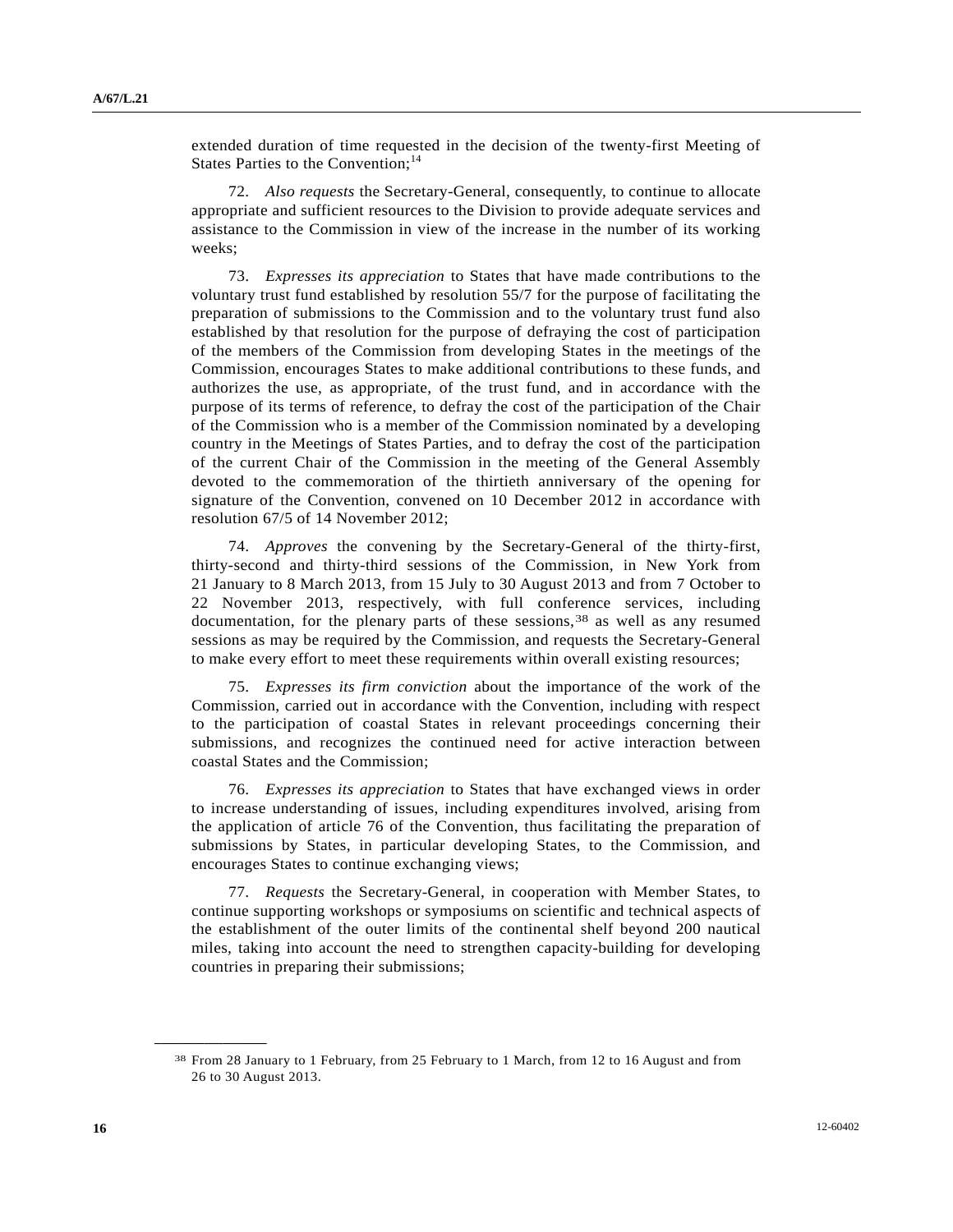extended duration of time requested in the decision of the twenty-first Meeting of States Parties to the Convention;[14]

72. *Also requests* the Secretary-General, consequently, to continue to allocate appropriate and sufficient resources to the Division to provide adequate services and assistance to the Commission in view of the increase in the number of its working weeks;

73. *Expresses its appreciation* to States that have made contributions to the voluntary trust fund established by resolution 55/7 for the purpose of facilitating the preparation of submissions to the Commission and to the voluntary trust fund also established by that resolution for the purpose of defraying the cost of participation of the members of the Commission from developing States in the meetings of the Commission, encourages States to make additional contributions to these funds, and authorizes the use, as appropriate, of the trust fund, and in accordance with the purpose of its terms of reference, to defray the cost of the participation of the Chair of the Commission who is a member of the Commission nominated by a developing country in the Meetings of States Parties, and to defray the cost of the participation of the current Chair of the Commission in the meeting of the General Assembly devoted to the commemoration of the thirtieth anniversary of the opening for signature of the Convention, convened on 10 December 2012 in accordance with resolution 67/5 of 14 November 2012;

74. *Approves* the convening by the Secretary-General of the thirty-first, thirty-second and thirty-third sessions of the Commission, in New York from 21 January to 8 March 2013, from 15 July to 30 August 2013 and from 7 October to 22 November 2013, respectively, with full conference services, including documentation, for the plenary parts of these sessions,[38] as well as any resumed sessions as may be required by the Commission, and requests the Secretary-General to make every effort to meet these requirements within overall existing resources;

75. *Expresses its firm conviction* about the importance of the work of the Commission, carried out in accordance with the Convention, including with respect to the participation of coastal States in relevant proceedings concerning their submissions, and recognizes the continued need for active interaction between coastal States and the Commission;

76. *Expresses its appreciation* to States that have exchanged views in order to increase understanding of issues, including expenditures involved, arising from the application of article 76 of the Convention, thus facilitating the preparation of submissions by States, in particular developing States, to the Commission, and encourages States to continue exchanging views;

77. *Requests* the Secretary-General, in cooperation with Member States, to continue supporting workshops or symposiums on scientific and technical aspects of the establishment of the outer limits of the continental shelf beyond 200 nautical miles, taking into account the need to strengthen capacity-building for developing countries in preparing their submissions;

---

[38] From 28 January to 1 February, from 25 February to 1 March, from 12 to 16 August and from 26 to 30 August 2013.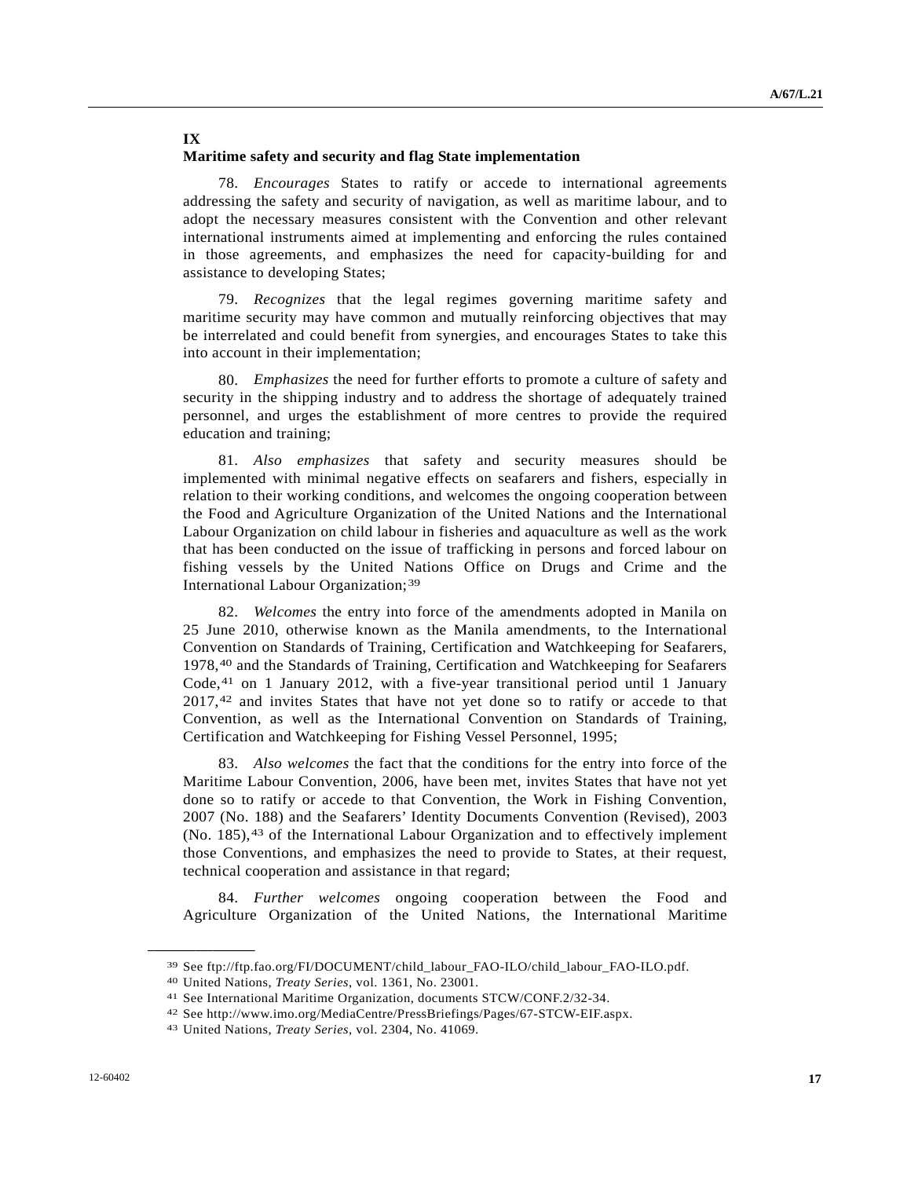## IX
## Maritime safety and security and flag State implementation

78. *Encourages* States to ratify or accede to international agreements addressing the safety and security of navigation, as well as maritime labour, and to adopt the necessary measures consistent with the Convention and other relevant international instruments aimed at implementing and enforcing the rules contained in those agreements, and emphasizes the need for capacity-building for and assistance to developing States;

79. *Recognizes* that the legal regimes governing maritime safety and maritime security may have common and mutually reinforcing objectives that may be interrelated and could benefit from synergies, and encourages States to take this into account in their implementation;

80. *Emphasizes* the need for further efforts to promote a culture of safety and security in the shipping industry and to address the shortage of adequately trained personnel, and urges the establishment of more centres to provide the required education and training;

81. *Also emphasizes* that safety and security measures should be implemented with minimal negative effects on seafarers and fishers, especially in relation to their working conditions, and welcomes the ongoing cooperation between the Food and Agriculture Organization of the United Nations and the International Labour Organization on child labour in fisheries and aquaculture as well as the work that has been conducted on the issue of trafficking in persons and forced labour on fishing vessels by the United Nations Office on Drugs and Crime and the International Labour Organization;[39]

82. *Welcomes* the entry into force of the amendments adopted in Manila on 25 June 2010, otherwise known as the Manila amendments, to the International Convention on Standards of Training, Certification and Watchkeeping for Seafarers, 1978,[40] and the Standards of Training, Certification and Watchkeeping for Seafarers Code,[41] on 1 January 2012, with a five-year transitional period until 1 January 2017,[42] and invites States that have not yet done so to ratify or accede to that Convention, as well as the International Convention on Standards of Training, Certification and Watchkeeping for Fishing Vessel Personnel, 1995;

83. *Also welcomes* the fact that the conditions for the entry into force of the Maritime Labour Convention, 2006, have been met, invites States that have not yet done so to ratify or accede to that Convention, the Work in Fishing Convention, 2007 (No. 188) and the Seafarers' Identity Documents Convention (Revised), 2003 (No. 185),[43] of the International Labour Organization and to effectively implement those Conventions, and emphasizes the need to provide to States, at their request, technical cooperation and assistance in that regard;

84. *Further welcomes* ongoing cooperation between the Food and Agriculture Organization of the United Nations, the International Maritime

---

[39] See ftp://ftp.fao.org/FI/DOCUMENT/child_labour_FAO-ILO/child_labour_FAO-ILO.pdf.

[40] United Nations, *Treaty Series*, vol. 1361, No. 23001.

[41] See International Maritime Organization, documents STCW/CONF.2/32-34.

[42] See http://www.imo.org/MediaCentre/PressBriefings/Pages/67-STCW-EIF.aspx.

[43] United Nations, *Treaty Series*, vol. 2304, No. 41069.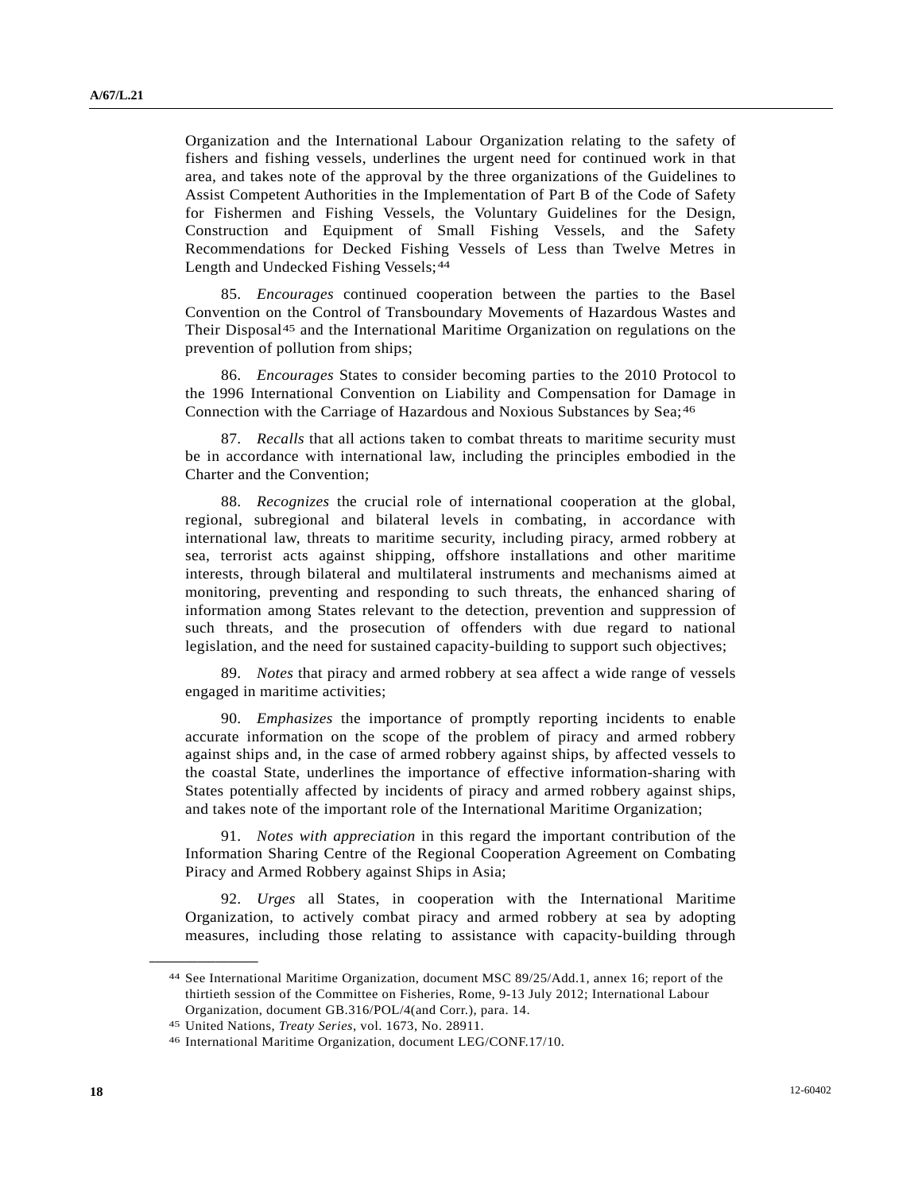Organization and the International Labour Organization relating to the safety of fishers and fishing vessels, underlines the urgent need for continued work in that area, and takes note of the approval by the three organizations of the Guidelines to Assist Competent Authorities in the Implementation of Part B of the Code of Safety for Fishermen and Fishing Vessels, the Voluntary Guidelines for the Design, Construction and Equipment of Small Fishing Vessels, and the Safety Recommendations for Decked Fishing Vessels of Less than Twelve Metres in Length and Undecked Fishing Vessels;[44]

85. *Encourages* continued cooperation between the parties to the Basel Convention on the Control of Transboundary Movements of Hazardous Wastes and Their Disposal[45] and the International Maritime Organization on regulations on the prevention of pollution from ships;

86. *Encourages* States to consider becoming parties to the 2010 Protocol to the 1996 International Convention on Liability and Compensation for Damage in Connection with the Carriage of Hazardous and Noxious Substances by Sea;[46]

87. *Recalls* that all actions taken to combat threats to maritime security must be in accordance with international law, including the principles embodied in the Charter and the Convention;

88. *Recognizes* the crucial role of international cooperation at the global, regional, subregional and bilateral levels in combating, in accordance with international law, threats to maritime security, including piracy, armed robbery at sea, terrorist acts against shipping, offshore installations and other maritime interests, through bilateral and multilateral instruments and mechanisms aimed at monitoring, preventing and responding to such threats, the enhanced sharing of information among States relevant to the detection, prevention and suppression of such threats, and the prosecution of offenders with due regard to national legislation, and the need for sustained capacity-building to support such objectives;

89. *Notes* that piracy and armed robbery at sea affect a wide range of vessels engaged in maritime activities;

90. *Emphasizes* the importance of promptly reporting incidents to enable accurate information on the scope of the problem of piracy and armed robbery against ships and, in the case of armed robbery against ships, by affected vessels to the coastal State, underlines the importance of effective information-sharing with States potentially affected by incidents of piracy and armed robbery against ships, and takes note of the important role of the International Maritime Organization;

91. *Notes with appreciation* in this regard the important contribution of the Information Sharing Centre of the Regional Cooperation Agreement on Combating Piracy and Armed Robbery against Ships in Asia;

92. *Urges* all States, in cooperation with the International Maritime Organization, to actively combat piracy and armed robbery at sea by adopting measures, including those relating to assistance with capacity-building through

---

[44] See International Maritime Organization, document MSC 89/25/Add.1, annex 16; report of the thirtieth session of the Committee on Fisheries, Rome, 9-13 July 2012; International Labour Organization, document GB.316/POL/4(and Corr.), para. 14.

[45] United Nations, *Treaty Series*, vol. 1673, No. 28911.

[46] International Maritime Organization, document LEG/CONF.17/10.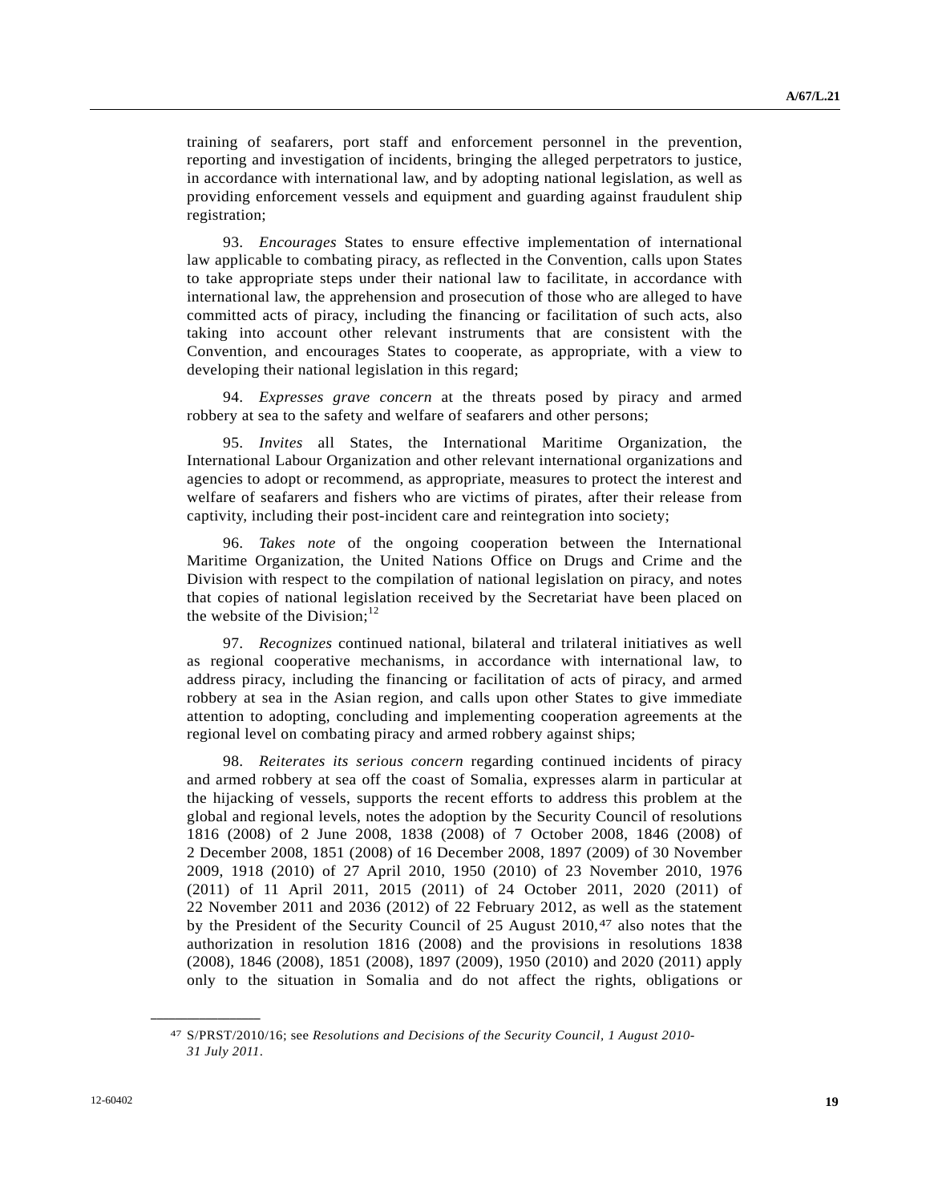training of seafarers, port staff and enforcement personnel in the prevention, reporting and investigation of incidents, bringing the alleged perpetrators to justice, in accordance with international law, and by adopting national legislation, as well as providing enforcement vessels and equipment and guarding against fraudulent ship registration;

93. *Encourages* States to ensure effective implementation of international law applicable to combating piracy, as reflected in the Convention, calls upon States to take appropriate steps under their national law to facilitate, in accordance with international law, the apprehension and prosecution of those who are alleged to have committed acts of piracy, including the financing or facilitation of such acts, also taking into account other relevant instruments that are consistent with the Convention, and encourages States to cooperate, as appropriate, with a view to developing their national legislation in this regard;

94. *Expresses grave concern* at the threats posed by piracy and armed robbery at sea to the safety and welfare of seafarers and other persons;

95. *Invites* all States, the International Maritime Organization, the International Labour Organization and other relevant international organizations and agencies to adopt or recommend, as appropriate, measures to protect the interest and welfare of seafarers and fishers who are victims of pirates, after their release from captivity, including their post-incident care and reintegration into society;

96. *Takes note* of the ongoing cooperation between the International Maritime Organization, the United Nations Office on Drugs and Crime and the Division with respect to the compilation of national legislation on piracy, and notes that copies of national legislation received by the Secretariat have been placed on the website of the Division;[12]

97. *Recognizes* continued national, bilateral and trilateral initiatives as well as regional cooperative mechanisms, in accordance with international law, to address piracy, including the financing or facilitation of acts of piracy, and armed robbery at sea in the Asian region, and calls upon other States to give immediate attention to adopting, concluding and implementing cooperation agreements at the regional level on combating piracy and armed robbery against ships;

98. *Reiterates its serious concern* regarding continued incidents of piracy and armed robbery at sea off the coast of Somalia, expresses alarm in particular at the hijacking of vessels, supports the recent efforts to address this problem at the global and regional levels, notes the adoption by the Security Council of resolutions 1816 (2008) of 2 June 2008, 1838 (2008) of 7 October 2008, 1846 (2008) of 2 December 2008, 1851 (2008) of 16 December 2008, 1897 (2009) of 30 November 2009, 1918 (2010) of 27 April 2010, 1950 (2010) of 23 November 2010, 1976 (2011) of 11 April 2011, 2015 (2011) of 24 October 2011, 2020 (2011) of 22 November 2011 and 2036 (2012) of 22 February 2012, as well as the statement by the President of the Security Council of 25 August 2010,[47] also notes that the authorization in resolution 1816 (2008) and the provisions in resolutions 1838 (2008), 1846 (2008), 1851 (2008), 1897 (2009), 1950 (2010) and 2020 (2011) apply only to the situation in Somalia and do not affect the rights, obligations or

---

[47] S/PRST/2010/16; see *Resolutions and Decisions of the Security Council, 1 August 2010-31 July 2011*.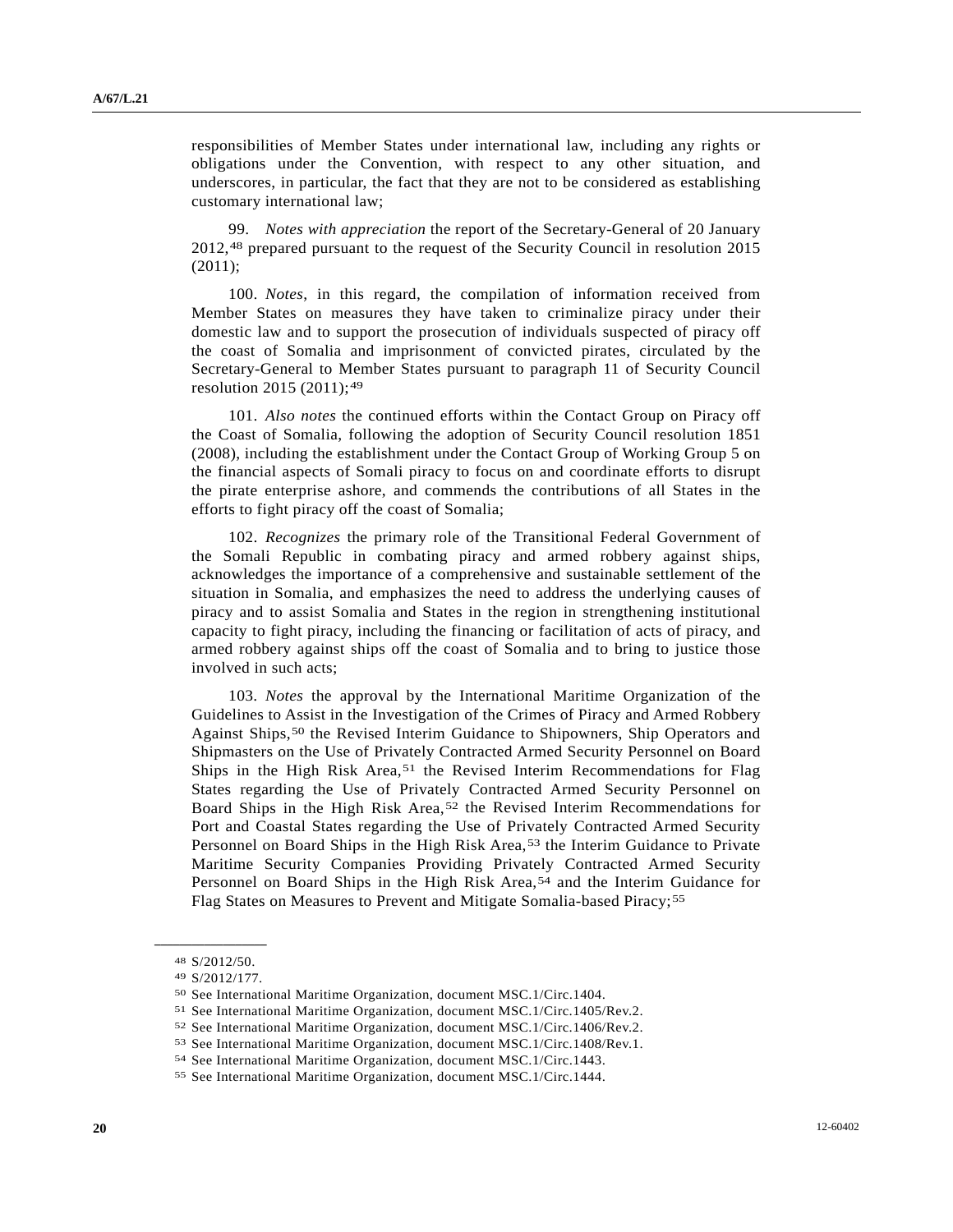responsibilities of Member States under international law, including any rights or obligations under the Convention, with respect to any other situation, and underscores, in particular, the fact that they are not to be considered as establishing customary international law;

99. *Notes with appreciation* the report of the Secretary-General of 20 January 2012,[48] prepared pursuant to the request of the Security Council in resolution 2015 (2011);

100. *Notes*, in this regard, the compilation of information received from Member States on measures they have taken to criminalize piracy under their domestic law and to support the prosecution of individuals suspected of piracy off the coast of Somalia and imprisonment of convicted pirates, circulated by the Secretary-General to Member States pursuant to paragraph 11 of Security Council resolution 2015 (2011);[49]

101. *Also notes* the continued efforts within the Contact Group on Piracy off the Coast of Somalia, following the adoption of Security Council resolution 1851 (2008), including the establishment under the Contact Group of Working Group 5 on the financial aspects of Somali piracy to focus on and coordinate efforts to disrupt the pirate enterprise ashore, and commends the contributions of all States in the efforts to fight piracy off the coast of Somalia;

102. *Recognizes* the primary role of the Transitional Federal Government of the Somali Republic in combating piracy and armed robbery against ships, acknowledges the importance of a comprehensive and sustainable settlement of the situation in Somalia, and emphasizes the need to address the underlying causes of piracy and to assist Somalia and States in the region in strengthening institutional capacity to fight piracy, including the financing or facilitation of acts of piracy, and armed robbery against ships off the coast of Somalia and to bring to justice those involved in such acts;

103. *Notes* the approval by the International Maritime Organization of the Guidelines to Assist in the Investigation of the Crimes of Piracy and Armed Robbery Against Ships,[50] the Revised Interim Guidance to Shipowners, Ship Operators and Shipmasters on the Use of Privately Contracted Armed Security Personnel on Board Ships in the High Risk Area,[51] the Revised Interim Recommendations for Flag States regarding the Use of Privately Contracted Armed Security Personnel on Board Ships in the High Risk Area,[52] the Revised Interim Recommendations for Port and Coastal States regarding the Use of Privately Contracted Armed Security Personnel on Board Ships in the High Risk Area,[53] the Interim Guidance to Private Maritime Security Companies Providing Privately Contracted Armed Security Personnel on Board Ships in the High Risk Area,[54] and the Interim Guidance for Flag States on Measures to Prevent and Mitigate Somalia-based Piracy;[55]

---

[48] S/2012/50.

[49] S/2012/177.

[50] See International Maritime Organization, document MSC.1/Circ.1404.

[51] See International Maritime Organization, document MSC.1/Circ.1405/Rev.2.

[52] See International Maritime Organization, document MSC.1/Circ.1406/Rev.2.

[53] See International Maritime Organization, document MSC.1/Circ.1408/Rev.1.

[54] See International Maritime Organization, document MSC.1/Circ.1443.

[55] See International Maritime Organization, document MSC.1/Circ.1444.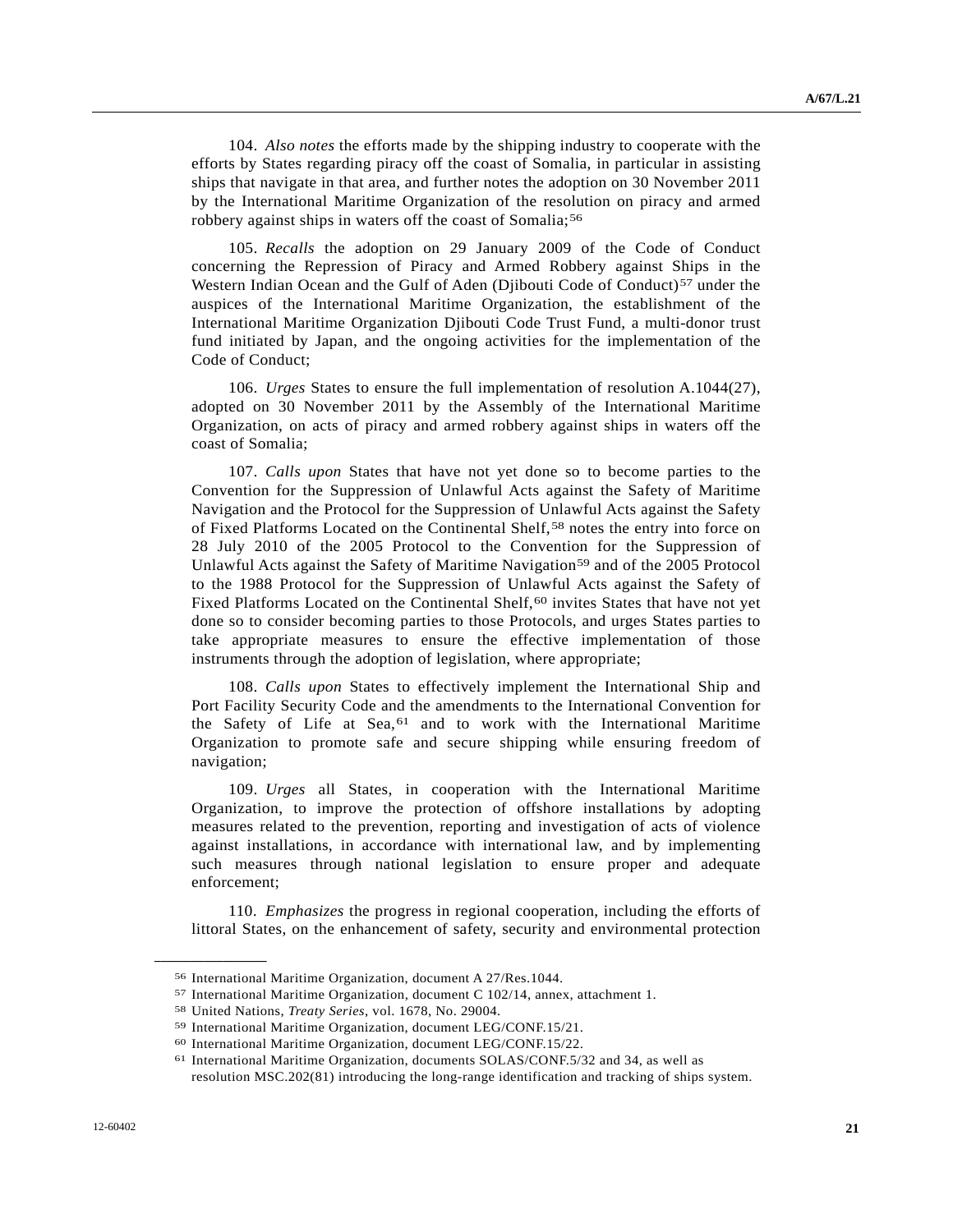104. *Also notes* the efforts made by the shipping industry to cooperate with the efforts by States regarding piracy off the coast of Somalia, in particular in assisting ships that navigate in that area, and further notes the adoption on 30 November 2011 by the International Maritime Organization of the resolution on piracy and armed robbery against ships in waters off the coast of Somalia;[56]

105. *Recalls* the adoption on 29 January 2009 of the Code of Conduct concerning the Repression of Piracy and Armed Robbery against Ships in the Western Indian Ocean and the Gulf of Aden (Djibouti Code of Conduct)[57] under the auspices of the International Maritime Organization, the establishment of the International Maritime Organization Djibouti Code Trust Fund, a multi-donor trust fund initiated by Japan, and the ongoing activities for the implementation of the Code of Conduct;

106. *Urges* States to ensure the full implementation of resolution A.1044(27), adopted on 30 November 2011 by the Assembly of the International Maritime Organization, on acts of piracy and armed robbery against ships in waters off the coast of Somalia;

107. *Calls upon* States that have not yet done so to become parties to the Convention for the Suppression of Unlawful Acts against the Safety of Maritime Navigation and the Protocol for the Suppression of Unlawful Acts against the Safety of Fixed Platforms Located on the Continental Shelf,[58] notes the entry into force on 28 July 2010 of the 2005 Protocol to the Convention for the Suppression of Unlawful Acts against the Safety of Maritime Navigation[59] and of the 2005 Protocol to the 1988 Protocol for the Suppression of Unlawful Acts against the Safety of Fixed Platforms Located on the Continental Shelf,[60] invites States that have not yet done so to consider becoming parties to those Protocols, and urges States parties to take appropriate measures to ensure the effective implementation of those instruments through the adoption of legislation, where appropriate;

108. *Calls upon* States to effectively implement the International Ship and Port Facility Security Code and the amendments to the International Convention for the Safety of Life at Sea,[61] and to work with the International Maritime Organization to promote safe and secure shipping while ensuring freedom of navigation;

109. *Urges* all States, in cooperation with the International Maritime Organization, to improve the protection of offshore installations by adopting measures related to the prevention, reporting and investigation of acts of violence against installations, in accordance with international law, and by implementing such measures through national legislation to ensure proper and adequate enforcement;

110. *Emphasizes* the progress in regional cooperation, including the efforts of littoral States, on the enhancement of safety, security and environmental protection

---

[56] International Maritime Organization, document A 27/Res.1044.

[57] International Maritime Organization, document C 102/14, annex, attachment 1.

[58] United Nations, *Treaty Series*, vol. 1678, No. 29004.

[59] International Maritime Organization, document LEG/CONF.15/21.

[60] International Maritime Organization, document LEG/CONF.15/22.

[61] International Maritime Organization, documents SOLAS/CONF.5/32 and 34, as well as resolution MSC.202(81) introducing the long-range identification and tracking of ships system.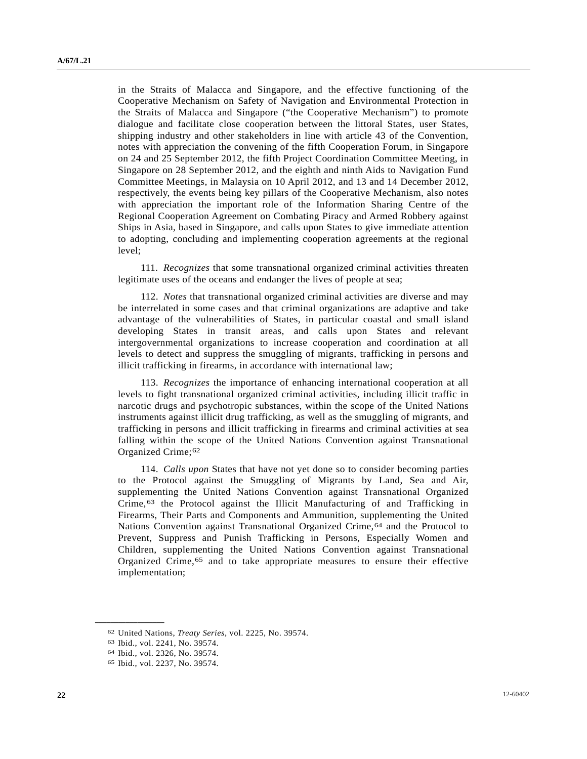in the Straits of Malacca and Singapore, and the effective functioning of the Cooperative Mechanism on Safety of Navigation and Environmental Protection in the Straits of Malacca and Singapore ("the Cooperative Mechanism") to promote dialogue and facilitate close cooperation between the littoral States, user States, shipping industry and other stakeholders in line with article 43 of the Convention, notes with appreciation the convening of the fifth Cooperation Forum, in Singapore on 24 and 25 September 2012, the fifth Project Coordination Committee Meeting, in Singapore on 28 September 2012, and the eighth and ninth Aids to Navigation Fund Committee Meetings, in Malaysia on 10 April 2012, and 13 and 14 December 2012, respectively, the events being key pillars of the Cooperative Mechanism, also notes with appreciation the important role of the Information Sharing Centre of the Regional Cooperation Agreement on Combating Piracy and Armed Robbery against Ships in Asia, based in Singapore, and calls upon States to give immediate attention to adopting, concluding and implementing cooperation agreements at the regional level;

111. *Recognizes* that some transnational organized criminal activities threaten legitimate uses of the oceans and endanger the lives of people at sea;

112. *Notes* that transnational organized criminal activities are diverse and may be interrelated in some cases and that criminal organizations are adaptive and take advantage of the vulnerabilities of States, in particular coastal and small island developing States in transit areas, and calls upon States and relevant intergovernmental organizations to increase cooperation and coordination at all levels to detect and suppress the smuggling of migrants, trafficking in persons and illicit trafficking in firearms, in accordance with international law;

113. *Recognizes* the importance of enhancing international cooperation at all levels to fight transnational organized criminal activities, including illicit traffic in narcotic drugs and psychotropic substances, within the scope of the United Nations instruments against illicit drug trafficking, as well as the smuggling of migrants, and trafficking in persons and illicit trafficking in firearms and criminal activities at sea falling within the scope of the United Nations Convention against Transnational Organized Crime;[62]

114. *Calls upon* States that have not yet done so to consider becoming parties to the Protocol against the Smuggling of Migrants by Land, Sea and Air, supplementing the United Nations Convention against Transnational Organized Crime,[63] the Protocol against the Illicit Manufacturing of and Trafficking in Firearms, Their Parts and Components and Ammunition, supplementing the United Nations Convention against Transnational Organized Crime,[64] and the Protocol to Prevent, Suppress and Punish Trafficking in Persons, Especially Women and Children, supplementing the United Nations Convention against Transnational Organized Crime,[65] and to take appropriate measures to ensure their effective implementation;

---

[62] United Nations, *Treaty Series*, vol. 2225, No. 39574.

[63] Ibid., vol. 2241, No. 39574.

[64] Ibid., vol. 2326, No. 39574.

[65] Ibid., vol. 2237, No. 39574.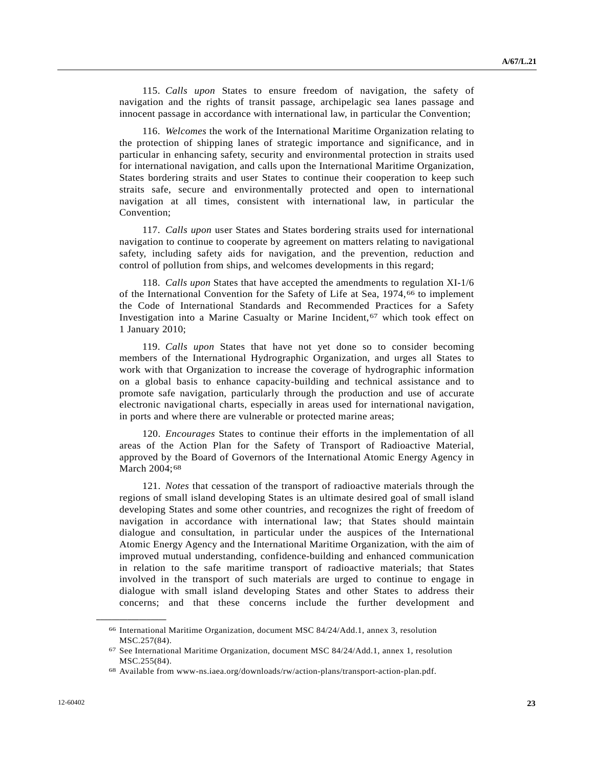115. *Calls upon* States to ensure freedom of navigation, the safety of navigation and the rights of transit passage, archipelagic sea lanes passage and innocent passage in accordance with international law, in particular the Convention;

116. *Welcomes* the work of the International Maritime Organization relating to the protection of shipping lanes of strategic importance and significance, and in particular in enhancing safety, security and environmental protection in straits used for international navigation, and calls upon the International Maritime Organization, States bordering straits and user States to continue their cooperation to keep such straits safe, secure and environmentally protected and open to international navigation at all times, consistent with international law, in particular the Convention;

117. *Calls upon* user States and States bordering straits used for international navigation to continue to cooperate by agreement on matters relating to navigational safety, including safety aids for navigation, and the prevention, reduction and control of pollution from ships, and welcomes developments in this regard;

118. *Calls upon* States that have accepted the amendments to regulation XI-1/6 of the International Convention for the Safety of Life at Sea, 1974,[66] to implement the Code of International Standards and Recommended Practices for a Safety Investigation into a Marine Casualty or Marine Incident,[67] which took effect on 1 January 2010;

119. *Calls upon* States that have not yet done so to consider becoming members of the International Hydrographic Organization, and urges all States to work with that Organization to increase the coverage of hydrographic information on a global basis to enhance capacity-building and technical assistance and to promote safe navigation, particularly through the production and use of accurate electronic navigational charts, especially in areas used for international navigation, in ports and where there are vulnerable or protected marine areas;

120. *Encourages* States to continue their efforts in the implementation of all areas of the Action Plan for the Safety of Transport of Radioactive Material, approved by the Board of Governors of the International Atomic Energy Agency in March 2004;[68]

121. *Notes* that cessation of the transport of radioactive materials through the regions of small island developing States is an ultimate desired goal of small island developing States and some other countries, and recognizes the right of freedom of navigation in accordance with international law; that States should maintain dialogue and consultation, in particular under the auspices of the International Atomic Energy Agency and the International Maritime Organization, with the aim of improved mutual understanding, confidence-building and enhanced communication in relation to the safe maritime transport of radioactive materials; that States involved in the transport of such materials are urged to continue to engage in dialogue with small island developing States and other States to address their concerns; and that these concerns include the further development and

---

[66] International Maritime Organization, document MSC 84/24/Add.1, annex 3, resolution MSC.257(84).

[67] See International Maritime Organization, document MSC 84/24/Add.1, annex 1, resolution MSC.255(84).

[68] Available from www-ns.iaea.org/downloads/rw/action-plans/transport-action-plan.pdf.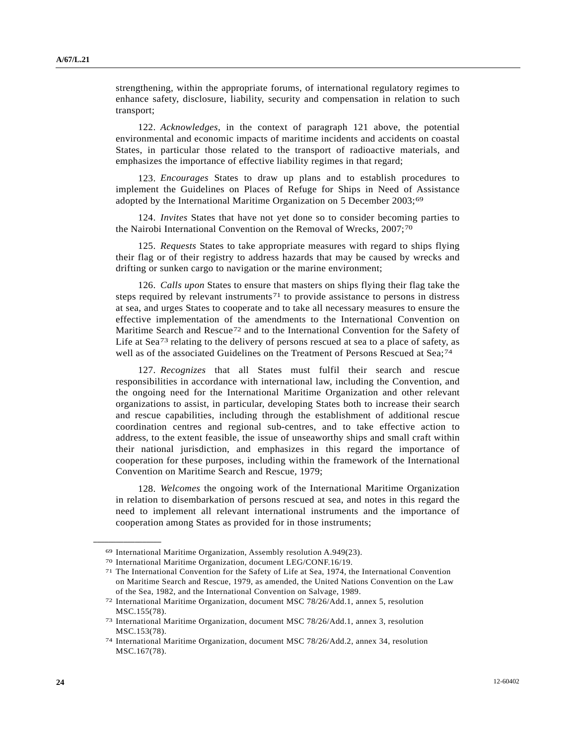strengthening, within the appropriate forums, of international regulatory regimes to enhance safety, disclosure, liability, security and compensation in relation to such transport;

122. *Acknowledges*, in the context of paragraph 121 above, the potential environmental and economic impacts of maritime incidents and accidents on coastal States, in particular those related to the transport of radioactive materials, and emphasizes the importance of effective liability regimes in that regard;

123. *Encourages* States to draw up plans and to establish procedures to implement the Guidelines on Places of Refuge for Ships in Need of Assistance adopted by the International Maritime Organization on 5 December 2003;[69]

124. *Invites* States that have not yet done so to consider becoming parties to the Nairobi International Convention on the Removal of Wrecks, 2007;[70]

125. *Requests* States to take appropriate measures with regard to ships flying their flag or of their registry to address hazards that may be caused by wrecks and drifting or sunken cargo to navigation or the marine environment;

126. *Calls upon* States to ensure that masters on ships flying their flag take the steps required by relevant instruments[71] to provide assistance to persons in distress at sea, and urges States to cooperate and to take all necessary measures to ensure the effective implementation of the amendments to the International Convention on Maritime Search and Rescue[72] and to the International Convention for the Safety of Life at Sea[73] relating to the delivery of persons rescued at sea to a place of safety, as well as of the associated Guidelines on the Treatment of Persons Rescued at Sea;[74]

127. *Recognizes* that all States must fulfil their search and rescue responsibilities in accordance with international law, including the Convention, and the ongoing need for the International Maritime Organization and other relevant organizations to assist, in particular, developing States both to increase their search and rescue capabilities, including through the establishment of additional rescue coordination centres and regional sub-centres, and to take effective action to address, to the extent feasible, the issue of unseaworthy ships and small craft within their national jurisdiction, and emphasizes in this regard the importance of cooperation for these purposes, including within the framework of the International Convention on Maritime Search and Rescue, 1979;

128. *Welcomes* the ongoing work of the International Maritime Organization in relation to disembarkation of persons rescued at sea, and notes in this regard the need to implement all relevant international instruments and the importance of cooperation among States as provided for in those instruments;

---

[69] International Maritime Organization, Assembly resolution A.949(23).

[70] International Maritime Organization, document LEG/CONF.16/19.

[71] The International Convention for the Safety of Life at Sea, 1974, the International Convention on Maritime Search and Rescue, 1979, as amended, the United Nations Convention on the Law of the Sea, 1982, and the International Convention on Salvage, 1989.

[72] International Maritime Organization, document MSC 78/26/Add.1, annex 5, resolution MSC.155(78).

[73] International Maritime Organization, document MSC 78/26/Add.1, annex 3, resolution MSC.153(78).

[74] International Maritime Organization, document MSC 78/26/Add.2, annex 34, resolution MSC.167(78).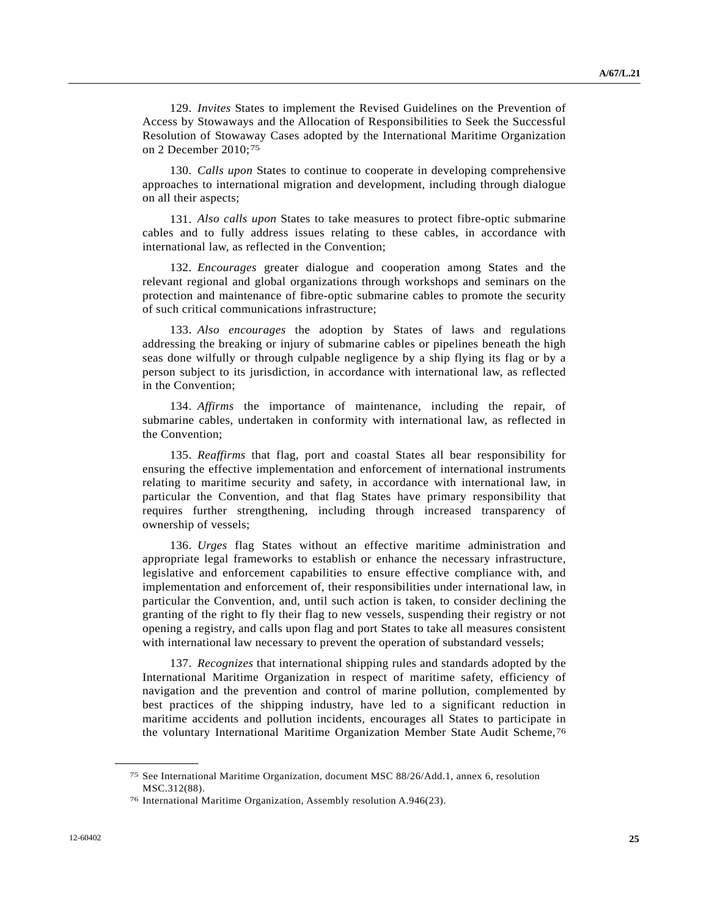129. *Invites* States to implement the Revised Guidelines on the Prevention of Access by Stowaways and the Allocation of Responsibilities to Seek the Successful Resolution of Stowaway Cases adopted by the International Maritime Organization on 2 December 2010;[75]

130. *Calls upon* States to continue to cooperate in developing comprehensive approaches to international migration and development, including through dialogue on all their aspects;

131. *Also calls upon* States to take measures to protect fibre-optic submarine cables and to fully address issues relating to these cables, in accordance with international law, as reflected in the Convention;

132. *Encourages* greater dialogue and cooperation among States and the relevant regional and global organizations through workshops and seminars on the protection and maintenance of fibre-optic submarine cables to promote the security of such critical communications infrastructure;

133. *Also encourages* the adoption by States of laws and regulations addressing the breaking or injury of submarine cables or pipelines beneath the high seas done wilfully or through culpable negligence by a ship flying its flag or by a person subject to its jurisdiction, in accordance with international law, as reflected in the Convention;

134. *Affirms* the importance of maintenance, including the repair, of submarine cables, undertaken in conformity with international law, as reflected in the Convention;

135. *Reaffirms* that flag, port and coastal States all bear responsibility for ensuring the effective implementation and enforcement of international instruments relating to maritime security and safety, in accordance with international law, in particular the Convention, and that flag States have primary responsibility that requires further strengthening, including through increased transparency of ownership of vessels;

136. *Urges* flag States without an effective maritime administration and appropriate legal frameworks to establish or enhance the necessary infrastructure, legislative and enforcement capabilities to ensure effective compliance with, and implementation and enforcement of, their responsibilities under international law, in particular the Convention, and, until such action is taken, to consider declining the granting of the right to fly their flag to new vessels, suspending their registry or not opening a registry, and calls upon flag and port States to take all measures consistent with international law necessary to prevent the operation of substandard vessels;

137. *Recognizes* that international shipping rules and standards adopted by the International Maritime Organization in respect of maritime safety, efficiency of navigation and the prevention and control of marine pollution, complemented by best practices of the shipping industry, have led to a significant reduction in maritime accidents and pollution incidents, encourages all States to participate in the voluntary International Maritime Organization Member State Audit Scheme,[76]

---

[75] See International Maritime Organization, document MSC 88/26/Add.1, annex 6, resolution MSC.312(88).

[76] International Maritime Organization, Assembly resolution A.946(23).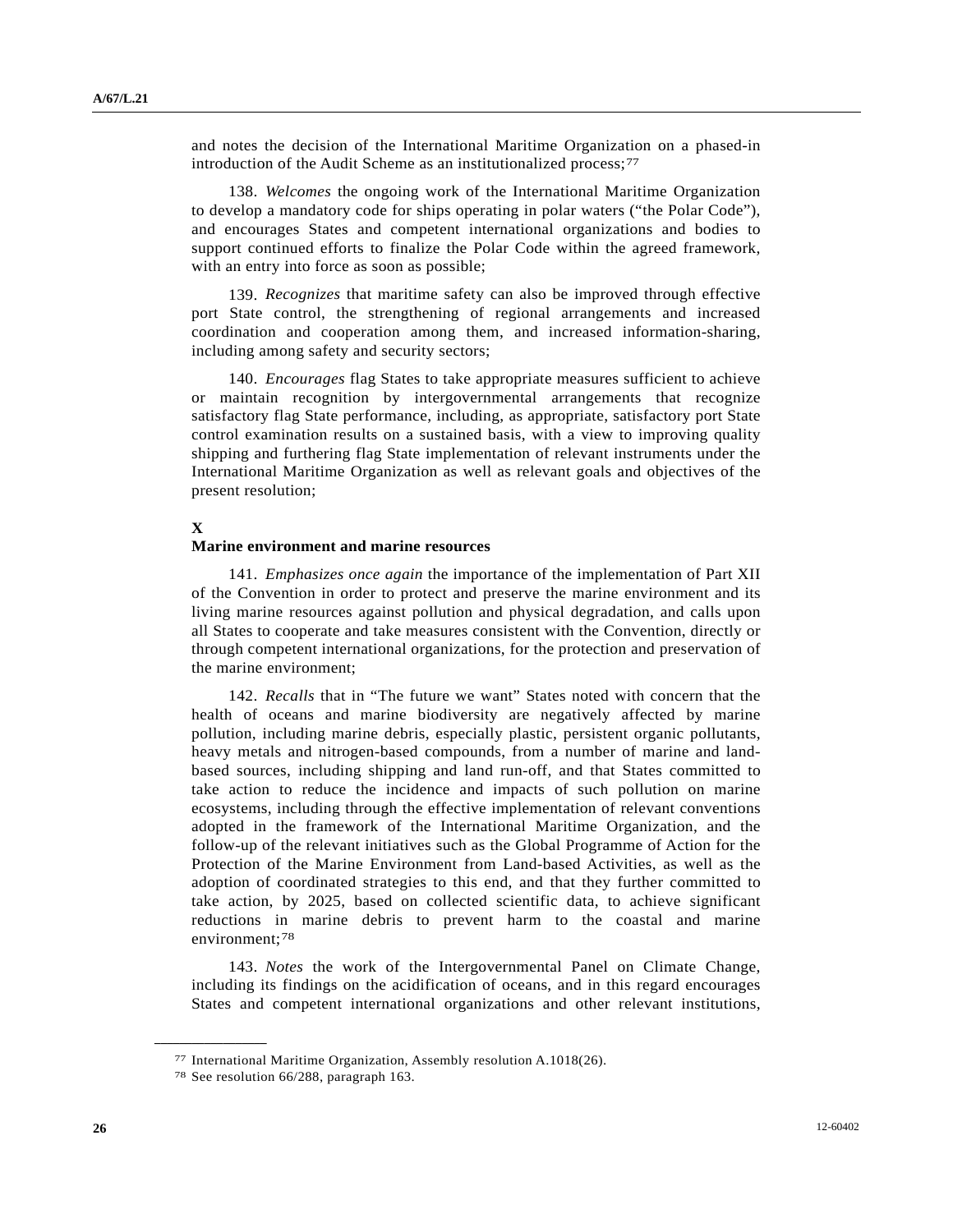and notes the decision of the International Maritime Organization on a phased-in introduction of the Audit Scheme as an institutionalized process;[77]

138. *Welcomes* the ongoing work of the International Maritime Organization to develop a mandatory code for ships operating in polar waters ("the Polar Code"), and encourages States and competent international organizations and bodies to support continued efforts to finalize the Polar Code within the agreed framework, with an entry into force as soon as possible;

139. *Recognizes* that maritime safety can also be improved through effective port State control, the strengthening of regional arrangements and increased coordination and cooperation among them, and increased information-sharing, including among safety and security sectors;

140. *Encourages* flag States to take appropriate measures sufficient to achieve or maintain recognition by intergovernmental arrangements that recognize satisfactory flag State performance, including, as appropriate, satisfactory port State control examination results on a sustained basis, with a view to improving quality shipping and furthering flag State implementation of relevant instruments under the International Maritime Organization as well as relevant goals and objectives of the present resolution;

**X**

**Marine environment and marine resources**

141. *Emphasizes once again* the importance of the implementation of Part XII of the Convention in order to protect and preserve the marine environment and its living marine resources against pollution and physical degradation, and calls upon all States to cooperate and take measures consistent with the Convention, directly or through competent international organizations, for the protection and preservation of the marine environment;

142. *Recalls* that in "The future we want" States noted with concern that the health of oceans and marine biodiversity are negatively affected by marine pollution, including marine debris, especially plastic, persistent organic pollutants, heavy metals and nitrogen-based compounds, from a number of marine and land-based sources, including shipping and land run-off, and that States committed to take action to reduce the incidence and impacts of such pollution on marine ecosystems, including through the effective implementation of relevant conventions adopted in the framework of the International Maritime Organization, and the follow-up of the relevant initiatives such as the Global Programme of Action for the Protection of the Marine Environment from Land-based Activities, as well as the adoption of coordinated strategies to this end, and that they further committed to take action, by 2025, based on collected scientific data, to achieve significant reductions in marine debris to prevent harm to the coastal and marine environment;[78]

143. *Notes* the work of the Intergovernmental Panel on Climate Change, including its findings on the acidification of oceans, and in this regard encourages States and competent international organizations and other relevant institutions,

---

[77] International Maritime Organization, Assembly resolution A.1018(26).

[78] See resolution 66/288, paragraph 163.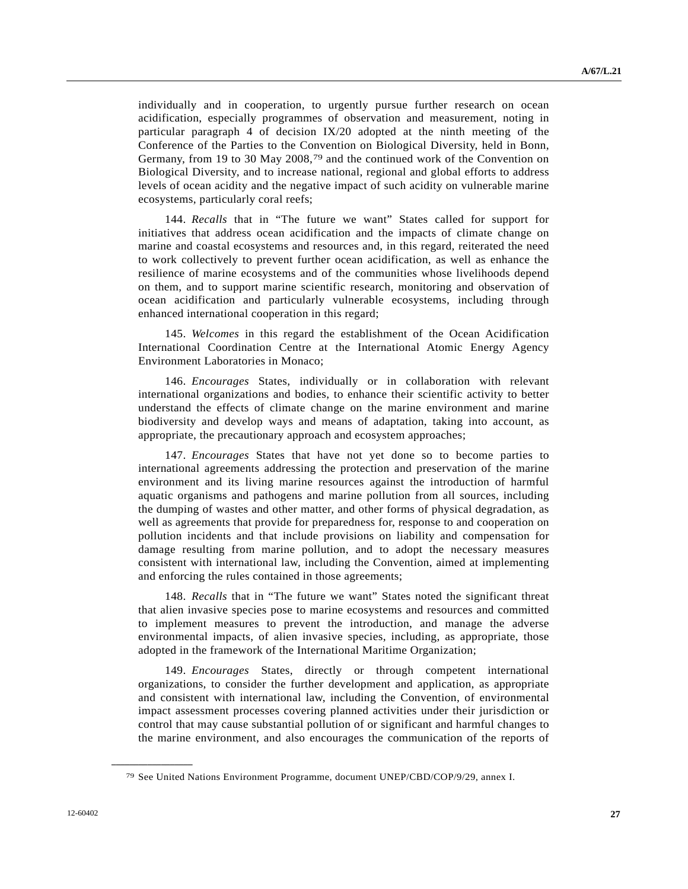individually and in cooperation, to urgently pursue further research on ocean acidification, especially programmes of observation and measurement, noting in particular paragraph 4 of decision IX/20 adopted at the ninth meeting of the Conference of the Parties to the Convention on Biological Diversity, held in Bonn, Germany, from 19 to 30 May 2008,[79] and the continued work of the Convention on Biological Diversity, and to increase national, regional and global efforts to address levels of ocean acidity and the negative impact of such acidity on vulnerable marine ecosystems, particularly coral reefs;

144. *Recalls* that in "The future we want" States called for support for initiatives that address ocean acidification and the impacts of climate change on marine and coastal ecosystems and resources and, in this regard, reiterated the need to work collectively to prevent further ocean acidification, as well as enhance the resilience of marine ecosystems and of the communities whose livelihoods depend on them, and to support marine scientific research, monitoring and observation of ocean acidification and particularly vulnerable ecosystems, including through enhanced international cooperation in this regard;

145. *Welcomes* in this regard the establishment of the Ocean Acidification International Coordination Centre at the International Atomic Energy Agency Environment Laboratories in Monaco;

146. *Encourages* States, individually or in collaboration with relevant international organizations and bodies, to enhance their scientific activity to better understand the effects of climate change on the marine environment and marine biodiversity and develop ways and means of adaptation, taking into account, as appropriate, the precautionary approach and ecosystem approaches;

147. *Encourages* States that have not yet done so to become parties to international agreements addressing the protection and preservation of the marine environment and its living marine resources against the introduction of harmful aquatic organisms and pathogens and marine pollution from all sources, including the dumping of wastes and other matter, and other forms of physical degradation, as well as agreements that provide for preparedness for, response to and cooperation on pollution incidents and that include provisions on liability and compensation for damage resulting from marine pollution, and to adopt the necessary measures consistent with international law, including the Convention, aimed at implementing and enforcing the rules contained in those agreements;

148. *Recalls* that in "The future we want" States noted the significant threat that alien invasive species pose to marine ecosystems and resources and committed to implement measures to prevent the introduction, and manage the adverse environmental impacts, of alien invasive species, including, as appropriate, those adopted in the framework of the International Maritime Organization;

149. *Encourages* States, directly or through competent international organizations, to consider the further development and application, as appropriate and consistent with international law, including the Convention, of environmental impact assessment processes covering planned activities under their jurisdiction or control that may cause substantial pollution of or significant and harmful changes to the marine environment, and also encourages the communication of the reports of

---

[79] See United Nations Environment Programme, document UNEP/CBD/COP/9/29, annex I.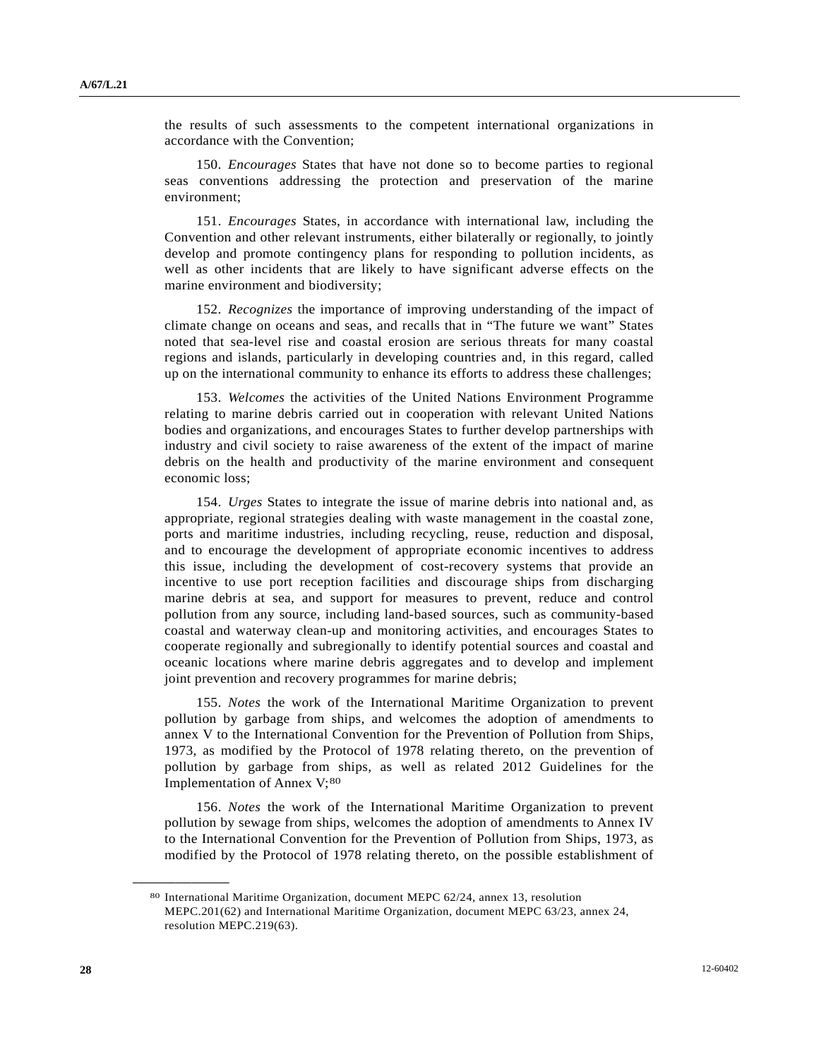the results of such assessments to the competent international organizations in accordance with the Convention;

150. *Encourages* States that have not done so to become parties to regional seas conventions addressing the protection and preservation of the marine environment;

151. *Encourages* States, in accordance with international law, including the Convention and other relevant instruments, either bilaterally or regionally, to jointly develop and promote contingency plans for responding to pollution incidents, as well as other incidents that are likely to have significant adverse effects on the marine environment and biodiversity;

152. *Recognizes* the importance of improving understanding of the impact of climate change on oceans and seas, and recalls that in "The future we want" States noted that sea-level rise and coastal erosion are serious threats for many coastal regions and islands, particularly in developing countries and, in this regard, called up on the international community to enhance its efforts to address these challenges;

153. *Welcomes* the activities of the United Nations Environment Programme relating to marine debris carried out in cooperation with relevant United Nations bodies and organizations, and encourages States to further develop partnerships with industry and civil society to raise awareness of the extent of the impact of marine debris on the health and productivity of the marine environment and consequent economic loss;

154. *Urges* States to integrate the issue of marine debris into national and, as appropriate, regional strategies dealing with waste management in the coastal zone, ports and maritime industries, including recycling, reuse, reduction and disposal, and to encourage the development of appropriate economic incentives to address this issue, including the development of cost-recovery systems that provide an incentive to use port reception facilities and discourage ships from discharging marine debris at sea, and support for measures to prevent, reduce and control pollution from any source, including land-based sources, such as community-based coastal and waterway clean-up and monitoring activities, and encourages States to cooperate regionally and subregionally to identify potential sources and coastal and oceanic locations where marine debris aggregates and to develop and implement joint prevention and recovery programmes for marine debris;

155. *Notes* the work of the International Maritime Organization to prevent pollution by garbage from ships, and welcomes the adoption of amendments to annex V to the International Convention for the Prevention of Pollution from Ships, 1973, as modified by the Protocol of 1978 relating thereto, on the prevention of pollution by garbage from ships, as well as related 2012 Guidelines for the Implementation of Annex V;[80]

156. *Notes* the work of the International Maritime Organization to prevent pollution by sewage from ships, welcomes the adoption of amendments to Annex IV to the International Convention for the Prevention of Pollution from Ships, 1973, as modified by the Protocol of 1978 relating thereto, on the possible establishment of

---

[80] International Maritime Organization, document MEPC 62/24, annex 13, resolution MEPC.201(62) and International Maritime Organization, document MEPC 63/23, annex 24, resolution MEPC.219(63).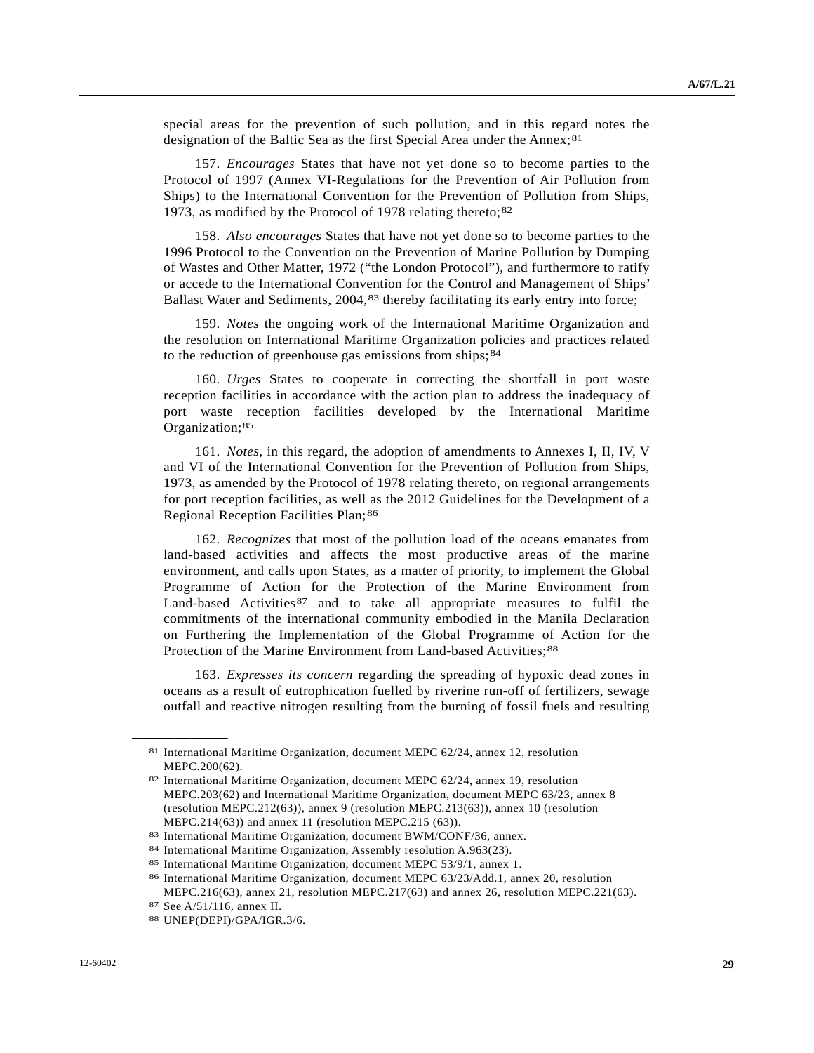special areas for the prevention of such pollution, and in this regard notes the designation of the Baltic Sea as the first Special Area under the Annex;[81]

157. *Encourages* States that have not yet done so to become parties to the Protocol of 1997 (Annex VI-Regulations for the Prevention of Air Pollution from Ships) to the International Convention for the Prevention of Pollution from Ships, 1973, as modified by the Protocol of 1978 relating thereto;[82]

158. *Also encourages* States that have not yet done so to become parties to the 1996 Protocol to the Convention on the Prevention of Marine Pollution by Dumping of Wastes and Other Matter, 1972 ("the London Protocol"), and furthermore to ratify or accede to the International Convention for the Control and Management of Ships' Ballast Water and Sediments, 2004,[83] thereby facilitating its early entry into force;

159. *Notes* the ongoing work of the International Maritime Organization and the resolution on International Maritime Organization policies and practices related to the reduction of greenhouse gas emissions from ships;[84]

160. *Urges* States to cooperate in correcting the shortfall in port waste reception facilities in accordance with the action plan to address the inadequacy of port waste reception facilities developed by the International Maritime Organization;[85]

161. *Notes*, in this regard, the adoption of amendments to Annexes I, II, IV, V and VI of the International Convention for the Prevention of Pollution from Ships, 1973, as amended by the Protocol of 1978 relating thereto, on regional arrangements for port reception facilities, as well as the 2012 Guidelines for the Development of a Regional Reception Facilities Plan;[86]

162. *Recognizes* that most of the pollution load of the oceans emanates from land-based activities and affects the most productive areas of the marine environment, and calls upon States, as a matter of priority, to implement the Global Programme of Action for the Protection of the Marine Environment from Land-based Activities[87] and to take all appropriate measures to fulfil the commitments of the international community embodied in the Manila Declaration on Furthering the Implementation of the Global Programme of Action for the Protection of the Marine Environment from Land-based Activities;[88]

163. *Expresses its concern* regarding the spreading of hypoxic dead zones in oceans as a result of eutrophication fuelled by riverine run-off of fertilizers, sewage outfall and reactive nitrogen resulting from the burning of fossil fuels and resulting

---

[81] International Maritime Organization, document MEPC 62/24, annex 12, resolution MEPC.200(62).

[82] International Maritime Organization, document MEPC 62/24, annex 19, resolution MEPC.203(62) and International Maritime Organization, document MEPC 63/23, annex 8 (resolution MEPC.212(63)), annex 9 (resolution MEPC.213(63)), annex 10 (resolution MEPC.214(63)) and annex 11 (resolution MEPC.215 (63)).

[83] International Maritime Organization, document BWM/CONF/36, annex.

[84] International Maritime Organization, Assembly resolution A.963(23).

[85] International Maritime Organization, document MEPC 53/9/1, annex 1.

[86] International Maritime Organization, document MEPC 63/23/Add.1, annex 20, resolution MEPC.216(63), annex 21, resolution MEPC.217(63) and annex 26, resolution MEPC.221(63).

[87] See A/51/116, annex II.

[88] UNEP(DEPI)/GPA/IGR.3/6.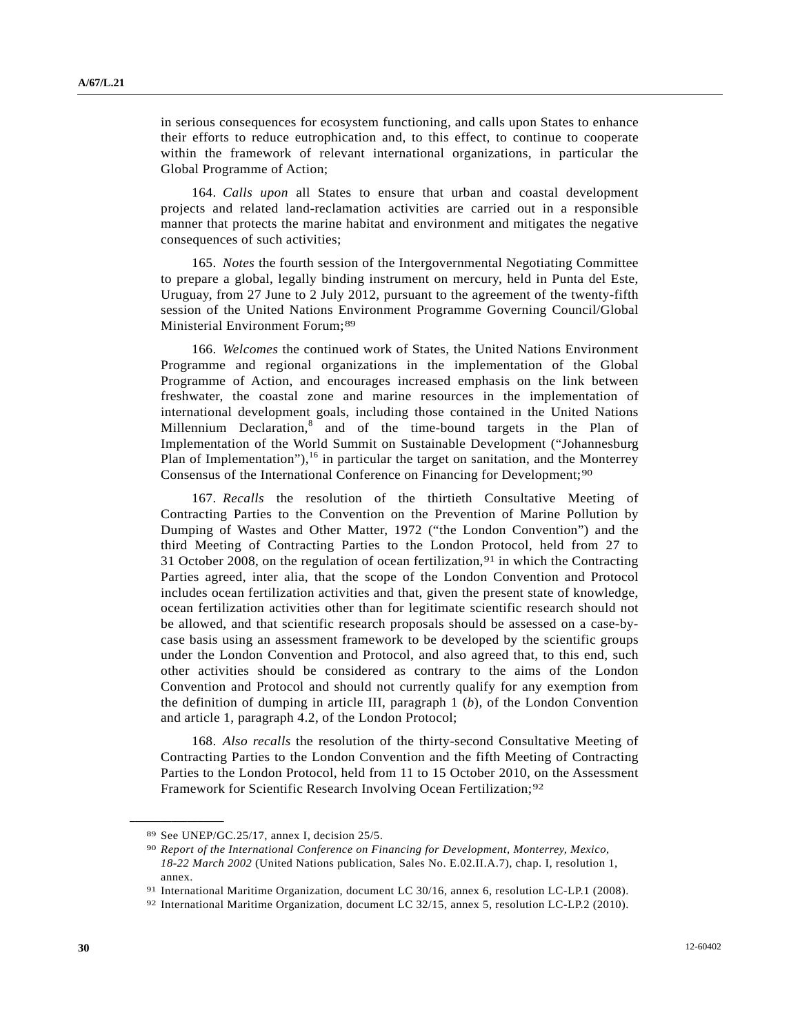in serious consequences for ecosystem functioning, and calls upon States to enhance their efforts to reduce eutrophication and, to this effect, to continue to cooperate within the framework of relevant international organizations, in particular the Global Programme of Action;

164. *Calls upon* all States to ensure that urban and coastal development projects and related land-reclamation activities are carried out in a responsible manner that protects the marine habitat and environment and mitigates the negative consequences of such activities;

165. *Notes* the fourth session of the Intergovernmental Negotiating Committee to prepare a global, legally binding instrument on mercury, held in Punta del Este, Uruguay, from 27 June to 2 July 2012, pursuant to the agreement of the twenty-fifth session of the United Nations Environment Programme Governing Council/Global Ministerial Environment Forum;[89]

166. *Welcomes* the continued work of States, the United Nations Environment Programme and regional organizations in the implementation of the Global Programme of Action, and encourages increased emphasis on the link between freshwater, the coastal zone and marine resources in the implementation of international development goals, including those contained in the United Nations Millennium Declaration,[8] and of the time-bound targets in the Plan of Implementation of the World Summit on Sustainable Development ("Johannesburg Plan of Implementation"),[16] in particular the target on sanitation, and the Monterrey Consensus of the International Conference on Financing for Development;[90]

167. *Recalls* the resolution of the thirtieth Consultative Meeting of Contracting Parties to the Convention on the Prevention of Marine Pollution by Dumping of Wastes and Other Matter, 1972 ("the London Convention") and the third Meeting of Contracting Parties to the London Protocol, held from 27 to 31 October 2008, on the regulation of ocean fertilization,[91] in which the Contracting Parties agreed, inter alia, that the scope of the London Convention and Protocol includes ocean fertilization activities and that, given the present state of knowledge, ocean fertilization activities other than for legitimate scientific research should not be allowed, and that scientific research proposals should be assessed on a case-by-case basis using an assessment framework to be developed by the scientific groups under the London Convention and Protocol, and also agreed that, to this end, such other activities should be considered as contrary to the aims of the London Convention and Protocol and should not currently qualify for any exemption from the definition of dumping in article III, paragraph 1 (*b*), of the London Convention and article 1, paragraph 4.2, of the London Protocol;

168. *Also recalls* the resolution of the thirty-second Consultative Meeting of Contracting Parties to the London Convention and the fifth Meeting of Contracting Parties to the London Protocol, held from 11 to 15 October 2010, on the Assessment Framework for Scientific Research Involving Ocean Fertilization;[92]

---

[89] See UNEP/GC.25/17, annex I, decision 25/5.

[90] *Report of the International Conference on Financing for Development, Monterrey, Mexico, 18-22 March 2002* (United Nations publication, Sales No. E.02.II.A.7), chap. I, resolution 1, annex.

[91] International Maritime Organization, document LC 30/16, annex 6, resolution LC-LP.1 (2008).

[92] International Maritime Organization, document LC 32/15, annex 5, resolution LC-LP.2 (2010).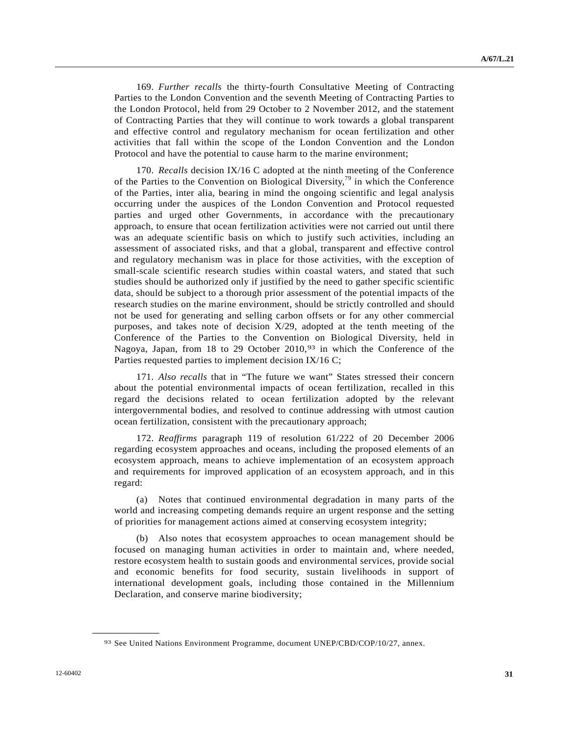169. *Further recalls* the thirty-fourth Consultative Meeting of Contracting Parties to the London Convention and the seventh Meeting of Contracting Parties to the London Protocol, held from 29 October to 2 November 2012, and the statement of Contracting Parties that they will continue to work towards a global transparent and effective control and regulatory mechanism for ocean fertilization and other activities that fall within the scope of the London Convention and the London Protocol and have the potential to cause harm to the marine environment;

170. *Recalls* decision IX/16 C adopted at the ninth meeting of the Conference of the Parties to the Convention on Biological Diversity,[79] in which the Conference of the Parties, inter alia, bearing in mind the ongoing scientific and legal analysis occurring under the auspices of the London Convention and Protocol requested parties and urged other Governments, in accordance with the precautionary approach, to ensure that ocean fertilization activities were not carried out until there was an adequate scientific basis on which to justify such activities, including an assessment of associated risks, and that a global, transparent and effective control and regulatory mechanism was in place for those activities, with the exception of small-scale scientific research studies within coastal waters, and stated that such studies should be authorized only if justified by the need to gather specific scientific data, should be subject to a thorough prior assessment of the potential impacts of the research studies on the marine environment, should be strictly controlled and should not be used for generating and selling carbon offsets or for any other commercial purposes, and takes note of decision X/29, adopted at the tenth meeting of the Conference of the Parties to the Convention on Biological Diversity, held in Nagoya, Japan, from 18 to 29 October 2010,[93] in which the Conference of the Parties requested parties to implement decision IX/16 C;

171. *Also recalls* that in "The future we want" States stressed their concern about the potential environmental impacts of ocean fertilization, recalled in this regard the decisions related to ocean fertilization adopted by the relevant intergovernmental bodies, and resolved to continue addressing with utmost caution ocean fertilization, consistent with the precautionary approach;

172. *Reaffirms* paragraph 119 of resolution 61/222 of 20 December 2006 regarding ecosystem approaches and oceans, including the proposed elements of an ecosystem approach, means to achieve implementation of an ecosystem approach and requirements for improved application of an ecosystem approach, and in this regard:

(a) Notes that continued environmental degradation in many parts of the world and increasing competing demands require an urgent response and the setting of priorities for management actions aimed at conserving ecosystem integrity;

(b) Also notes that ecosystem approaches to ocean management should be focused on managing human activities in order to maintain and, where needed, restore ecosystem health to sustain goods and environmental services, provide social and economic benefits for food security, sustain livelihoods in support of international development goals, including those contained in the Millennium Declaration, and conserve marine biodiversity;

---

[93] See United Nations Environment Programme, document UNEP/CBD/COP/10/27, annex.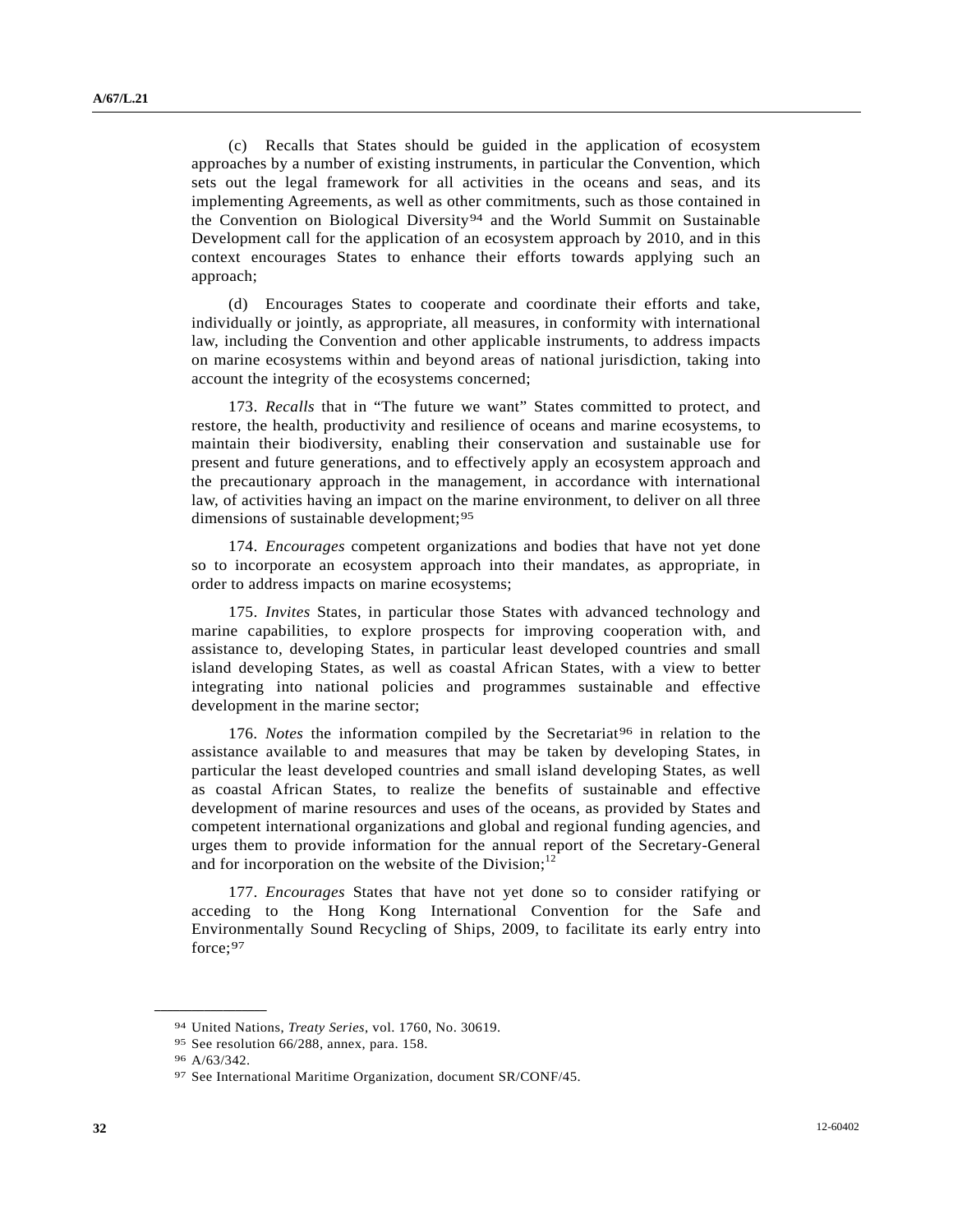(c) Recalls that States should be guided in the application of ecosystem approaches by a number of existing instruments, in particular the Convention, which sets out the legal framework for all activities in the oceans and seas, and its implementing Agreements, as well as other commitments, such as those contained in the Convention on Biological Diversity[94] and the World Summit on Sustainable Development call for the application of an ecosystem approach by 2010, and in this context encourages States to enhance their efforts towards applying such an approach;

(d) Encourages States to cooperate and coordinate their efforts and take, individually or jointly, as appropriate, all measures, in conformity with international law, including the Convention and other applicable instruments, to address impacts on marine ecosystems within and beyond areas of national jurisdiction, taking into account the integrity of the ecosystems concerned;

173. *Recalls* that in "The future we want" States committed to protect, and restore, the health, productivity and resilience of oceans and marine ecosystems, to maintain their biodiversity, enabling their conservation and sustainable use for present and future generations, and to effectively apply an ecosystem approach and the precautionary approach in the management, in accordance with international law, of activities having an impact on the marine environment, to deliver on all three dimensions of sustainable development;[95]

174. *Encourages* competent organizations and bodies that have not yet done so to incorporate an ecosystem approach into their mandates, as appropriate, in order to address impacts on marine ecosystems;

175. *Invites* States, in particular those States with advanced technology and marine capabilities, to explore prospects for improving cooperation with, and assistance to, developing States, in particular least developed countries and small island developing States, as well as coastal African States, with a view to better integrating into national policies and programmes sustainable and effective development in the marine sector;

176. *Notes* the information compiled by the Secretariat[96] in relation to the assistance available to and measures that may be taken by developing States, in particular the least developed countries and small island developing States, as well as coastal African States, to realize the benefits of sustainable and effective development of marine resources and uses of the oceans, as provided by States and competent international organizations and global and regional funding agencies, and urges them to provide information for the annual report of the Secretary-General and for incorporation on the website of the Division;[12]

177. *Encourages* States that have not yet done so to consider ratifying or acceding to the Hong Kong International Convention for the Safe and Environmentally Sound Recycling of Ships, 2009, to facilitate its early entry into force;[97]

---

[94] United Nations, *Treaty Series*, vol. 1760, No. 30619.

[95] See resolution 66/288, annex, para. 158.

[96] A/63/342.

[97] See International Maritime Organization, document SR/CONF/45.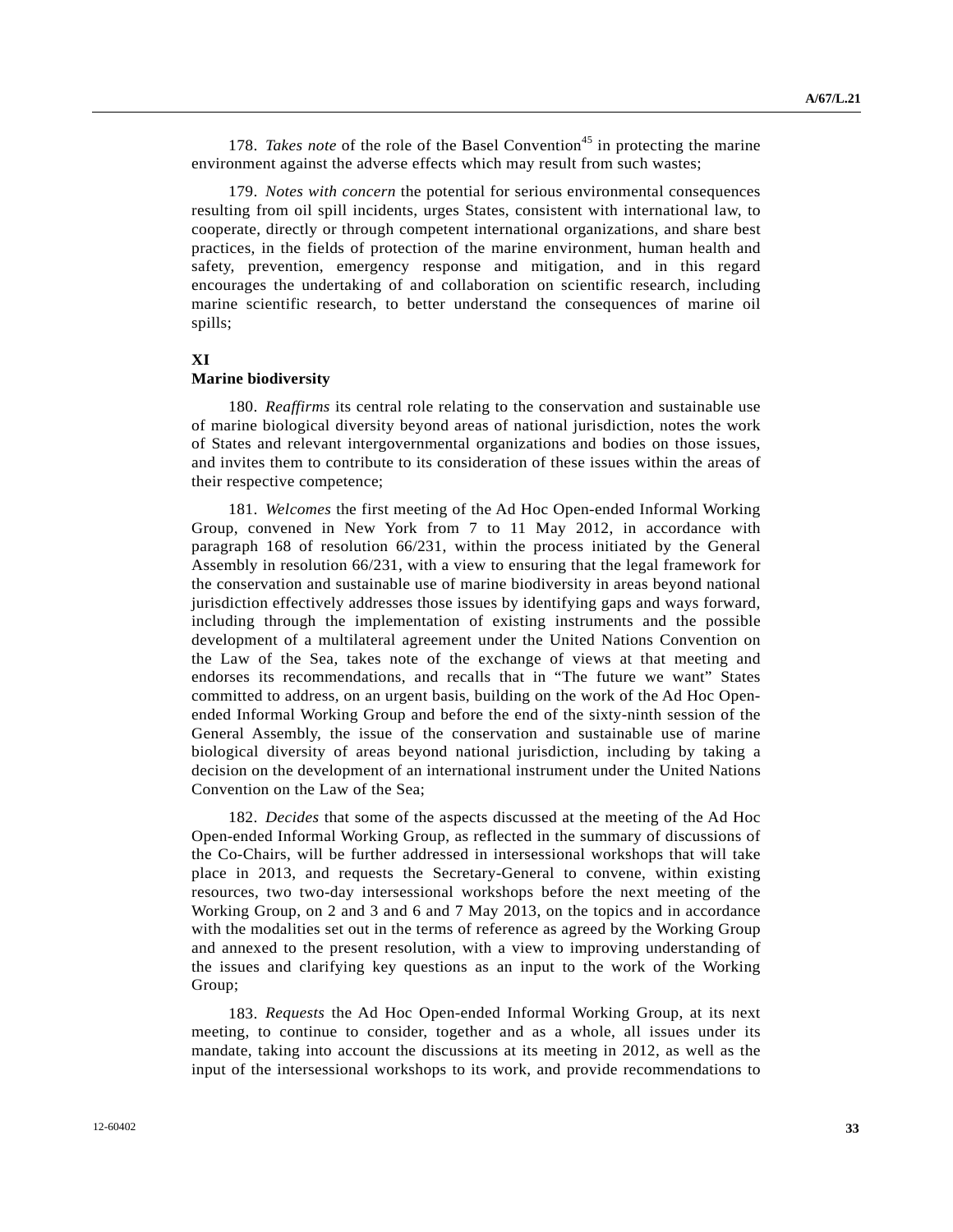178. *Takes note* of the role of the Basel Convention[45] in protecting the marine environment against the adverse effects which may result from such wastes;

179. *Notes with concern* the potential for serious environmental consequences resulting from oil spill incidents, urges States, consistent with international law, to cooperate, directly or through competent international organizations, and share best practices, in the fields of protection of the marine environment, human health and safety, prevention, emergency response and mitigation, and in this regard encourages the undertaking of and collaboration on scientific research, including marine scientific research, to better understand the consequences of marine oil spills;

## XI
## Marine biodiversity

180. *Reaffirms* its central role relating to the conservation and sustainable use of marine biological diversity beyond areas of national jurisdiction, notes the work of States and relevant intergovernmental organizations and bodies on those issues, and invites them to contribute to its consideration of these issues within the areas of their respective competence;

181. *Welcomes* the first meeting of the Ad Hoc Open-ended Informal Working Group, convened in New York from 7 to 11 May 2012, in accordance with paragraph 168 of resolution 66/231, within the process initiated by the General Assembly in resolution 66/231, with a view to ensuring that the legal framework for the conservation and sustainable use of marine biodiversity in areas beyond national jurisdiction effectively addresses those issues by identifying gaps and ways forward, including through the implementation of existing instruments and the possible development of a multilateral agreement under the United Nations Convention on the Law of the Sea, takes note of the exchange of views at that meeting and endorses its recommendations, and recalls that in "The future we want" States committed to address, on an urgent basis, building on the work of the Ad Hoc Open-ended Informal Working Group and before the end of the sixty-ninth session of the General Assembly, the issue of the conservation and sustainable use of marine biological diversity of areas beyond national jurisdiction, including by taking a decision on the development of an international instrument under the United Nations Convention on the Law of the Sea;

182. *Decides* that some of the aspects discussed at the meeting of the Ad Hoc Open-ended Informal Working Group, as reflected in the summary of discussions of the Co-Chairs, will be further addressed in intersessional workshops that will take place in 2013, and requests the Secretary-General to convene, within existing resources, two two-day intersessional workshops before the next meeting of the Working Group, on 2 and 3 and 6 and 7 May 2013, on the topics and in accordance with the modalities set out in the terms of reference as agreed by the Working Group and annexed to the present resolution, with a view to improving understanding of the issues and clarifying key questions as an input to the work of the Working Group;

183. *Requests* the Ad Hoc Open-ended Informal Working Group, at its next meeting, to continue to consider, together and as a whole, all issues under its mandate, taking into account the discussions at its meeting in 2012, as well as the input of the intersessional workshops to its work, and provide recommendations to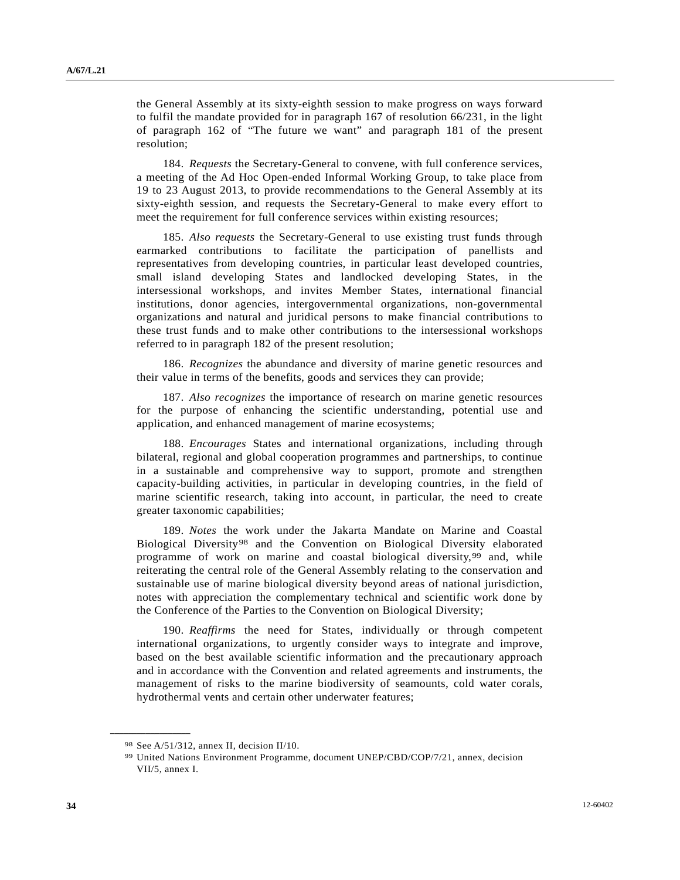the General Assembly at its sixty-eighth session to make progress on ways forward to fulfil the mandate provided for in paragraph 167 of resolution 66/231, in the light of paragraph 162 of "The future we want" and paragraph 181 of the present resolution;

184. *Requests* the Secretary-General to convene, with full conference services, a meeting of the Ad Hoc Open-ended Informal Working Group, to take place from 19 to 23 August 2013, to provide recommendations to the General Assembly at its sixty-eighth session, and requests the Secretary-General to make every effort to meet the requirement for full conference services within existing resources;

185. *Also requests* the Secretary-General to use existing trust funds through earmarked contributions to facilitate the participation of panellists and representatives from developing countries, in particular least developed countries, small island developing States and landlocked developing States, in the intersessional workshops, and invites Member States, international financial institutions, donor agencies, intergovernmental organizations, non-governmental organizations and natural and juridical persons to make financial contributions to these trust funds and to make other contributions to the intersessional workshops referred to in paragraph 182 of the present resolution;

186. *Recognizes* the abundance and diversity of marine genetic resources and their value in terms of the benefits, goods and services they can provide;

187. *Also recognizes* the importance of research on marine genetic resources for the purpose of enhancing the scientific understanding, potential use and application, and enhanced management of marine ecosystems;

188. *Encourages* States and international organizations, including through bilateral, regional and global cooperation programmes and partnerships, to continue in a sustainable and comprehensive way to support, promote and strengthen capacity-building activities, in particular in developing countries, in the field of marine scientific research, taking into account, in particular, the need to create greater taxonomic capabilities;

189. *Notes* the work under the Jakarta Mandate on Marine and Coastal Biological Diversity[98] and the Convention on Biological Diversity elaborated programme of work on marine and coastal biological diversity,[99] and, while reiterating the central role of the General Assembly relating to the conservation and sustainable use of marine biological diversity beyond areas of national jurisdiction, notes with appreciation the complementary technical and scientific work done by the Conference of the Parties to the Convention on Biological Diversity;

190. *Reaffirms* the need for States, individually or through competent international organizations, to urgently consider ways to integrate and improve, based on the best available scientific information and the precautionary approach and in accordance with the Convention and related agreements and instruments, the management of risks to the marine biodiversity of seamounts, cold water corals, hydrothermal vents and certain other underwater features;

---

[98] See A/51/312, annex II, decision II/10.

[99] United Nations Environment Programme, document UNEP/CBD/COP/7/21, annex, decision VII/5, annex I.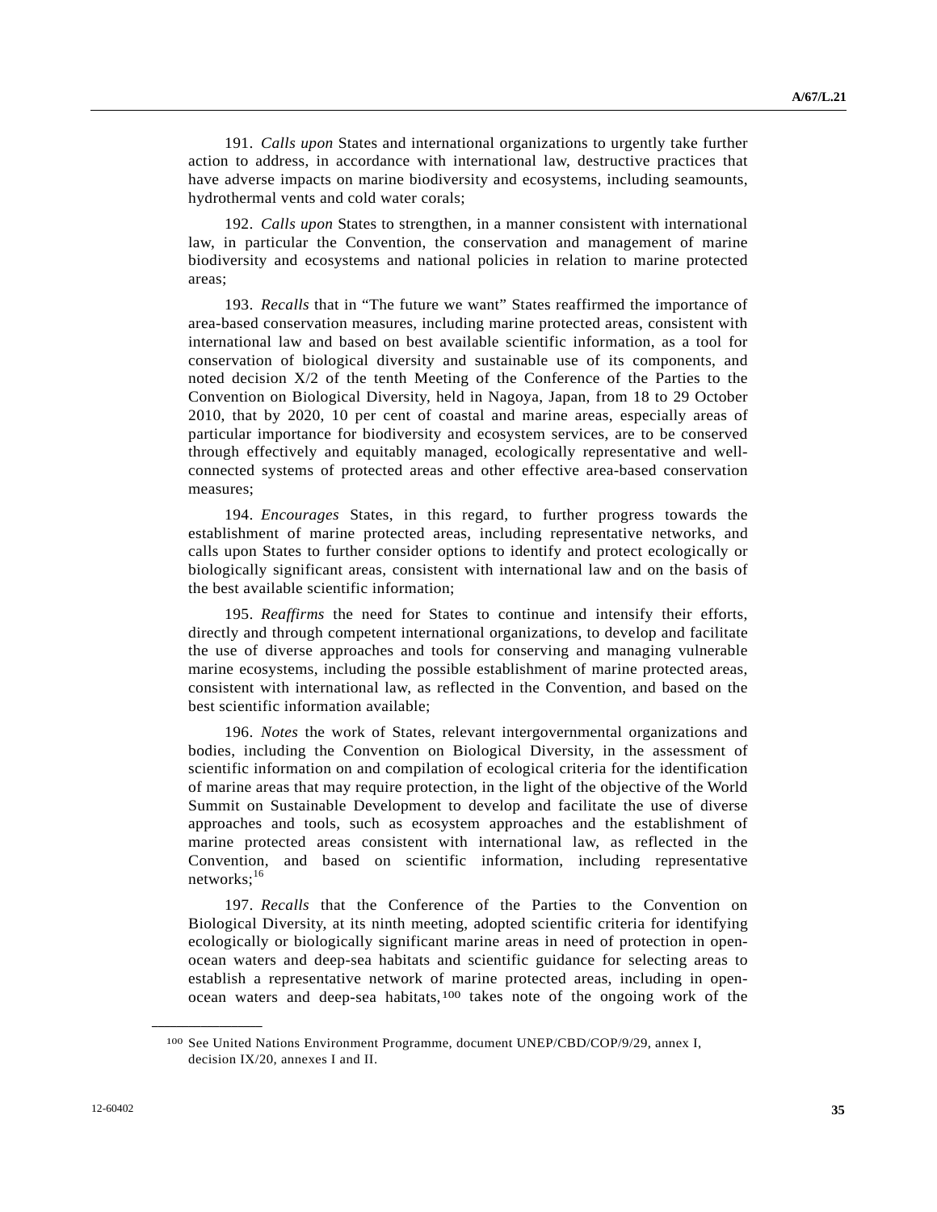191. *Calls upon* States and international organizations to urgently take further action to address, in accordance with international law, destructive practices that have adverse impacts on marine biodiversity and ecosystems, including seamounts, hydrothermal vents and cold water corals;

192. *Calls upon* States to strengthen, in a manner consistent with international law, in particular the Convention, the conservation and management of marine biodiversity and ecosystems and national policies in relation to marine protected areas;

193. *Recalls* that in "The future we want" States reaffirmed the importance of area-based conservation measures, including marine protected areas, consistent with international law and based on best available scientific information, as a tool for conservation of biological diversity and sustainable use of its components, and noted decision X/2 of the tenth Meeting of the Conference of the Parties to the Convention on Biological Diversity, held in Nagoya, Japan, from 18 to 29 October 2010, that by 2020, 10 per cent of coastal and marine areas, especially areas of particular importance for biodiversity and ecosystem services, are to be conserved through effectively and equitably managed, ecologically representative and well-connected systems of protected areas and other effective area-based conservation measures;

194. *Encourages* States, in this regard, to further progress towards the establishment of marine protected areas, including representative networks, and calls upon States to further consider options to identify and protect ecologically or biologically significant areas, consistent with international law and on the basis of the best available scientific information;

195. *Reaffirms* the need for States to continue and intensify their efforts, directly and through competent international organizations, to develop and facilitate the use of diverse approaches and tools for conserving and managing vulnerable marine ecosystems, including the possible establishment of marine protected areas, consistent with international law, as reflected in the Convention, and based on the best scientific information available;

196. *Notes* the work of States, relevant intergovernmental organizations and bodies, including the Convention on Biological Diversity, in the assessment of scientific information on and compilation of ecological criteria for the identification of marine areas that may require protection, in the light of the objective of the World Summit on Sustainable Development to develop and facilitate the use of diverse approaches and tools, such as ecosystem approaches and the establishment of marine protected areas consistent with international law, as reflected in the Convention, and based on scientific information, including representative networks;[16]

197. *Recalls* that the Conference of the Parties to the Convention on Biological Diversity, at its ninth meeting, adopted scientific criteria for identifying ecologically or biologically significant marine areas in need of protection in open-ocean waters and deep-sea habitats and scientific guidance for selecting areas to establish a representative network of marine protected areas, including in open-ocean waters and deep-sea habitats,[100] takes note of the ongoing work of the

---

[100] See United Nations Environment Programme, document UNEP/CBD/COP/9/29, annex I, decision IX/20, annexes I and II.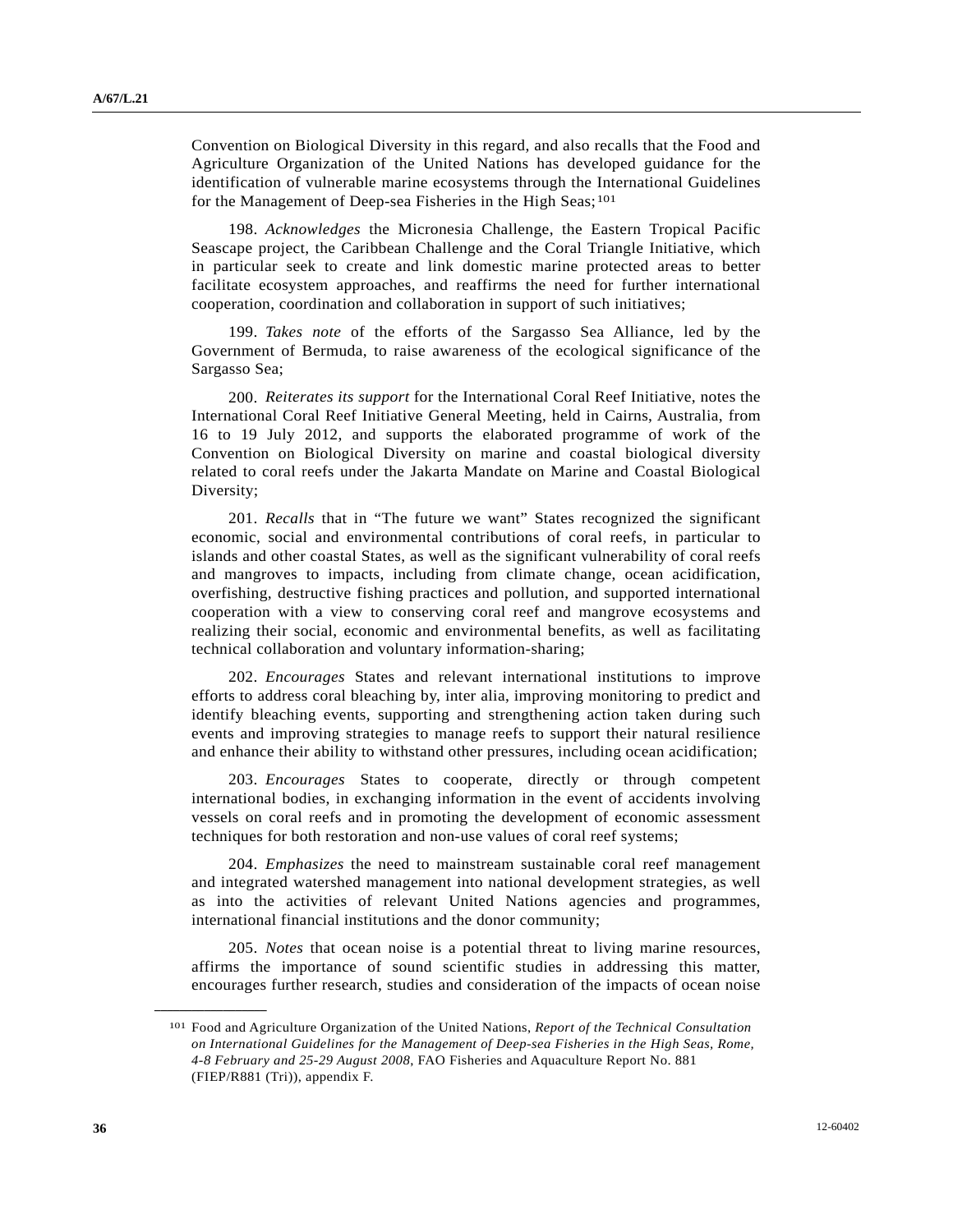Convention on Biological Diversity in this regard, and also recalls that the Food and Agriculture Organization of the United Nations has developed guidance for the identification of vulnerable marine ecosystems through the International Guidelines for the Management of Deep-sea Fisheries in the High Seas;[101]

198. *Acknowledges* the Micronesia Challenge, the Eastern Tropical Pacific Seascape project, the Caribbean Challenge and the Coral Triangle Initiative, which in particular seek to create and link domestic marine protected areas to better facilitate ecosystem approaches, and reaffirms the need for further international cooperation, coordination and collaboration in support of such initiatives;

199. *Takes note* of the efforts of the Sargasso Sea Alliance, led by the Government of Bermuda, to raise awareness of the ecological significance of the Sargasso Sea;

200. *Reiterates its support* for the International Coral Reef Initiative, notes the International Coral Reef Initiative General Meeting, held in Cairns, Australia, from 16 to 19 July 2012, and supports the elaborated programme of work of the Convention on Biological Diversity on marine and coastal biological diversity related to coral reefs under the Jakarta Mandate on Marine and Coastal Biological Diversity;

201. *Recalls* that in "The future we want" States recognized the significant economic, social and environmental contributions of coral reefs, in particular to islands and other coastal States, as well as the significant vulnerability of coral reefs and mangroves to impacts, including from climate change, ocean acidification, overfishing, destructive fishing practices and pollution, and supported international cooperation with a view to conserving coral reef and mangrove ecosystems and realizing their social, economic and environmental benefits, as well as facilitating technical collaboration and voluntary information-sharing;

202. *Encourages* States and relevant international institutions to improve efforts to address coral bleaching by, inter alia, improving monitoring to predict and identify bleaching events, supporting and strengthening action taken during such events and improving strategies to manage reefs to support their natural resilience and enhance their ability to withstand other pressures, including ocean acidification;

203. *Encourages* States to cooperate, directly or through competent international bodies, in exchanging information in the event of accidents involving vessels on coral reefs and in promoting the development of economic assessment techniques for both restoration and non-use values of coral reef systems;

204. *Emphasizes* the need to mainstream sustainable coral reef management and integrated watershed management into national development strategies, as well as into the activities of relevant United Nations agencies and programmes, international financial institutions and the donor community;

205. *Notes* that ocean noise is a potential threat to living marine resources, affirms the importance of sound scientific studies in addressing this matter, encourages further research, studies and consideration of the impacts of ocean noise

---

[101] Food and Agriculture Organization of the United Nations, *Report of the Technical Consultation on International Guidelines for the Management of Deep-sea Fisheries in the High Seas, Rome, 4-8 February and 25-29 August 2008*, FAO Fisheries and Aquaculture Report No. 881 (FIEP/R881 (Tri)), appendix F.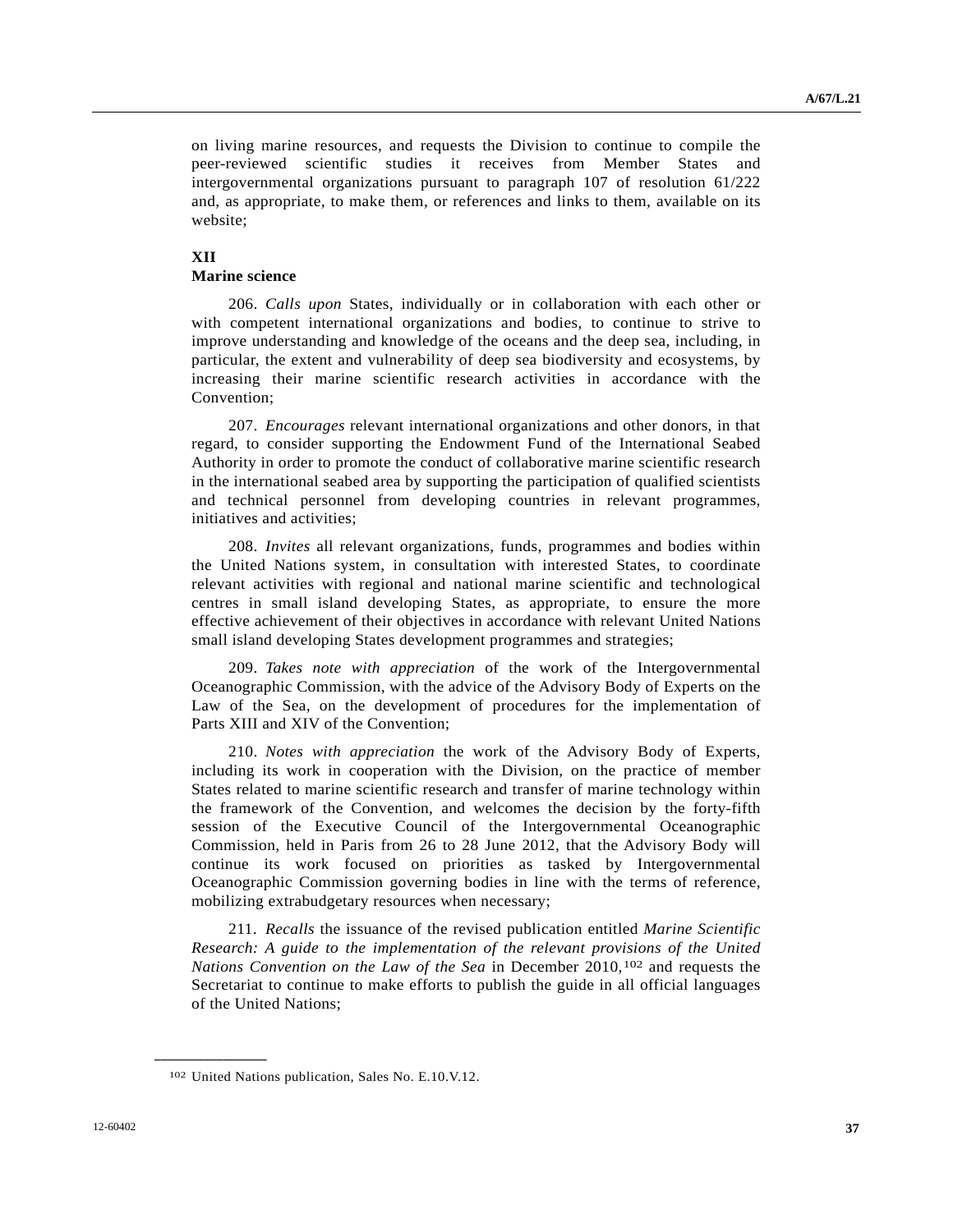on living marine resources, and requests the Division to continue to compile the peer-reviewed scientific studies it receives from Member States and intergovernmental organizations pursuant to paragraph 107 of resolution 61/222 and, as appropriate, to make them, or references and links to them, available on its website;

## XII
## Marine science

206. *Calls upon* States, individually or in collaboration with each other or with competent international organizations and bodies, to continue to strive to improve understanding and knowledge of the oceans and the deep sea, including, in particular, the extent and vulnerability of deep sea biodiversity and ecosystems, by increasing their marine scientific research activities in accordance with the Convention;

207. *Encourages* relevant international organizations and other donors, in that regard, to consider supporting the Endowment Fund of the International Seabed Authority in order to promote the conduct of collaborative marine scientific research in the international seabed area by supporting the participation of qualified scientists and technical personnel from developing countries in relevant programmes, initiatives and activities;

208. *Invites* all relevant organizations, funds, programmes and bodies within the United Nations system, in consultation with interested States, to coordinate relevant activities with regional and national marine scientific and technological centres in small island developing States, as appropriate, to ensure the more effective achievement of their objectives in accordance with relevant United Nations small island developing States development programmes and strategies;

209. *Takes note with appreciation* of the work of the Intergovernmental Oceanographic Commission, with the advice of the Advisory Body of Experts on the Law of the Sea, on the development of procedures for the implementation of Parts XIII and XIV of the Convention;

210. *Notes with appreciation* the work of the Advisory Body of Experts, including its work in cooperation with the Division, on the practice of member States related to marine scientific research and transfer of marine technology within the framework of the Convention, and welcomes the decision by the forty-fifth session of the Executive Council of the Intergovernmental Oceanographic Commission, held in Paris from 26 to 28 June 2012, that the Advisory Body will continue its work focused on priorities as tasked by Intergovernmental Oceanographic Commission governing bodies in line with the terms of reference, mobilizing extrabudgetary resources when necessary;

211. *Recalls* the issuance of the revised publication entitled *Marine Scientific Research: A guide to the implementation of the relevant provisions of the United Nations Convention on the Law of the Sea* in December 2010,[102] and requests the Secretariat to continue to make efforts to publish the guide in all official languages of the United Nations;

---

[102] United Nations publication, Sales No. E.10.V.12.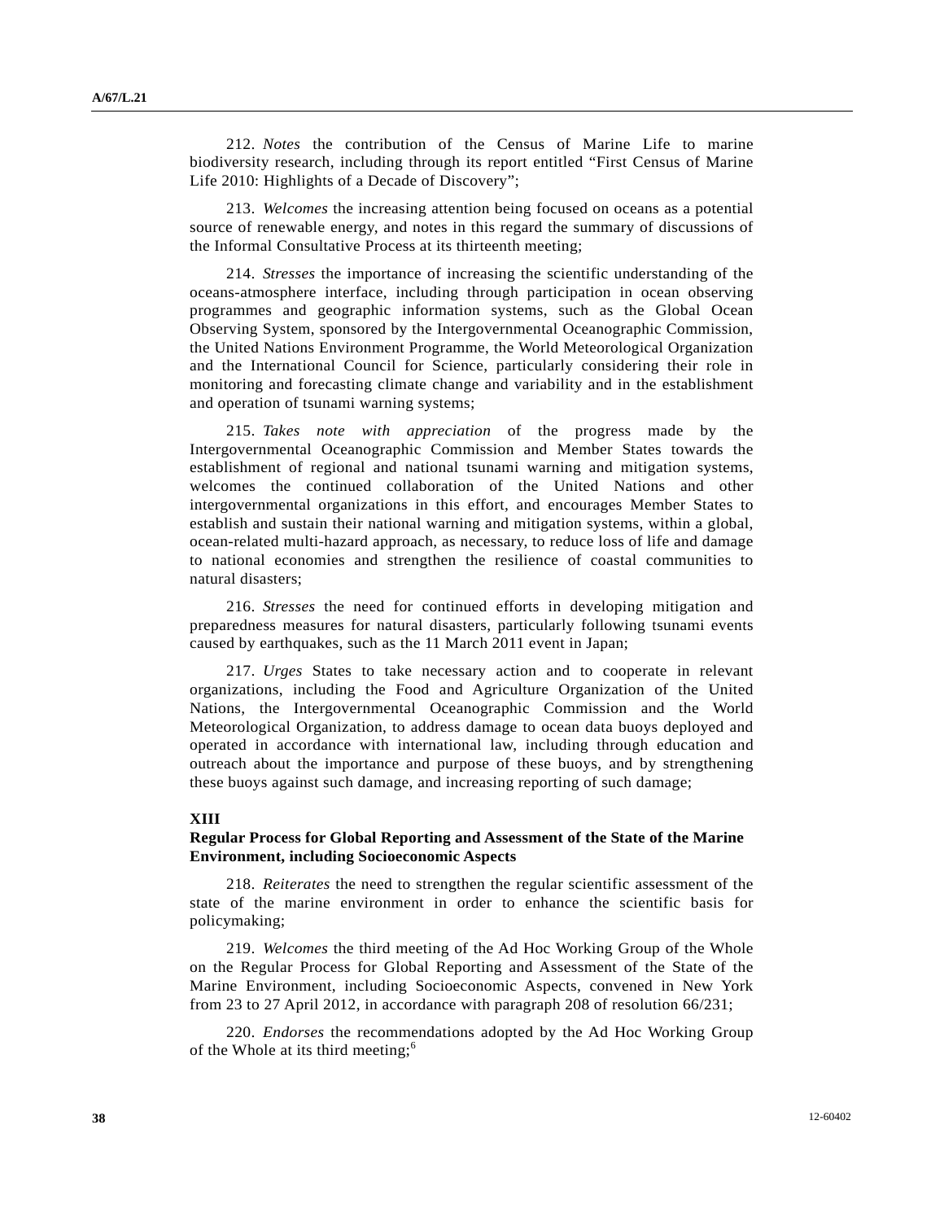212. *Notes* the contribution of the Census of Marine Life to marine biodiversity research, including through its report entitled "First Census of Marine Life 2010: Highlights of a Decade of Discovery";

213. *Welcomes* the increasing attention being focused on oceans as a potential source of renewable energy, and notes in this regard the summary of discussions of the Informal Consultative Process at its thirteenth meeting;

214. *Stresses* the importance of increasing the scientific understanding of the oceans-atmosphere interface, including through participation in ocean observing programmes and geographic information systems, such as the Global Ocean Observing System, sponsored by the Intergovernmental Oceanographic Commission, the United Nations Environment Programme, the World Meteorological Organization and the International Council for Science, particularly considering their role in monitoring and forecasting climate change and variability and in the establishment and operation of tsunami warning systems;

215. *Takes note with appreciation* of the progress made by the Intergovernmental Oceanographic Commission and Member States towards the establishment of regional and national tsunami warning and mitigation systems, welcomes the continued collaboration of the United Nations and other intergovernmental organizations in this effort, and encourages Member States to establish and sustain their national warning and mitigation systems, within a global, ocean-related multi-hazard approach, as necessary, to reduce loss of life and damage to national economies and strengthen the resilience of coastal communities to natural disasters;

216. *Stresses* the need for continued efforts in developing mitigation and preparedness measures for natural disasters, particularly following tsunami events caused by earthquakes, such as the 11 March 2011 event in Japan;

217. *Urges* States to take necessary action and to cooperate in relevant organizations, including the Food and Agriculture Organization of the United Nations, the Intergovernmental Oceanographic Commission and the World Meteorological Organization, to address damage to ocean data buoys deployed and operated in accordance with international law, including through education and outreach about the importance and purpose of these buoys, and by strengthening these buoys against such damage, and increasing reporting of such damage;

## XIII
## Regular Process for Global Reporting and Assessment of the State of the Marine Environment, including Socioeconomic Aspects

218. *Reiterates* the need to strengthen the regular scientific assessment of the state of the marine environment in order to enhance the scientific basis for policymaking;

219. *Welcomes* the third meeting of the Ad Hoc Working Group of the Whole on the Regular Process for Global Reporting and Assessment of the State of the Marine Environment, including Socioeconomic Aspects, convened in New York from 23 to 27 April 2012, in accordance with paragraph 208 of resolution 66/231;

220. *Endorses* the recommendations adopted by the Ad Hoc Working Group of the Whole at its third meeting;[6]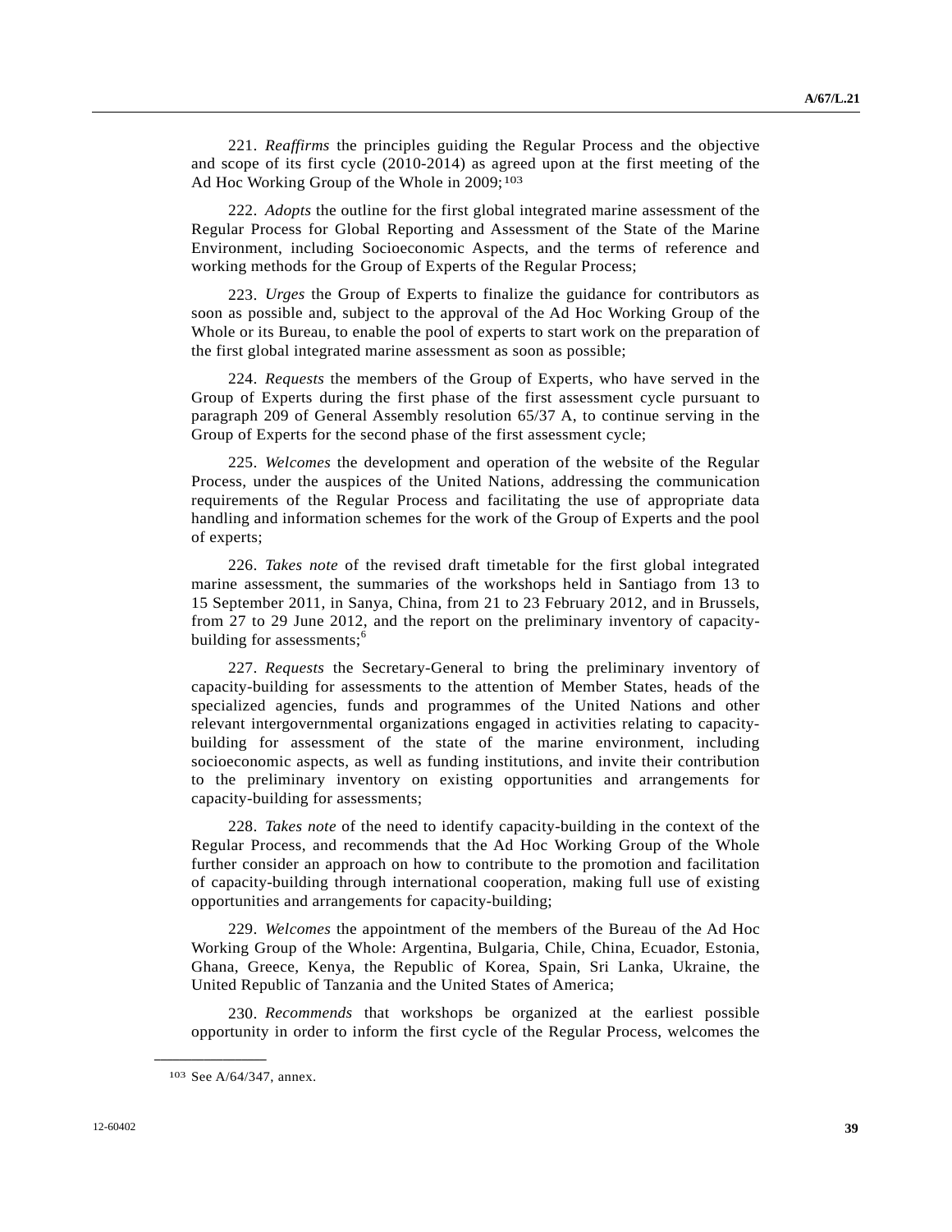221. *Reaffirms* the principles guiding the Regular Process and the objective and scope of its first cycle (2010-2014) as agreed upon at the first meeting of the Ad Hoc Working Group of the Whole in 2009;[103]

222. *Adopts* the outline for the first global integrated marine assessment of the Regular Process for Global Reporting and Assessment of the State of the Marine Environment, including Socioeconomic Aspects, and the terms of reference and working methods for the Group of Experts of the Regular Process;

223. *Urges* the Group of Experts to finalize the guidance for contributors as soon as possible and, subject to the approval of the Ad Hoc Working Group of the Whole or its Bureau, to enable the pool of experts to start work on the preparation of the first global integrated marine assessment as soon as possible;

224. *Requests* the members of the Group of Experts, who have served in the Group of Experts during the first phase of the first assessment cycle pursuant to paragraph 209 of General Assembly resolution 65/37 A, to continue serving in the Group of Experts for the second phase of the first assessment cycle;

225. *Welcomes* the development and operation of the website of the Regular Process, under the auspices of the United Nations, addressing the communication requirements of the Regular Process and facilitating the use of appropriate data handling and information schemes for the work of the Group of Experts and the pool of experts;

226. *Takes note* of the revised draft timetable for the first global integrated marine assessment, the summaries of the workshops held in Santiago from 13 to 15 September 2011, in Sanya, China, from 21 to 23 February 2012, and in Brussels, from 27 to 29 June 2012, and the report on the preliminary inventory of capacity-building for assessments;[6]

227. *Requests* the Secretary-General to bring the preliminary inventory of capacity-building for assessments to the attention of Member States, heads of the specialized agencies, funds and programmes of the United Nations and other relevant intergovernmental organizations engaged in activities relating to capacity-building for assessment of the state of the marine environment, including socioeconomic aspects, as well as funding institutions, and invite their contribution to the preliminary inventory on existing opportunities and arrangements for capacity-building for assessments;

228. *Takes note* of the need to identify capacity-building in the context of the Regular Process, and recommends that the Ad Hoc Working Group of the Whole further consider an approach on how to contribute to the promotion and facilitation of capacity-building through international cooperation, making full use of existing opportunities and arrangements for capacity-building;

229. *Welcomes* the appointment of the members of the Bureau of the Ad Hoc Working Group of the Whole: Argentina, Bulgaria, Chile, China, Ecuador, Estonia, Ghana, Greece, Kenya, the Republic of Korea, Spain, Sri Lanka, Ukraine, the United Republic of Tanzania and the United States of America;

230. *Recommends* that workshops be organized at the earliest possible opportunity in order to inform the first cycle of the Regular Process, welcomes the

---

[103] See A/64/347, annex.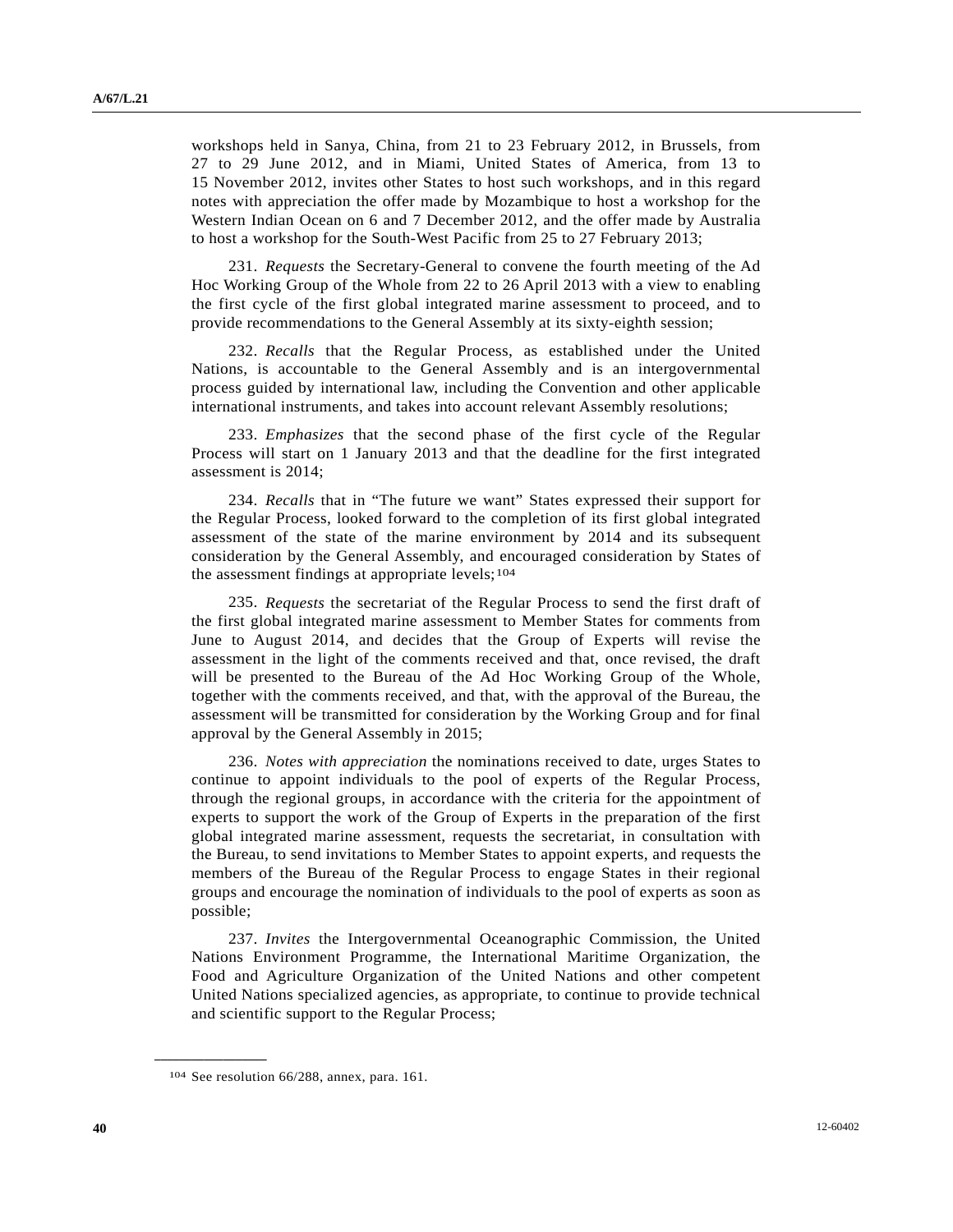workshops held in Sanya, China, from 21 to 23 February 2012, in Brussels, from 27 to 29 June 2012, and in Miami, United States of America, from 13 to 15 November 2012, invites other States to host such workshops, and in this regard notes with appreciation the offer made by Mozambique to host a workshop for the Western Indian Ocean on 6 and 7 December 2012, and the offer made by Australia to host a workshop for the South-West Pacific from 25 to 27 February 2013;

231. *Requests* the Secretary-General to convene the fourth meeting of the Ad Hoc Working Group of the Whole from 22 to 26 April 2013 with a view to enabling the first cycle of the first global integrated marine assessment to proceed, and to provide recommendations to the General Assembly at its sixty-eighth session;

232. *Recalls* that the Regular Process, as established under the United Nations, is accountable to the General Assembly and is an intergovernmental process guided by international law, including the Convention and other applicable international instruments, and takes into account relevant Assembly resolutions;

233. *Emphasizes* that the second phase of the first cycle of the Regular Process will start on 1 January 2013 and that the deadline for the first integrated assessment is 2014;

234. *Recalls* that in "The future we want" States expressed their support for the Regular Process, looked forward to the completion of its first global integrated assessment of the state of the marine environment by 2014 and its subsequent consideration by the General Assembly, and encouraged consideration by States of the assessment findings at appropriate levels;[104]

235. *Requests* the secretariat of the Regular Process to send the first draft of the first global integrated marine assessment to Member States for comments from June to August 2014, and decides that the Group of Experts will revise the assessment in the light of the comments received and that, once revised, the draft will be presented to the Bureau of the Ad Hoc Working Group of the Whole, together with the comments received, and that, with the approval of the Bureau, the assessment will be transmitted for consideration by the Working Group and for final approval by the General Assembly in 2015;

236. *Notes with appreciation* the nominations received to date, urges States to continue to appoint individuals to the pool of experts of the Regular Process, through the regional groups, in accordance with the criteria for the appointment of experts to support the work of the Group of Experts in the preparation of the first global integrated marine assessment, requests the secretariat, in consultation with the Bureau, to send invitations to Member States to appoint experts, and requests the members of the Bureau of the Regular Process to engage States in their regional groups and encourage the nomination of individuals to the pool of experts as soon as possible;

237. *Invites* the Intergovernmental Oceanographic Commission, the United Nations Environment Programme, the International Maritime Organization, the Food and Agriculture Organization of the United Nations and other competent United Nations specialized agencies, as appropriate, to continue to provide technical and scientific support to the Regular Process;

---

[104] See resolution 66/288, annex, para. 161.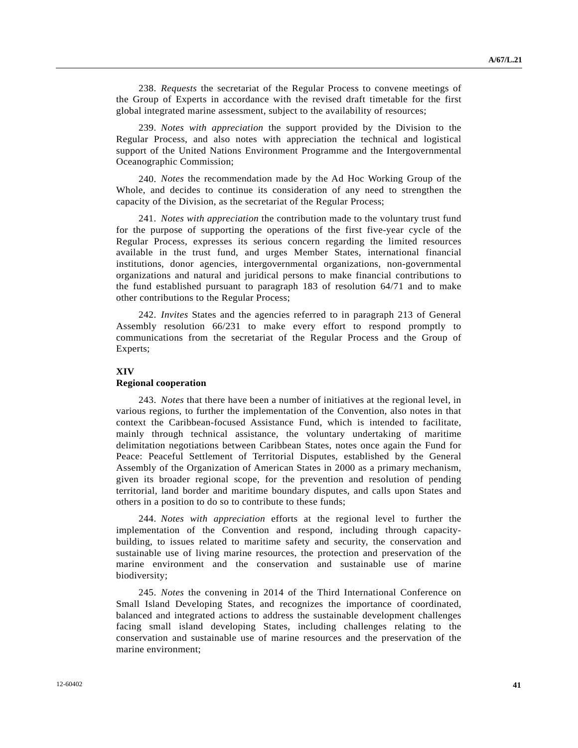238. *Requests* the secretariat of the Regular Process to convene meetings of the Group of Experts in accordance with the revised draft timetable for the first global integrated marine assessment, subject to the availability of resources;

239. *Notes with appreciation* the support provided by the Division to the Regular Process, and also notes with appreciation the technical and logistical support of the United Nations Environment Programme and the Intergovernmental Oceanographic Commission;

240. *Notes* the recommendation made by the Ad Hoc Working Group of the Whole, and decides to continue its consideration of any need to strengthen the capacity of the Division, as the secretariat of the Regular Process;

241. *Notes with appreciation* the contribution made to the voluntary trust fund for the purpose of supporting the operations of the first five-year cycle of the Regular Process, expresses its serious concern regarding the limited resources available in the trust fund, and urges Member States, international financial institutions, donor agencies, intergovernmental organizations, non-governmental organizations and natural and juridical persons to make financial contributions to the fund established pursuant to paragraph 183 of resolution 64/71 and to make other contributions to the Regular Process;

242. *Invites* States and the agencies referred to in paragraph 213 of General Assembly resolution 66/231 to make every effort to respond promptly to communications from the secretariat of the Regular Process and the Group of Experts;

## XIV
## Regional cooperation

243. *Notes* that there have been a number of initiatives at the regional level, in various regions, to further the implementation of the Convention, also notes in that context the Caribbean-focused Assistance Fund, which is intended to facilitate, mainly through technical assistance, the voluntary undertaking of maritime delimitation negotiations between Caribbean States, notes once again the Fund for Peace: Peaceful Settlement of Territorial Disputes, established by the General Assembly of the Organization of American States in 2000 as a primary mechanism, given its broader regional scope, for the prevention and resolution of pending territorial, land border and maritime boundary disputes, and calls upon States and others in a position to do so to contribute to these funds;

244. *Notes with appreciation* efforts at the regional level to further the implementation of the Convention and respond, including through capacity-building, to issues related to maritime safety and security, the conservation and sustainable use of living marine resources, the protection and preservation of the marine environment and the conservation and sustainable use of marine biodiversity;

245. *Notes* the convening in 2014 of the Third International Conference on Small Island Developing States, and recognizes the importance of coordinated, balanced and integrated actions to address the sustainable development challenges facing small island developing States, including challenges relating to the conservation and sustainable use of marine resources and the preservation of the marine environment;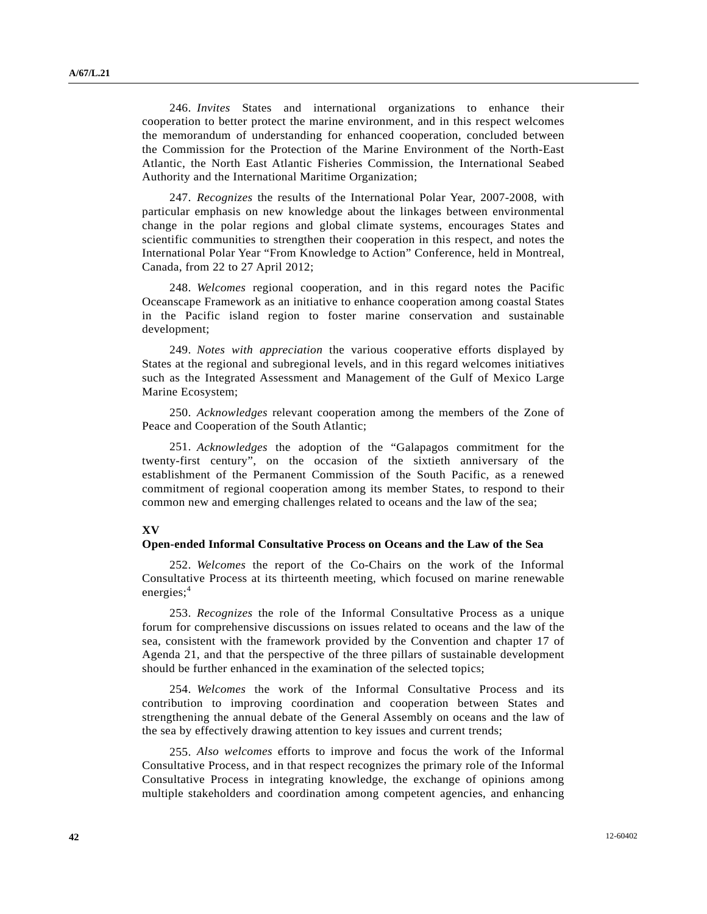246. *Invites* States and international organizations to enhance their cooperation to better protect the marine environment, and in this respect welcomes the memorandum of understanding for enhanced cooperation, concluded between the Commission for the Protection of the Marine Environment of the North-East Atlantic, the North East Atlantic Fisheries Commission, the International Seabed Authority and the International Maritime Organization;

247. *Recognizes* the results of the International Polar Year, 2007-2008, with particular emphasis on new knowledge about the linkages between environmental change in the polar regions and global climate systems, encourages States and scientific communities to strengthen their cooperation in this respect, and notes the International Polar Year "From Knowledge to Action" Conference, held in Montreal, Canada, from 22 to 27 April 2012;

248. *Welcomes* regional cooperation, and in this regard notes the Pacific Oceanscape Framework as an initiative to enhance cooperation among coastal States in the Pacific island region to foster marine conservation and sustainable development;

249. *Notes with appreciation* the various cooperative efforts displayed by States at the regional and subregional levels, and in this regard welcomes initiatives such as the Integrated Assessment and Management of the Gulf of Mexico Large Marine Ecosystem;

250. *Acknowledges* relevant cooperation among the members of the Zone of Peace and Cooperation of the South Atlantic;

251. *Acknowledges* the adoption of the "Galapagos commitment for the twenty-first century", on the occasion of the sixtieth anniversary of the establishment of the Permanent Commission of the South Pacific, as a renewed commitment of regional cooperation among its member States, to respond to their common new and emerging challenges related to oceans and the law of the sea;

## XV
### Open-ended Informal Consultative Process on Oceans and the Law of the Sea

252. *Welcomes* the report of the Co-Chairs on the work of the Informal Consultative Process at its thirteenth meeting, which focused on marine renewable energies;[4]

253. *Recognizes* the role of the Informal Consultative Process as a unique forum for comprehensive discussions on issues related to oceans and the law of the sea, consistent with the framework provided by the Convention and chapter 17 of Agenda 21, and that the perspective of the three pillars of sustainable development should be further enhanced in the examination of the selected topics;

254. *Welcomes* the work of the Informal Consultative Process and its contribution to improving coordination and cooperation between States and strengthening the annual debate of the General Assembly on oceans and the law of the sea by effectively drawing attention to key issues and current trends;

255. *Also welcomes* efforts to improve and focus the work of the Informal Consultative Process, and in that respect recognizes the primary role of the Informal Consultative Process in integrating knowledge, the exchange of opinions among multiple stakeholders and coordination among competent agencies, and enhancing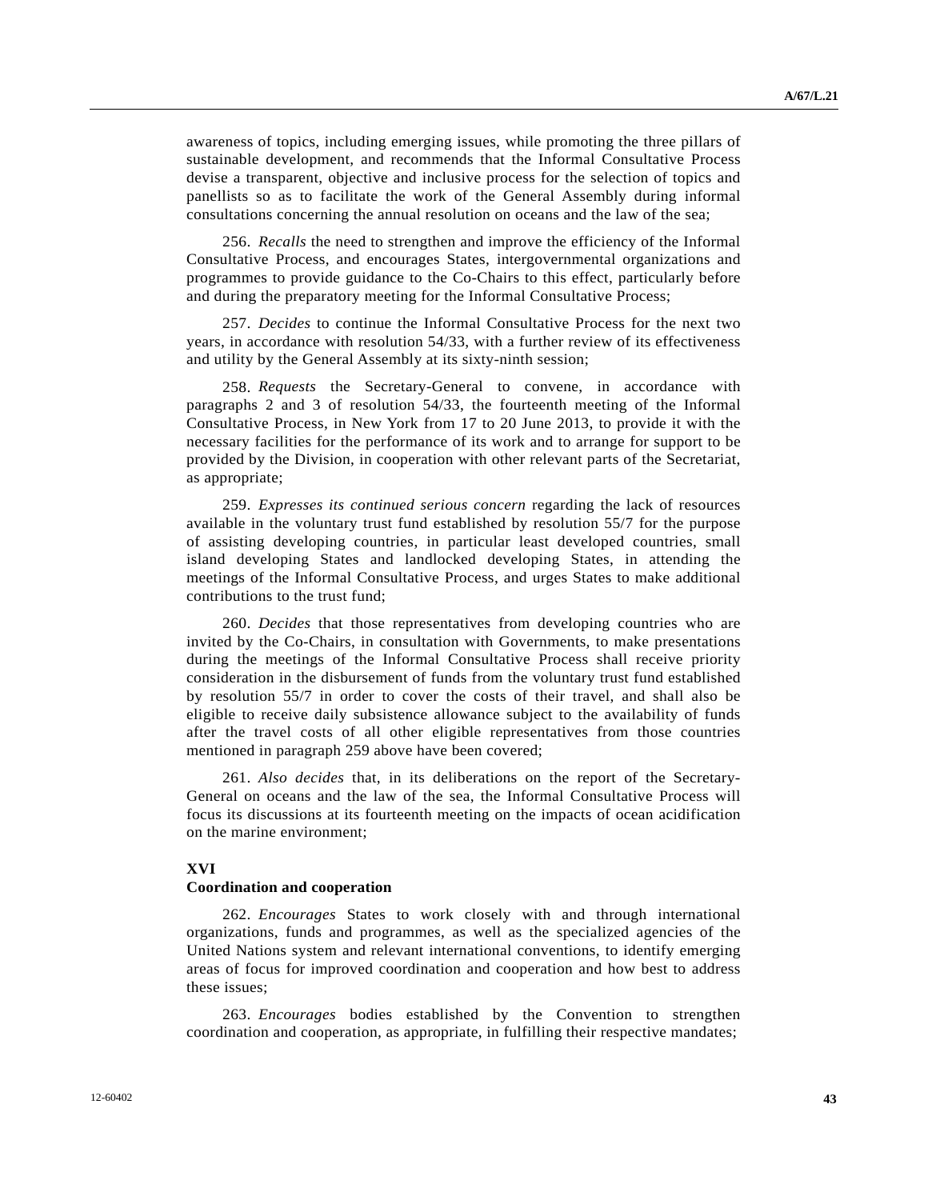awareness of topics, including emerging issues, while promoting the three pillars of sustainable development, and recommends that the Informal Consultative Process devise a transparent, objective and inclusive process for the selection of topics and panellists so as to facilitate the work of the General Assembly during informal consultations concerning the annual resolution on oceans and the law of the sea;

256. *Recalls* the need to strengthen and improve the efficiency of the Informal Consultative Process, and encourages States, intergovernmental organizations and programmes to provide guidance to the Co-Chairs to this effect, particularly before and during the preparatory meeting for the Informal Consultative Process;

257. *Decides* to continue the Informal Consultative Process for the next two years, in accordance with resolution 54/33, with a further review of its effectiveness and utility by the General Assembly at its sixty-ninth session;

258. *Requests* the Secretary-General to convene, in accordance with paragraphs 2 and 3 of resolution 54/33, the fourteenth meeting of the Informal Consultative Process, in New York from 17 to 20 June 2013, to provide it with the necessary facilities for the performance of its work and to arrange for support to be provided by the Division, in cooperation with other relevant parts of the Secretariat, as appropriate;

259. *Expresses its continued serious concern* regarding the lack of resources available in the voluntary trust fund established by resolution 55/7 for the purpose of assisting developing countries, in particular least developed countries, small island developing States and landlocked developing States, in attending the meetings of the Informal Consultative Process, and urges States to make additional contributions to the trust fund;

260. *Decides* that those representatives from developing countries who are invited by the Co-Chairs, in consultation with Governments, to make presentations during the meetings of the Informal Consultative Process shall receive priority consideration in the disbursement of funds from the voluntary trust fund established by resolution 55/7 in order to cover the costs of their travel, and shall also be eligible to receive daily subsistence allowance subject to the availability of funds after the travel costs of all other eligible representatives from those countries mentioned in paragraph 259 above have been covered;

261. *Also decides* that, in its deliberations on the report of the Secretary-General on oceans and the law of the sea, the Informal Consultative Process will focus its discussions at its fourteenth meeting on the impacts of ocean acidification on the marine environment;

## XVI
## Coordination and cooperation

262. *Encourages* States to work closely with and through international organizations, funds and programmes, as well as the specialized agencies of the United Nations system and relevant international conventions, to identify emerging areas of focus for improved coordination and cooperation and how best to address these issues;

263. *Encourages* bodies established by the Convention to strengthen coordination and cooperation, as appropriate, in fulfilling their respective mandates;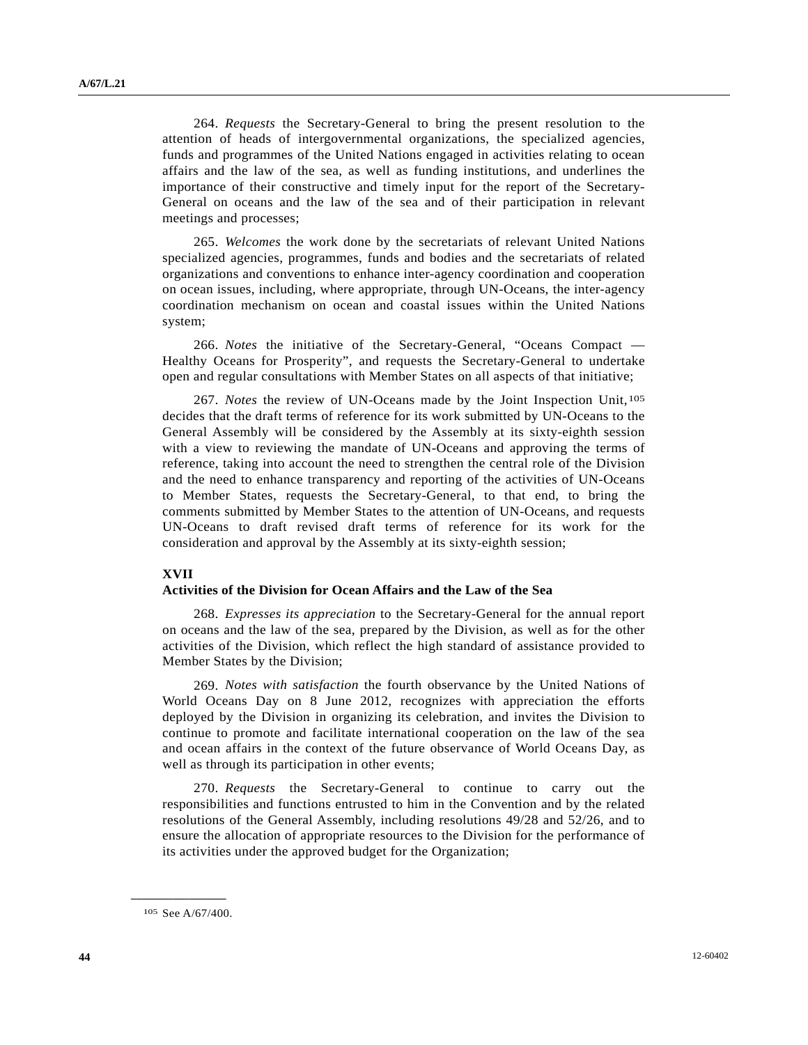264. *Requests* the Secretary-General to bring the present resolution to the attention of heads of intergovernmental organizations, the specialized agencies, funds and programmes of the United Nations engaged in activities relating to ocean affairs and the law of the sea, as well as funding institutions, and underlines the importance of their constructive and timely input for the report of the Secretary-General on oceans and the law of the sea and of their participation in relevant meetings and processes;

265. *Welcomes* the work done by the secretariats of relevant United Nations specialized agencies, programmes, funds and bodies and the secretariats of related organizations and conventions to enhance inter-agency coordination and cooperation on ocean issues, including, where appropriate, through UN-Oceans, the inter-agency coordination mechanism on ocean and coastal issues within the United Nations system;

266. *Notes* the initiative of the Secretary-General, "Oceans Compact — Healthy Oceans for Prosperity", and requests the Secretary-General to undertake open and regular consultations with Member States on all aspects of that initiative;

267. *Notes* the review of UN-Oceans made by the Joint Inspection Unit,[105] decides that the draft terms of reference for its work submitted by UN-Oceans to the General Assembly will be considered by the Assembly at its sixty-eighth session with a view to reviewing the mandate of UN-Oceans and approving the terms of reference, taking into account the need to strengthen the central role of the Division and the need to enhance transparency and reporting of the activities of UN-Oceans to Member States, requests the Secretary-General, to that end, to bring the comments submitted by Member States to the attention of UN-Oceans, and requests UN-Oceans to draft revised draft terms of reference for its work for the consideration and approval by the Assembly at its sixty-eighth session;

## XVII
## Activities of the Division for Ocean Affairs and the Law of the Sea

268. *Expresses its appreciation* to the Secretary-General for the annual report on oceans and the law of the sea, prepared by the Division, as well as for the other activities of the Division, which reflect the high standard of assistance provided to Member States by the Division;

269. *Notes with satisfaction* the fourth observance by the United Nations of World Oceans Day on 8 June 2012, recognizes with appreciation the efforts deployed by the Division in organizing its celebration, and invites the Division to continue to promote and facilitate international cooperation on the law of the sea and ocean affairs in the context of the future observance of World Oceans Day, as well as through its participation in other events;

270. *Requests* the Secretary-General to continue to carry out the responsibilities and functions entrusted to him in the Convention and by the related resolutions of the General Assembly, including resolutions 49/28 and 52/26, and to ensure the allocation of appropriate resources to the Division for the performance of its activities under the approved budget for the Organization;

---

[105] See A/67/400.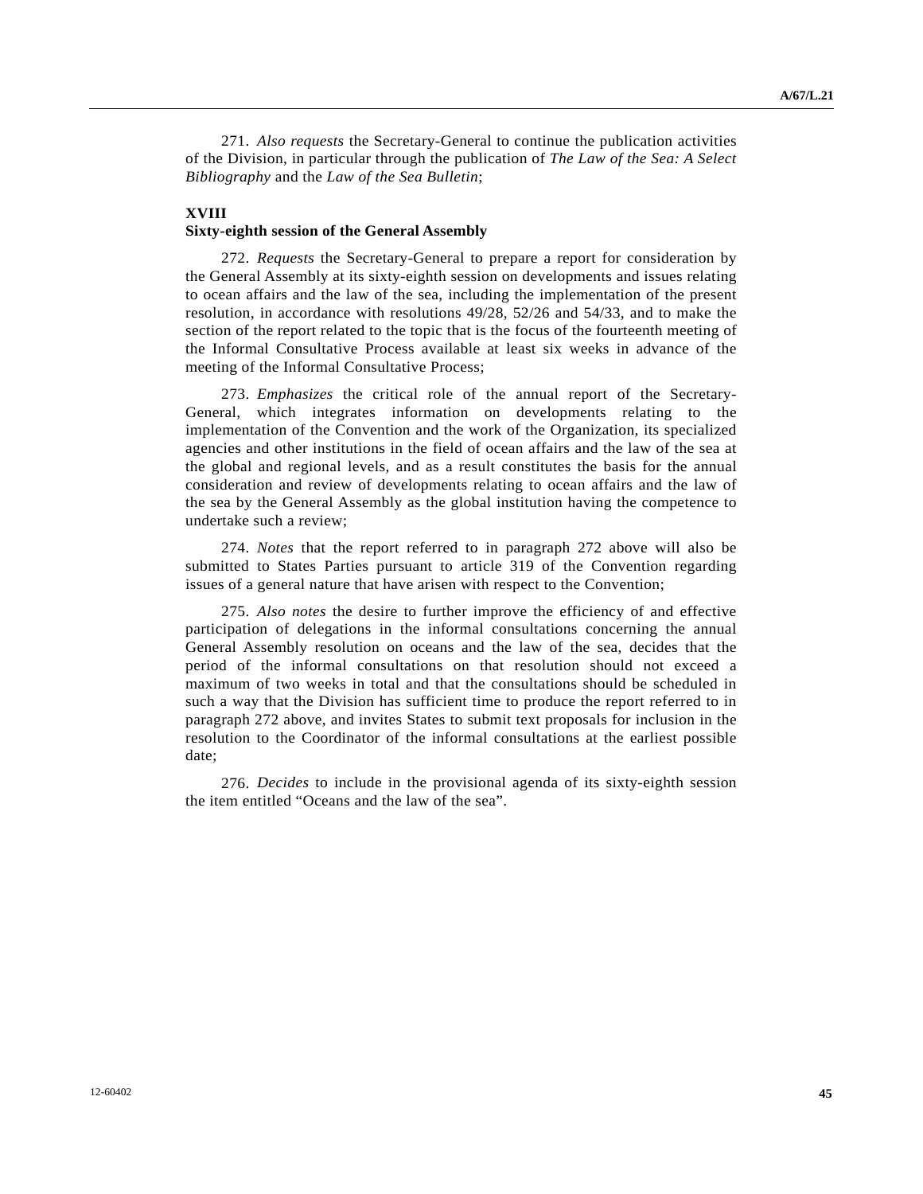271. *Also requests* the Secretary-General to continue the publication activities of the Division, in particular through the publication of *The Law of the Sea: A Select Bibliography* and the *Law of the Sea Bulletin*;

### XVIII
### Sixty-eighth session of the General Assembly

272. *Requests* the Secretary-General to prepare a report for consideration by the General Assembly at its sixty-eighth session on developments and issues relating to ocean affairs and the law of the sea, including the implementation of the present resolution, in accordance with resolutions 49/28, 52/26 and 54/33, and to make the section of the report related to the topic that is the focus of the fourteenth meeting of the Informal Consultative Process available at least six weeks in advance of the meeting of the Informal Consultative Process;

273. *Emphasizes* the critical role of the annual report of the Secretary-General, which integrates information on developments relating to the implementation of the Convention and the work of the Organization, its specialized agencies and other institutions in the field of ocean affairs and the law of the sea at the global and regional levels, and as a result constitutes the basis for the annual consideration and review of developments relating to ocean affairs and the law of the sea by the General Assembly as the global institution having the competence to undertake such a review;

274. *Notes* that the report referred to in paragraph 272 above will also be submitted to States Parties pursuant to article 319 of the Convention regarding issues of a general nature that have arisen with respect to the Convention;

275. *Also notes* the desire to further improve the efficiency of and effective participation of delegations in the informal consultations concerning the annual General Assembly resolution on oceans and the law of the sea, decides that the period of the informal consultations on that resolution should not exceed a maximum of two weeks in total and that the consultations should be scheduled in such a way that the Division has sufficient time to produce the report referred to in paragraph 272 above, and invites States to submit text proposals for inclusion in the resolution to the Coordinator of the informal consultations at the earliest possible date;

276. *Decides* to include in the provisional agenda of its sixty-eighth session the item entitled "Oceans and the law of the sea".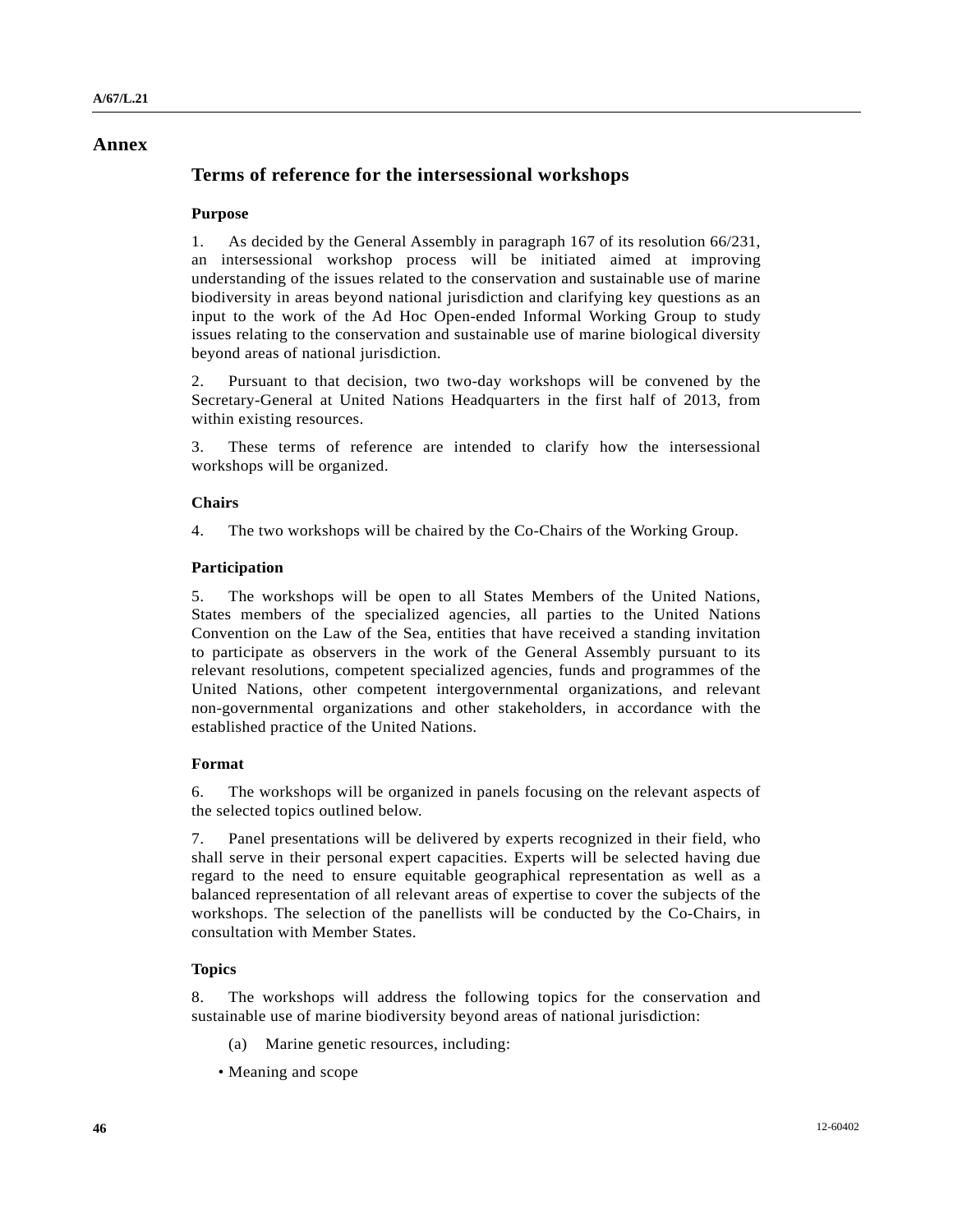# Annex

## Terms of reference for the intersessional workshops

### Purpose

1. As decided by the General Assembly in paragraph 167 of its resolution 66/231, an intersessional workshop process will be initiated aimed at improving understanding of the issues related to the conservation and sustainable use of marine biodiversity in areas beyond national jurisdiction and clarifying key questions as an input to the work of the Ad Hoc Open-ended Informal Working Group to study issues relating to the conservation and sustainable use of marine biological diversity beyond areas of national jurisdiction.

2. Pursuant to that decision, two two-day workshops will be convened by the Secretary-General at United Nations Headquarters in the first half of 2013, from within existing resources.

3. These terms of reference are intended to clarify how the intersessional workshops will be organized.

### Chairs

4. The two workshops will be chaired by the Co-Chairs of the Working Group.

### Participation

5. The workshops will be open to all States Members of the United Nations, States members of the specialized agencies, all parties to the United Nations Convention on the Law of the Sea, entities that have received a standing invitation to participate as observers in the work of the General Assembly pursuant to its relevant resolutions, competent specialized agencies, funds and programmes of the United Nations, other competent intergovernmental organizations, and relevant non-governmental organizations and other stakeholders, in accordance with the established practice of the United Nations.

### Format

6. The workshops will be organized in panels focusing on the relevant aspects of the selected topics outlined below.

7. Panel presentations will be delivered by experts recognized in their field, who shall serve in their personal expert capacities. Experts will be selected having due regard to the need to ensure equitable geographical representation as well as a balanced representation of all relevant areas of expertise to cover the subjects of the workshops. The selection of the panellists will be conducted by the Co-Chairs, in consultation with Member States.

### Topics

8. The workshops will address the following topics for the conservation and sustainable use of marine biodiversity beyond areas of national jurisdiction:

(a) Marine genetic resources, including:

- Meaning and scope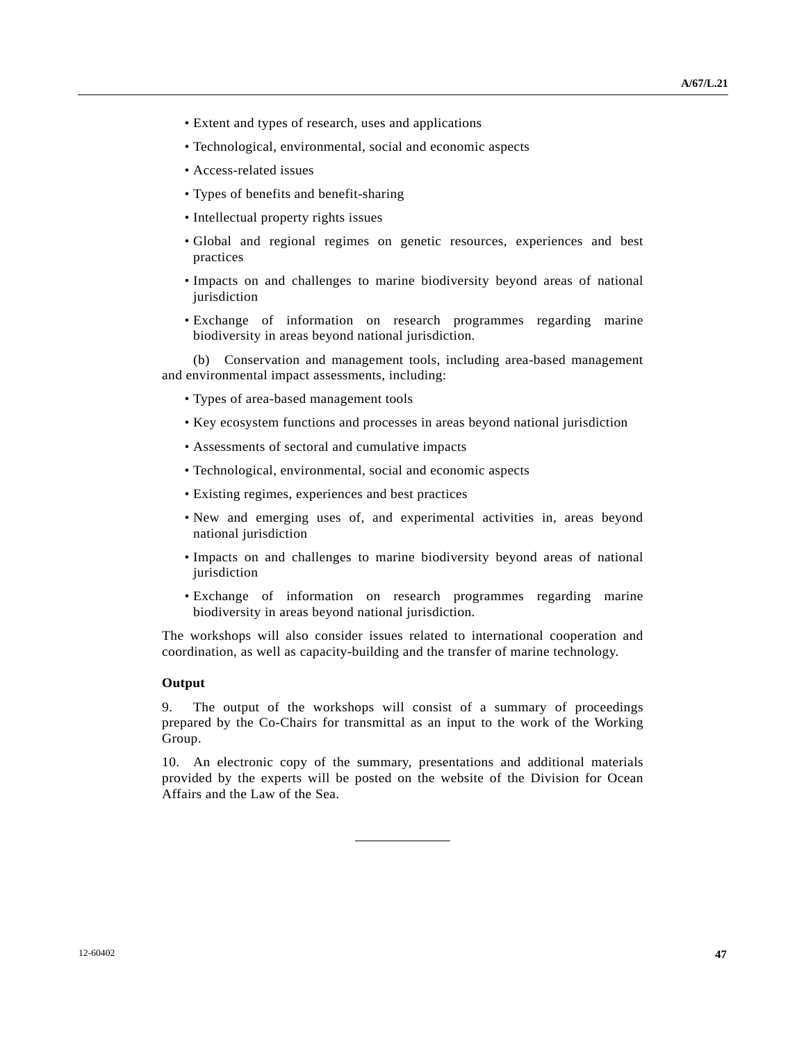- Extent and types of research, uses and applications
- Technological, environmental, social and economic aspects
- Access-related issues
- Types of benefits and benefit-sharing
- Intellectual property rights issues
- Global and regional regimes on genetic resources, experiences and best practices
- Impacts on and challenges to marine biodiversity beyond areas of national jurisdiction
- Exchange of information on research programmes regarding marine biodiversity in areas beyond national jurisdiction.

(b) Conservation and management tools, including area-based management and environmental impact assessments, including:

- Types of area-based management tools
- Key ecosystem functions and processes in areas beyond national jurisdiction
- Assessments of sectoral and cumulative impacts
- Technological, environmental, social and economic aspects
- Existing regimes, experiences and best practices
- New and emerging uses of, and experimental activities in, areas beyond national jurisdiction
- Impacts on and challenges to marine biodiversity beyond areas of national jurisdiction
- Exchange of information on research programmes regarding marine biodiversity in areas beyond national jurisdiction.

The workshops will also consider issues related to international cooperation and coordination, as well as capacity-building and the transfer of marine technology.

**Output**

9. The output of the workshops will consist of a summary of proceedings prepared by the Co-Chairs for transmittal as an input to the work of the Working Group.

10. An electronic copy of the summary, presentations and additional materials provided by the experts will be posted on the website of the Division for Ocean Affairs and the Law of the Sea.